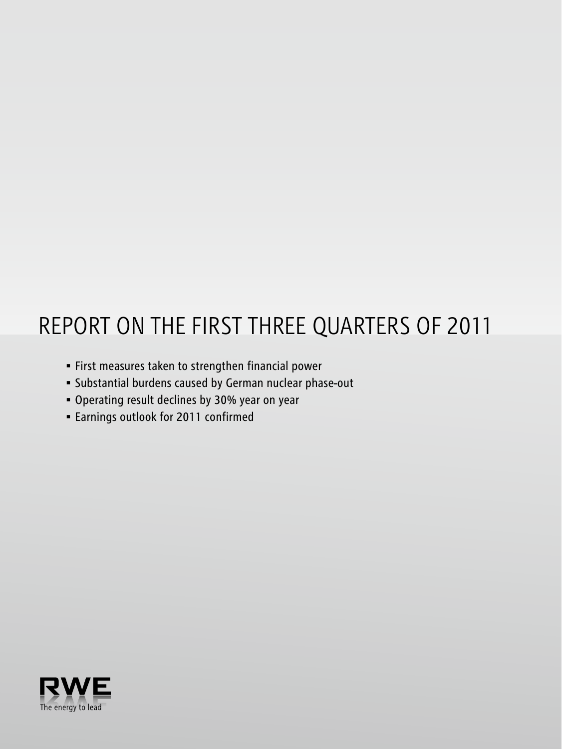# REPORT ON THE FIRST THREE QUARTERS OF 2011

- First measures taken to strengthen financial power
- Substantial burdens caused by German nuclear phase-out
- Operating result declines by 30% year on year
- Earnings outlook for 2011 confirmed

RWE

The energy to lead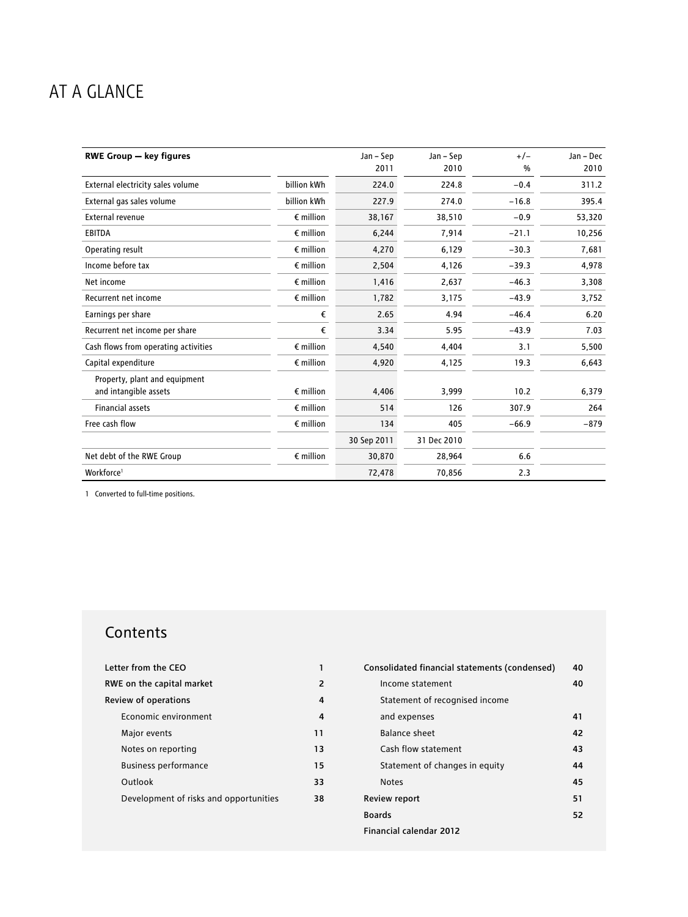# AT A GLANCE

| RWE Group — key figures | | Jan – Sep 2011 | Jan – Sep 2010 | +/– % | Jan – Dec 2010 |
|---|---|---|---|---|---|
| External electricity sales volume | billion kWh | 224.0 | 224.8 | −0.4 | 311.2 |
| External gas sales volume | billion kWh | 227.9 | 274.0 | −16.8 | 395.4 |
| External revenue | € million | 38,167 | 38,510 | −0.9 | 53,320 |
| EBITDA | € million | 6,244 | 7,914 | −21.1 | 10,256 |
| Operating result | € million | 4,270 | 6,129 | −30.3 | 7,681 |
| Income before tax | € million | 2,504 | 4,126 | −39.3 | 4,978 |
| Net income | € million | 1,416 | 2,637 | −46.3 | 3,308 |
| Recurrent net income | € million | 1,782 | 3,175 | −43.9 | 3,752 |
| Earnings per share | € | 2.65 | 4.94 | −46.4 | 6.20 |
| Recurrent net income per share | € | 3.34 | 5.95 | −43.9 | 7.03 |
| Cash flows from operating activities | € million | 4,540 | 4,404 | 3.1 | 5,500 |
| Capital expenditure | € million | 4,920 | 4,125 | 19.3 | 6,643 |
| Property, plant and equipment and intangible assets | € million | 4,406 | 3,999 | 10.2 | 6,379 |
| Financial assets | € million | 514 | 126 | 307.9 | 264 |
| Free cash flow | € million | 134 | 405 | −66.9 | −879 |
| | | 30 Sep 2011 | 31 Dec 2010 | | |
| Net debt of the RWE Group | € million | 30,870 | 28,964 | 6.6 | |
| Workforce[1] | | 72,478 | 70,856 | 2.3 | |

1 Converted to full-time positions.

## Contents

- Letter from the CEO — 1
- RWE on the capital market — 2
- Review of operations — 4
  - Economic environment — 4
  - Major events — 11
  - Notes on reporting — 13
  - Business performance — 15
  - Outlook — 33
  - Development of risks and opportunities — 38
- Consolidated financial statements (condensed) — 40
  - Income statement — 40
  - Statement of recognised income and expenses — 41
  - Balance sheet — 42
  - Cash flow statement — 43
  - Statement of changes in equity — 44
  - Notes — 45
- Review report — 51
- Boards — 52
- Financial calendar 2012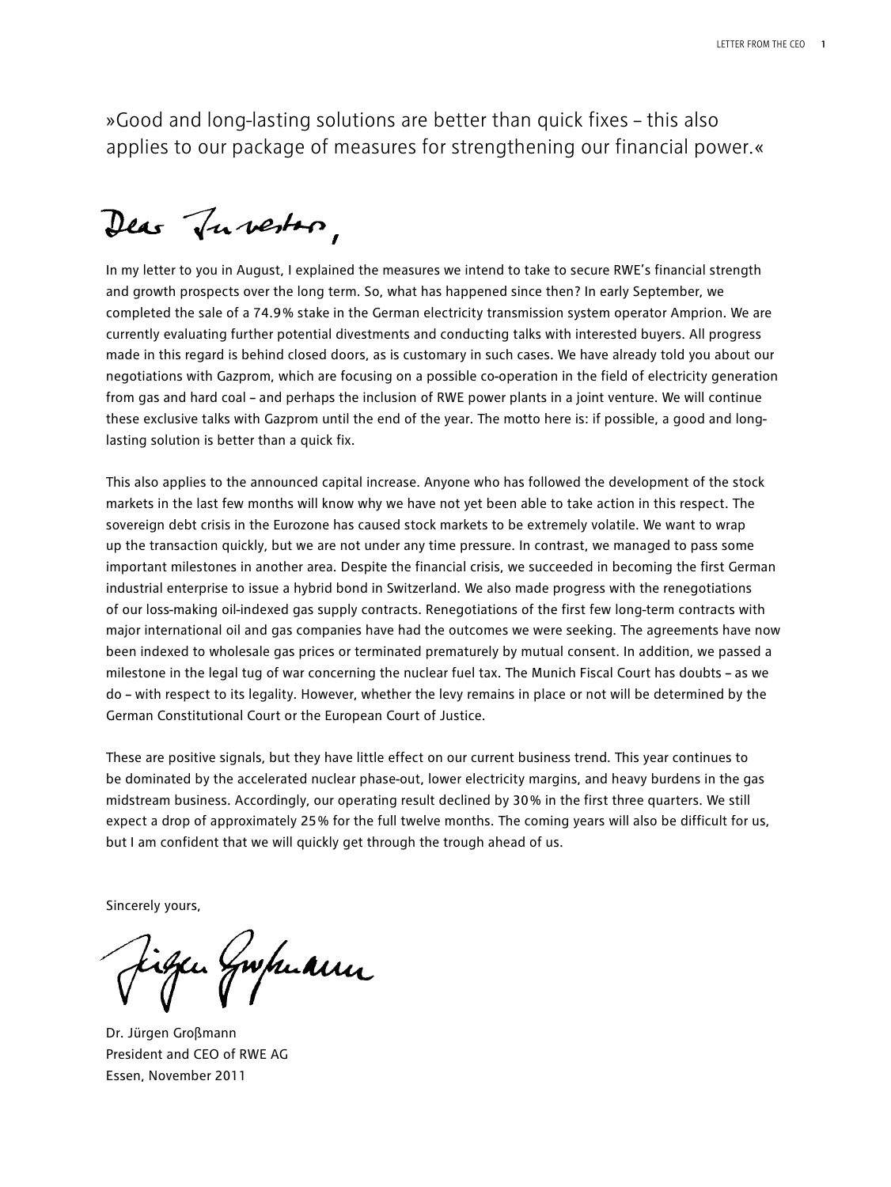»Good and long-lasting solutions are better than quick fixes – this also applies to our package of measures for strengthening our financial power.«

Dear Investor,

In my letter to you in August, I explained the measures we intend to take to secure RWE's financial strength and growth prospects over the long term. So, what has happened since then? In early September, we completed the sale of a 74.9% stake in the German electricity transmission system operator Amprion. We are currently evaluating further potential divestments and conducting talks with interested buyers. All progress made in this regard is behind closed doors, as is customary in such cases. We have already told you about our negotiations with Gazprom, which are focusing on a possible co-operation in the field of electricity generation from gas and hard coal – and perhaps the inclusion of RWE power plants in a joint venture. We will continue these exclusive talks with Gazprom until the end of the year. The motto here is: if possible, a good and long-lasting solution is better than a quick fix.

This also applies to the announced capital increase. Anyone who has followed the development of the stock markets in the last few months will know why we have not yet been able to take action in this respect. The sovereign debt crisis in the Eurozone has caused stock markets to be extremely volatile. We want to wrap up the transaction quickly, but we are not under any time pressure. In contrast, we managed to pass some important milestones in another area. Despite the financial crisis, we succeeded in becoming the first German industrial enterprise to issue a hybrid bond in Switzerland. We also made progress with the renegotiations of our loss-making oil-indexed gas supply contracts. Renegotiations of the first few long-term contracts with major international oil and gas companies have had the outcomes we were seeking. The agreements have now been indexed to wholesale gas prices or terminated prematurely by mutual consent. In addition, we passed a milestone in the legal tug of war concerning the nuclear fuel tax. The Munich Fiscal Court has doubts – as we do – with respect to its legality. However, whether the levy remains in place or not will be determined by the German Constitutional Court or the European Court of Justice.

These are positive signals, but they have little effect on our current business trend. This year continues to be dominated by the accelerated nuclear phase-out, lower electricity margins, and heavy burdens in the gas midstream business. Accordingly, our operating result declined by 30% in the first three quarters. We still expect a drop of approximately 25% for the full twelve months. The coming years will also be difficult for us, but I am confident that we will quickly get through the trough ahead of us.

Sincerely yours,

Dr. Jürgen Großmann
President and CEO of RWE AG
Essen, November 2011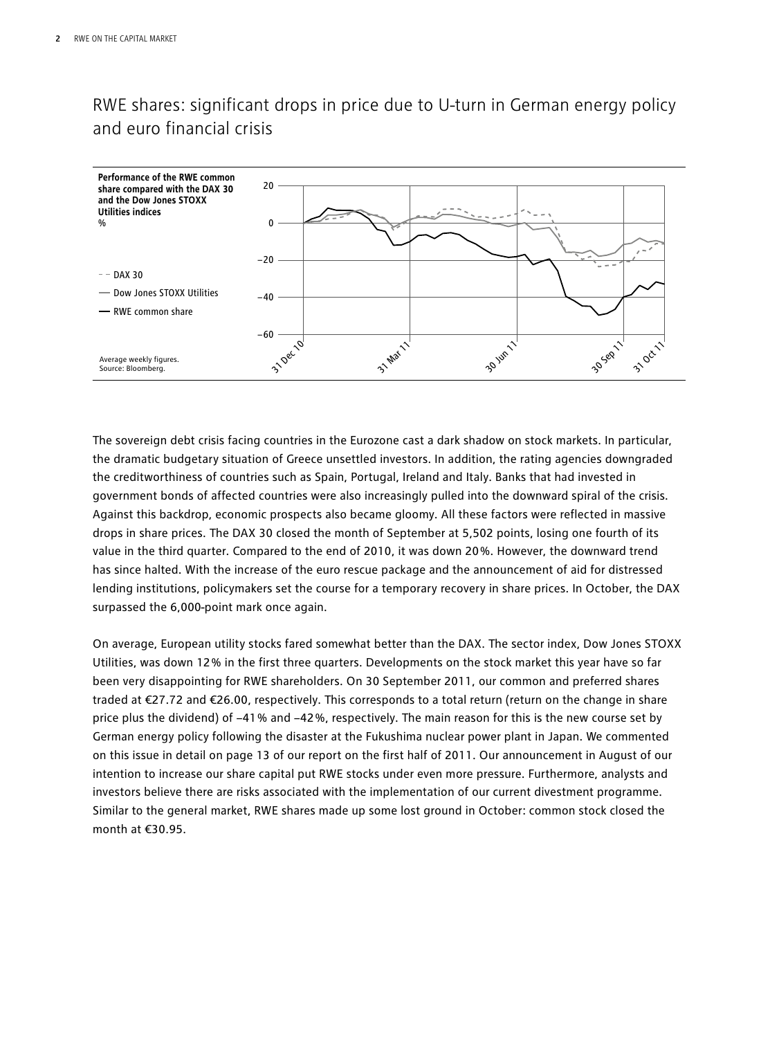## RWE shares: significant drops in price due to U-turn in German energy policy and euro financial crisis

**Performance of the RWE common share compared with the DAX 30 and the Dow Jones STOXX Utilities indices**
**%**

- - DAX 30
— Dow Jones STOXX Utilities
— RWE common share

Average weekly figures.
Source: Bloomberg.

The sovereign debt crisis facing countries in the Eurozone cast a dark shadow on stock markets. In particular, the dramatic budgetary situation of Greece unsettled investors. In addition, the rating agencies downgraded the creditworthiness of countries such as Spain, Portugal, Ireland and Italy. Banks that had invested in government bonds of affected countries were also increasingly pulled into the downward spiral of the crisis. Against this backdrop, economic prospects also became gloomy. All these factors were reflected in massive drops in share prices. The DAX 30 closed the month of September at 5,502 points, losing one fourth of its value in the third quarter. Compared to the end of 2010, it was down 20 %. However, the downward trend has since halted. With the increase of the euro rescue package and the announcement of aid for distressed lending institutions, policymakers set the course for a temporary recovery in share prices. In October, the DAX surpassed the 6,000-point mark once again.

On average, European utility stocks fared somewhat better than the DAX. The sector index, Dow Jones STOXX Utilities, was down 12 % in the first three quarters. Developments on the stock market this year have so far been very disappointing for RWE shareholders. On 30 September 2011, our common and preferred shares traded at €27.72 and €26.00, respectively. This corresponds to a total return (return on the change in share price plus the dividend) of –41 % and –42 %, respectively. The main reason for this is the new course set by German energy policy following the disaster at the Fukushima nuclear power plant in Japan. We commented on this issue in detail on page 13 of our report on the first half of 2011. Our announcement in August of our intention to increase our share capital put RWE stocks under even more pressure. Furthermore, analysts and investors believe there are risks associated with the implementation of our current divestment programme. Similar to the general market, RWE shares made up some lost ground in October: common stock closed the month at €30.95.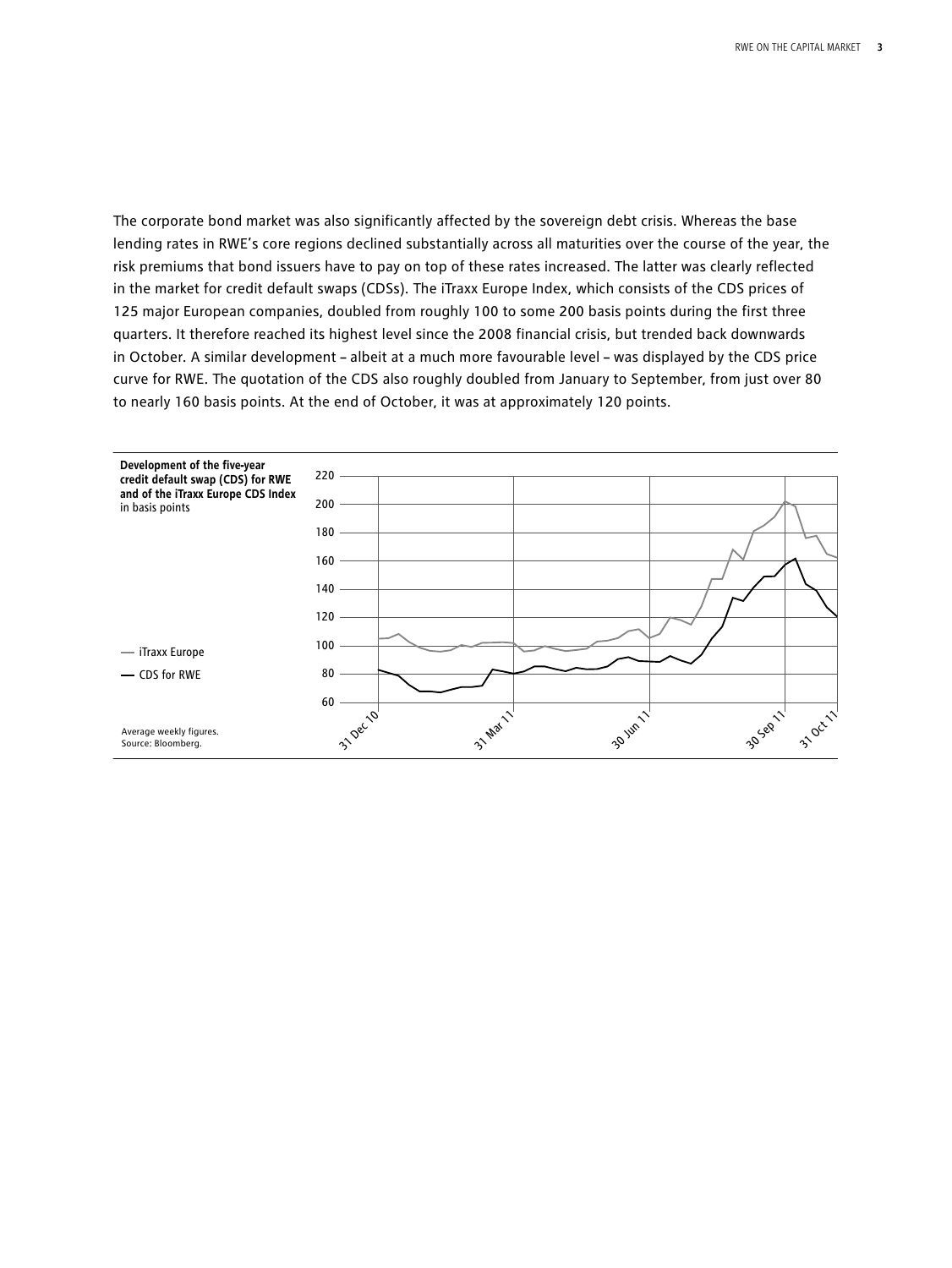The corporate bond market was also significantly affected by the sovereign debt crisis. Whereas the base lending rates in RWE's core regions declined substantially across all maturities over the course of the year, the risk premiums that bond issuers have to pay on top of these rates increased. The latter was clearly reflected in the market for credit default swaps (CDSs). The iTraxx Europe Index, which consists of the CDS prices of 125 major European companies, doubled from roughly 100 to some 200 basis points during the first three quarters. It therefore reached its highest level since the 2008 financial crisis, but trended back downwards in October. A similar development – albeit at a much more favourable level – was displayed by the CDS price curve for RWE. The quotation of the CDS also roughly doubled from January to September, from just over 80 to nearly 160 basis points. At the end of October, it was at approximately 120 points.

**Development of the five-year credit default swap (CDS) for RWE and of the iTraxx Europe CDS Index**
in basis points

— iTraxx Europe
— CDS for RWE

Average weekly figures.
Source: Bloomberg.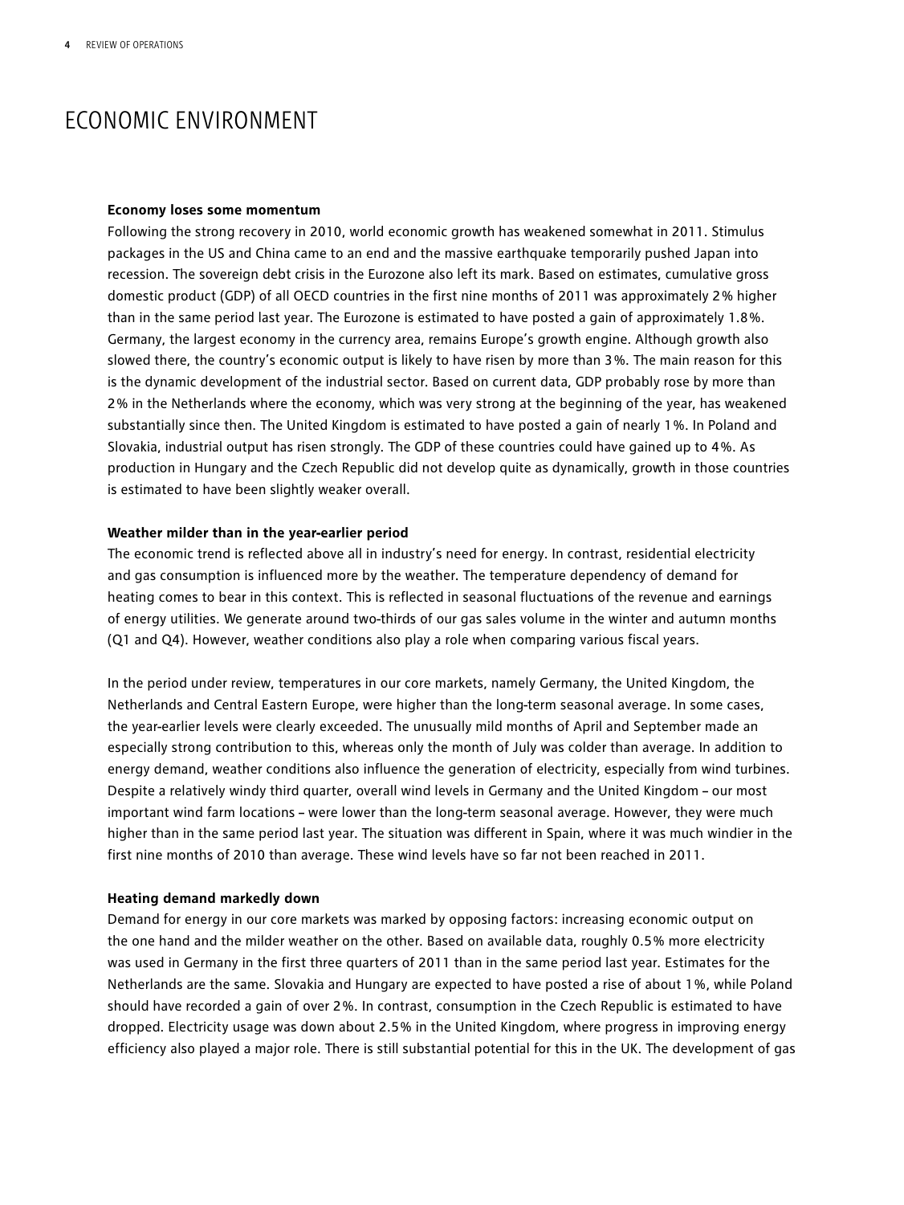# ECONOMIC ENVIRONMENT

**Economy loses some momentum**

Following the strong recovery in 2010, world economic growth has weakened somewhat in 2011. Stimulus packages in the US and China came to an end and the massive earthquake temporarily pushed Japan into recession. The sovereign debt crisis in the Eurozone also left its mark. Based on estimates, cumulative gross domestic product (GDP) of all OECD countries in the first nine months of 2011 was approximately 2% higher than in the same period last year. The Eurozone is estimated to have posted a gain of approximately 1.8%. Germany, the largest economy in the currency area, remains Europe's growth engine. Although growth also slowed there, the country's economic output is likely to have risen by more than 3%. The main reason for this is the dynamic development of the industrial sector. Based on current data, GDP probably rose by more than 2% in the Netherlands where the economy, which was very strong at the beginning of the year, has weakened substantially since then. The United Kingdom is estimated to have posted a gain of nearly 1%. In Poland and Slovakia, industrial output has risen strongly. The GDP of these countries could have gained up to 4%. As production in Hungary and the Czech Republic did not develop quite as dynamically, growth in those countries is estimated to have been slightly weaker overall.

**Weather milder than in the year-earlier period**

The economic trend is reflected above all in industry's need for energy. In contrast, residential electricity and gas consumption is influenced more by the weather. The temperature dependency of demand for heating comes to bear in this context. This is reflected in seasonal fluctuations of the revenue and earnings of energy utilities. We generate around two-thirds of our gas sales volume in the winter and autumn months (Q1 and Q4). However, weather conditions also play a role when comparing various fiscal years.

In the period under review, temperatures in our core markets, namely Germany, the United Kingdom, the Netherlands and Central Eastern Europe, were higher than the long-term seasonal average. In some cases, the year-earlier levels were clearly exceeded. The unusually mild months of April and September made an especially strong contribution to this, whereas only the month of July was colder than average. In addition to energy demand, weather conditions also influence the generation of electricity, especially from wind turbines. Despite a relatively windy third quarter, overall wind levels in Germany and the United Kingdom – our most important wind farm locations – were lower than the long-term seasonal average. However, they were much higher than in the same period last year. The situation was different in Spain, where it was much windier in the first nine months of 2010 than average. These wind levels have so far not been reached in 2011.

**Heating demand markedly down**

Demand for energy in our core markets was marked by opposing factors: increasing economic output on the one hand and the milder weather on the other. Based on available data, roughly 0.5% more electricity was used in Germany in the first three quarters of 2011 than in the same period last year. Estimates for the Netherlands are the same. Slovakia and Hungary are expected to have posted a rise of about 1%, while Poland should have recorded a gain of over 2%. In contrast, consumption in the Czech Republic is estimated to have dropped. Electricity usage was down about 2.5% in the United Kingdom, where progress in improving energy efficiency also played a major role. There is still substantial potential for this in the UK. The development of gas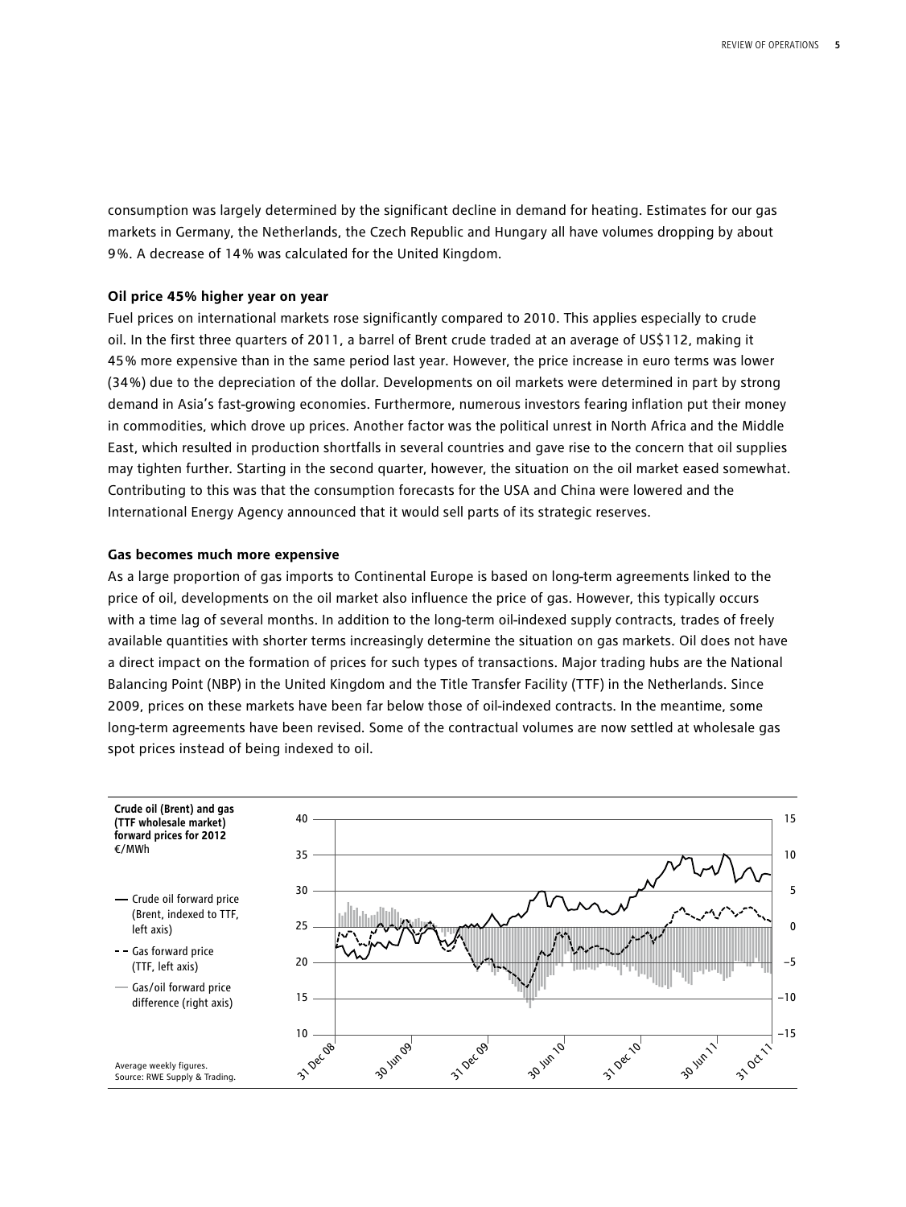consumption was largely determined by the significant decline in demand for heating. Estimates for our gas markets in Germany, the Netherlands, the Czech Republic and Hungary all have volumes dropping by about 9%. A decrease of 14% was calculated for the United Kingdom.

**Oil price 45% higher year on year**

Fuel prices on international markets rose significantly compared to 2010. This applies especially to crude oil. In the first three quarters of 2011, a barrel of Brent crude traded at an average of US$112, making it 45% more expensive than in the same period last year. However, the price increase in euro terms was lower (34%) due to the depreciation of the dollar. Developments on oil markets were determined in part by strong demand in Asia's fast-growing economies. Furthermore, numerous investors fearing inflation put their money in commodities, which drove up prices. Another factor was the political unrest in North Africa and the Middle East, which resulted in production shortfalls in several countries and gave rise to the concern that oil supplies may tighten further. Starting in the second quarter, however, the situation on the oil market eased somewhat. Contributing to this was that the consumption forecasts for the USA and China were lowered and the International Energy Agency announced that it would sell parts of its strategic reserves.

**Gas becomes much more expensive**

As a large proportion of gas imports to Continental Europe is based on long-term agreements linked to the price of oil, developments on the oil market also influence the price of gas. However, this typically occurs with a time lag of several months. In addition to the long-term oil-indexed supply contracts, trades of freely available quantities with shorter terms increasingly determine the situation on gas markets. Oil does not have a direct impact on the formation of prices for such types of transactions. Major trading hubs are the National Balancing Point (NBP) in the United Kingdom and the Title Transfer Facility (TTF) in the Netherlands. Since 2009, prices on these markets have been far below those of oil-indexed contracts. In the meantime, some long-term agreements have been revised. Some of the contractual volumes are now settled at wholesale gas spot prices instead of being indexed to oil.

**Crude oil (Brent) and gas (TTF wholesale market) forward prices for 2012**
€/MWh

- Crude oil forward price (Brent, indexed to TTF, left axis)
- Gas forward price (TTF, left axis)
- Gas/oil forward price difference (right axis)

Average weekly figures.
Source: RWE Supply & Trading.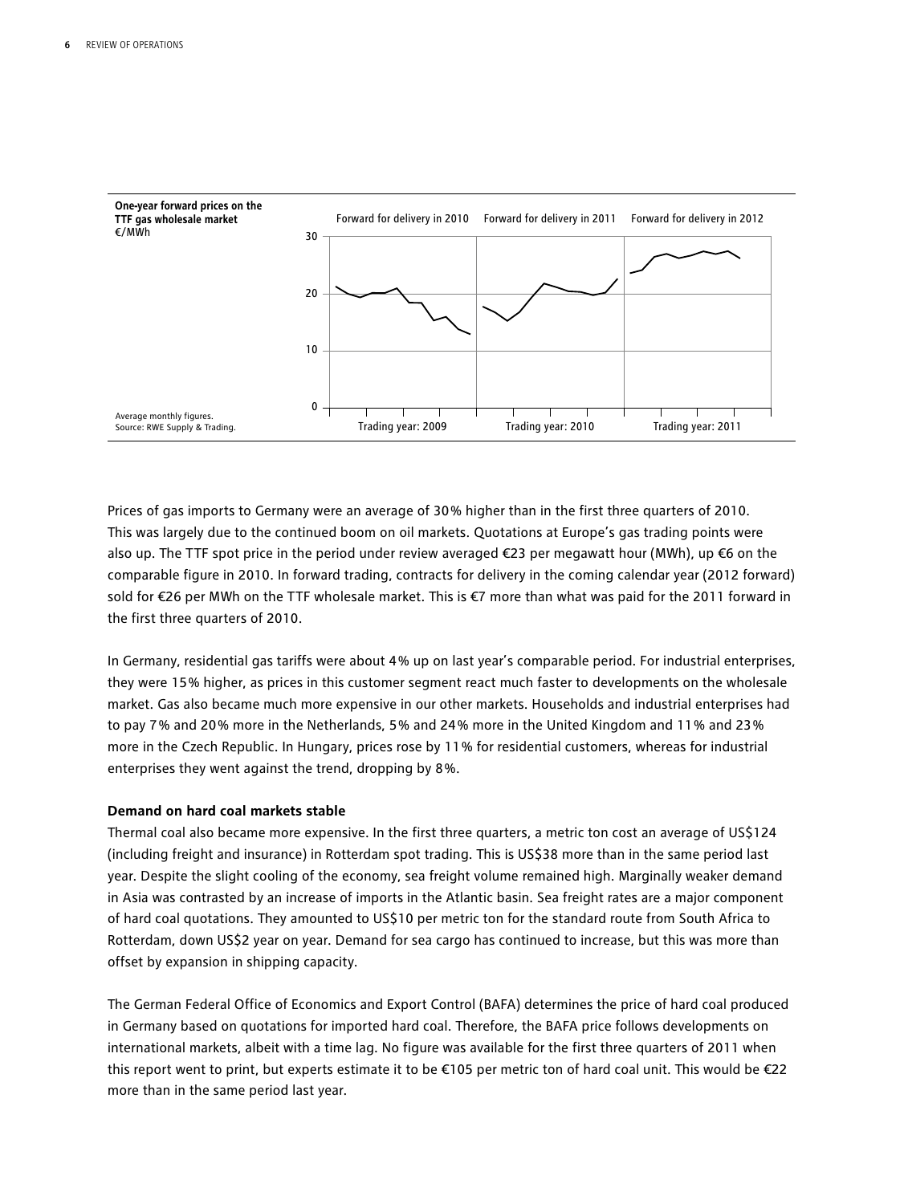**One-year forward prices on the TTF gas wholesale market**
€/MWh

Forward for delivery in 2010 | Forward for delivery in 2011 | Forward for delivery in 2012

Trading year: 2009 | Trading year: 2010 | Trading year: 2011

Average monthly figures.
Source: RWE Supply & Trading.

Prices of gas imports to Germany were an average of 30% higher than in the first three quarters of 2010. This was largely due to the continued boom on oil markets. Quotations at Europe's gas trading points were also up. The TTF spot price in the period under review averaged €23 per megawatt hour (MWh), up €6 on the comparable figure in 2010. In forward trading, contracts for delivery in the coming calendar year (2012 forward) sold for €26 per MWh on the TTF wholesale market. This is €7 more than what was paid for the 2011 forward in the first three quarters of 2010.

In Germany, residential gas tariffs were about 4% up on last year's comparable period. For industrial enterprises, they were 15% higher, as prices in this customer segment react much faster to developments on the wholesale market. Gas also became much more expensive in our other markets. Households and industrial enterprises had to pay 7% and 20% more in the Netherlands, 5% and 24% more in the United Kingdom and 11% and 23% more in the Czech Republic. In Hungary, prices rose by 11% for residential customers, whereas for industrial enterprises they went against the trend, dropping by 8%.

**Demand on hard coal markets stable**

Thermal coal also became more expensive. In the first three quarters, a metric ton cost an average of US$124 (including freight and insurance) in Rotterdam spot trading. This is US$38 more than in the same period last year. Despite the slight cooling of the economy, sea freight volume remained high. Marginally weaker demand in Asia was contrasted by an increase of imports in the Atlantic basin. Sea freight rates are a major component of hard coal quotations. They amounted to US$10 per metric ton for the standard route from South Africa to Rotterdam, down US$2 year on year. Demand for sea cargo has continued to increase, but this was more than offset by expansion in shipping capacity.

The German Federal Office of Economics and Export Control (BAFA) determines the price of hard coal produced in Germany based on quotations for imported hard coal. Therefore, the BAFA price follows developments on international markets, albeit with a time lag. No figure was available for the first three quarters of 2011 when this report went to print, but experts estimate it to be €105 per metric ton of hard coal unit. This would be €22 more than in the same period last year.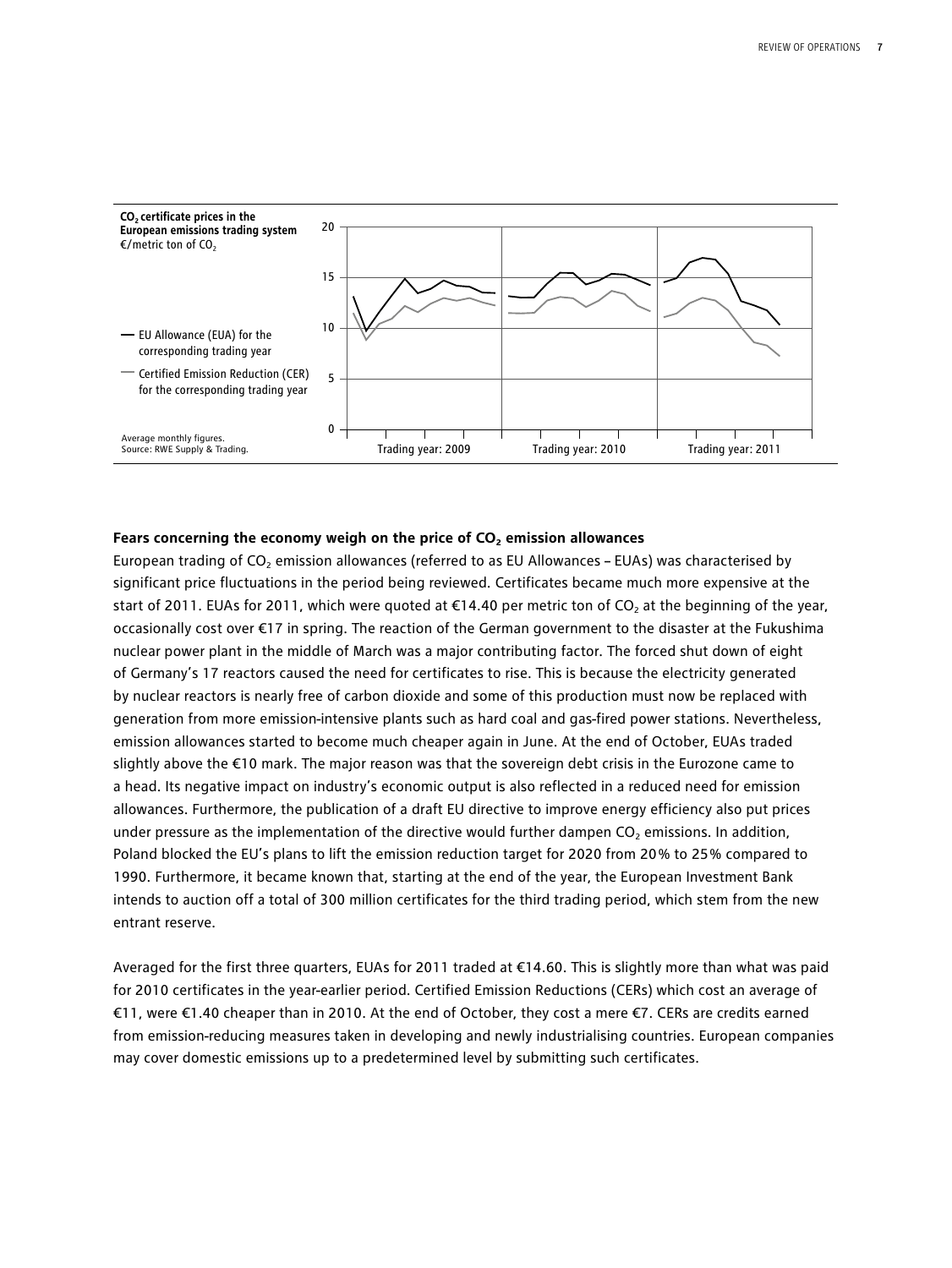**$CO_2$ certificate prices in the European emissions trading system**
€/metric ton of $CO_2$

— EU Allowance (EUA) for the corresponding trading year

— Certified Emission Reduction (CER) for the corresponding trading year

Average monthly figures.
Source: RWE Supply & Trading.

Trading year: 2009 | Trading year: 2010 | Trading year: 2011

### Fears concerning the economy weigh on the price of $CO_2$ emission allowances

European trading of $CO_2$ emission allowances (referred to as EU Allowances – EUAs) was characterised by significant price fluctuations in the period being reviewed. Certificates became much more expensive at the start of 2011. EUAs for 2011, which were quoted at €14.40 per metric ton of $CO_2$ at the beginning of the year, occasionally cost over €17 in spring. The reaction of the German government to the disaster at the Fukushima nuclear power plant in the middle of March was a major contributing factor. The forced shut down of eight of Germany's 17 reactors caused the need for certificates to rise. This is because the electricity generated by nuclear reactors is nearly free of carbon dioxide and some of this production must now be replaced with generation from more emission-intensive plants such as hard coal and gas-fired power stations. Nevertheless, emission allowances started to become much cheaper again in June. At the end of October, EUAs traded slightly above the €10 mark. The major reason was that the sovereign debt crisis in the Eurozone came to a head. Its negative impact on industry's economic output is also reflected in a reduced need for emission allowances. Furthermore, the publication of a draft EU directive to improve energy efficiency also put prices under pressure as the implementation of the directive would further dampen $CO_2$ emissions. In addition, Poland blocked the EU's plans to lift the emission reduction target for 2020 from 20% to 25% compared to 1990. Furthermore, it became known that, starting at the end of the year, the European Investment Bank intends to auction off a total of 300 million certificates for the third trading period, which stem from the new entrant reserve.

Averaged for the first three quarters, EUAs for 2011 traded at €14.60. This is slightly more than what was paid for 2010 certificates in the year-earlier period. Certified Emission Reductions (CERs) which cost an average of €11, were €1.40 cheaper than in 2010. At the end of October, they cost a mere €7. CERs are credits earned from emission-reducing measures taken in developing and newly industrialising countries. European companies may cover domestic emissions up to a predetermined level by submitting such certificates.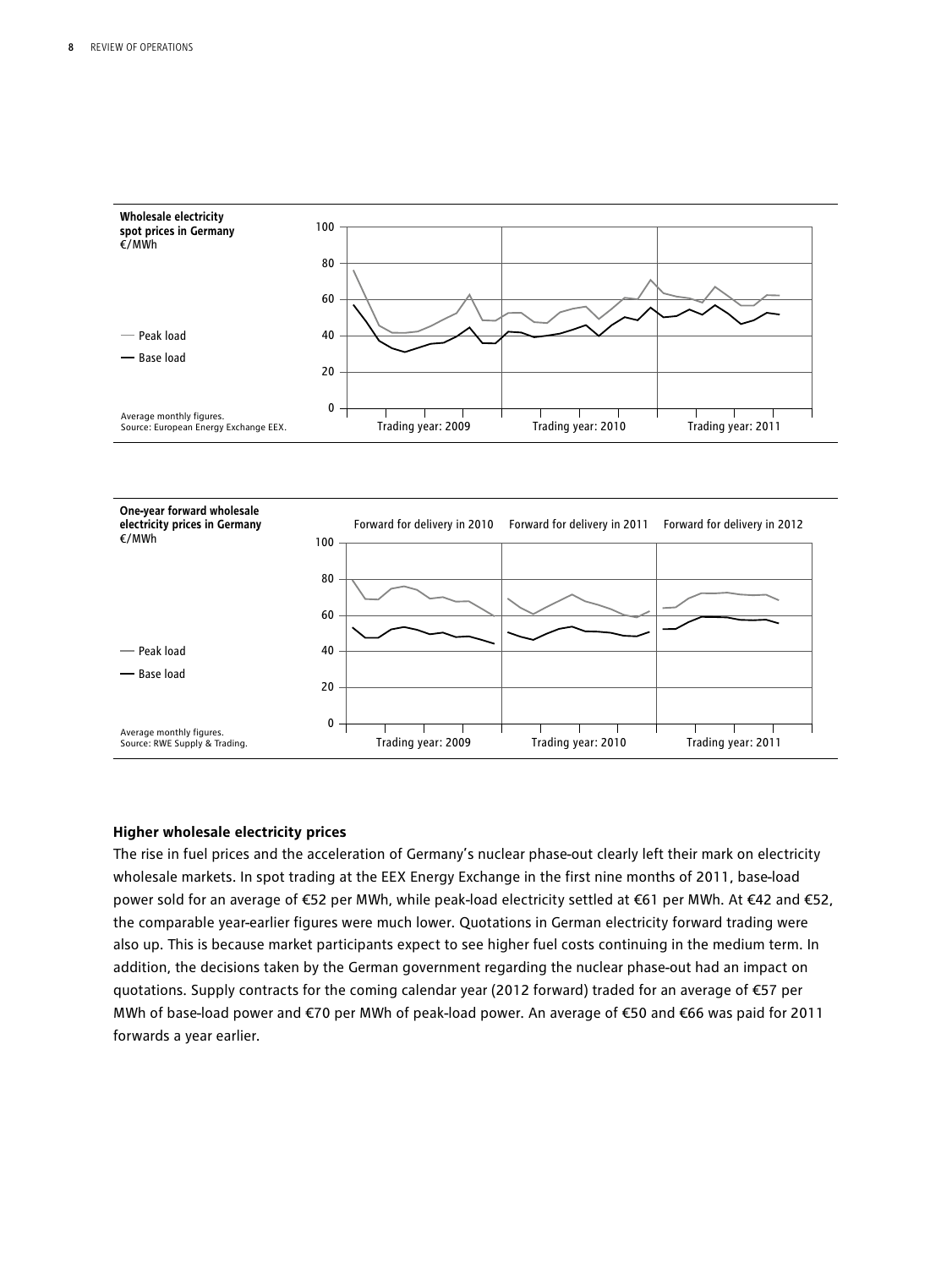**Wholesale electricity spot prices in Germany**
€/MWh

— Peak load
— Base load

Average monthly figures.
Source: European Energy Exchange EEX.

Trading year: 2009 | Trading year: 2010 | Trading year: 2011

**One-year forward wholesale electricity prices in Germany**
€/MWh

Forward for delivery in 2010 | Forward for delivery in 2011 | Forward for delivery in 2012

— Peak load
— Base load

Average monthly figures.
Source: RWE Supply & Trading.

Trading year: 2009 | Trading year: 2010 | Trading year: 2011

### Higher wholesale electricity prices

The rise in fuel prices and the acceleration of Germany's nuclear phase-out clearly left their mark on electricity wholesale markets. In spot trading at the EEX Energy Exchange in the first nine months of 2011, base-load power sold for an average of €52 per MWh, while peak-load electricity settled at €61 per MWh. At €42 and €52, the comparable year-earlier figures were much lower. Quotations in German electricity forward trading were also up. This is because market participants expect to see higher fuel costs continuing in the medium term. In addition, the decisions taken by the German government regarding the nuclear phase-out had an impact on quotations. Supply contracts for the coming calendar year (2012 forward) traded for an average of €57 per MWh of base-load power and €70 per MWh of peak-load power. An average of €50 and €66 was paid for 2011 forwards a year earlier.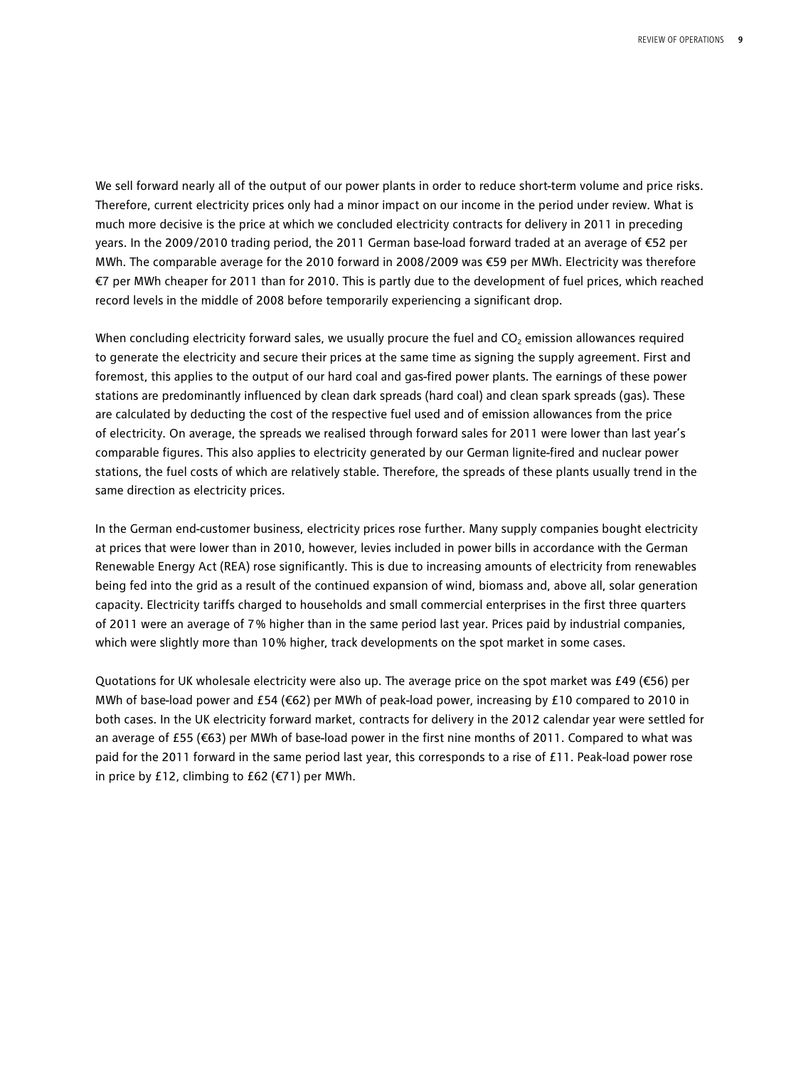We sell forward nearly all of the output of our power plants in order to reduce short-term volume and price risks. Therefore, current electricity prices only had a minor impact on our income in the period under review. What is much more decisive is the price at which we concluded electricity contracts for delivery in 2011 in preceding years. In the 2009/2010 trading period, the 2011 German base-load forward traded at an average of €52 per MWh. The comparable average for the 2010 forward in 2008/2009 was €59 per MWh. Electricity was therefore €7 per MWh cheaper for 2011 than for 2010. This is partly due to the development of fuel prices, which reached record levels in the middle of 2008 before temporarily experiencing a significant drop.

When concluding electricity forward sales, we usually procure the fuel and $CO_2$ emission allowances required to generate the electricity and secure their prices at the same time as signing the supply agreement. First and foremost, this applies to the output of our hard coal and gas-fired power plants. The earnings of these power stations are predominantly influenced by clean dark spreads (hard coal) and clean spark spreads (gas). These are calculated by deducting the cost of the respective fuel used and of emission allowances from the price of electricity. On average, the spreads we realised through forward sales for 2011 were lower than last year's comparable figures. This also applies to electricity generated by our German lignite-fired and nuclear power stations, the fuel costs of which are relatively stable. Therefore, the spreads of these plants usually trend in the same direction as electricity prices.

In the German end-customer business, electricity prices rose further. Many supply companies bought electricity at prices that were lower than in 2010, however, levies included in power bills in accordance with the German Renewable Energy Act (REA) rose significantly. This is due to increasing amounts of electricity from renewables being fed into the grid as a result of the continued expansion of wind, biomass and, above all, solar generation capacity. Electricity tariffs charged to households and small commercial enterprises in the first three quarters of 2011 were an average of 7% higher than in the same period last year. Prices paid by industrial companies, which were slightly more than 10% higher, track developments on the spot market in some cases.

Quotations for UK wholesale electricity were also up. The average price on the spot market was £49 (€56) per MWh of base-load power and £54 (€62) per MWh of peak-load power, increasing by £10 compared to 2010 in both cases. In the UK electricity forward market, contracts for delivery in the 2012 calendar year were settled for an average of £55 (€63) per MWh of base-load power in the first nine months of 2011. Compared to what was paid for the 2011 forward in the same period last year, this corresponds to a rise of £11. Peak-load power rose in price by £12, climbing to £62 (€71) per MWh.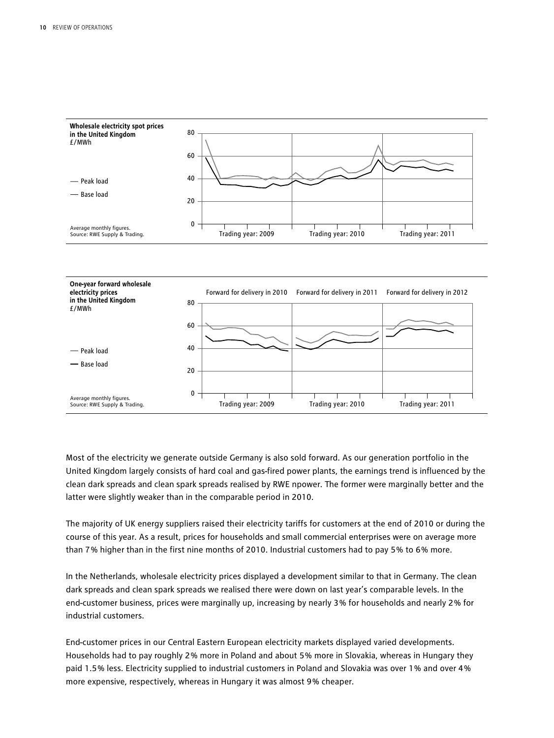**Wholesale electricity spot prices in the United Kingdom**
£/MWh

— Peak load
— Base load

Average monthly figures.
Source: RWE Supply & Trading.

Trading year: 2009 | Trading year: 2010 | Trading year: 2011

**One-year forward wholesale electricity prices in the United Kingdom**
£/MWh

— Peak load
— Base load

Average monthly figures.
Source: RWE Supply & Trading.

Forward for delivery in 2010 | Forward for delivery in 2011 | Forward for delivery in 2012

Trading year: 2009 | Trading year: 2010 | Trading year: 2011

Most of the electricity we generate outside Germany is also sold forward. As our generation portfolio in the United Kingdom largely consists of hard coal and gas-fired power plants, the earnings trend is influenced by the clean dark spreads and clean spark spreads realised by RWE npower. The former were marginally better and the latter were slightly weaker than in the comparable period in 2010.

The majority of UK energy suppliers raised their electricity tariffs for customers at the end of 2010 or during the course of this year. As a result, prices for households and small commercial enterprises were on average more than 7% higher than in the first nine months of 2010. Industrial customers had to pay 5% to 6% more.

In the Netherlands, wholesale electricity prices displayed a development similar to that in Germany. The clean dark spreads and clean spark spreads we realised there were down on last year's comparable levels. In the end-customer business, prices were marginally up, increasing by nearly 3% for households and nearly 2% for industrial customers.

End-customer prices in our Central Eastern European electricity markets displayed varied developments. Households had to pay roughly 2% more in Poland and about 5% more in Slovakia, whereas in Hungary they paid 1.5% less. Electricity supplied to industrial customers in Poland and Slovakia was over 1% and over 4% more expensive, respectively, whereas in Hungary it was almost 9% cheaper.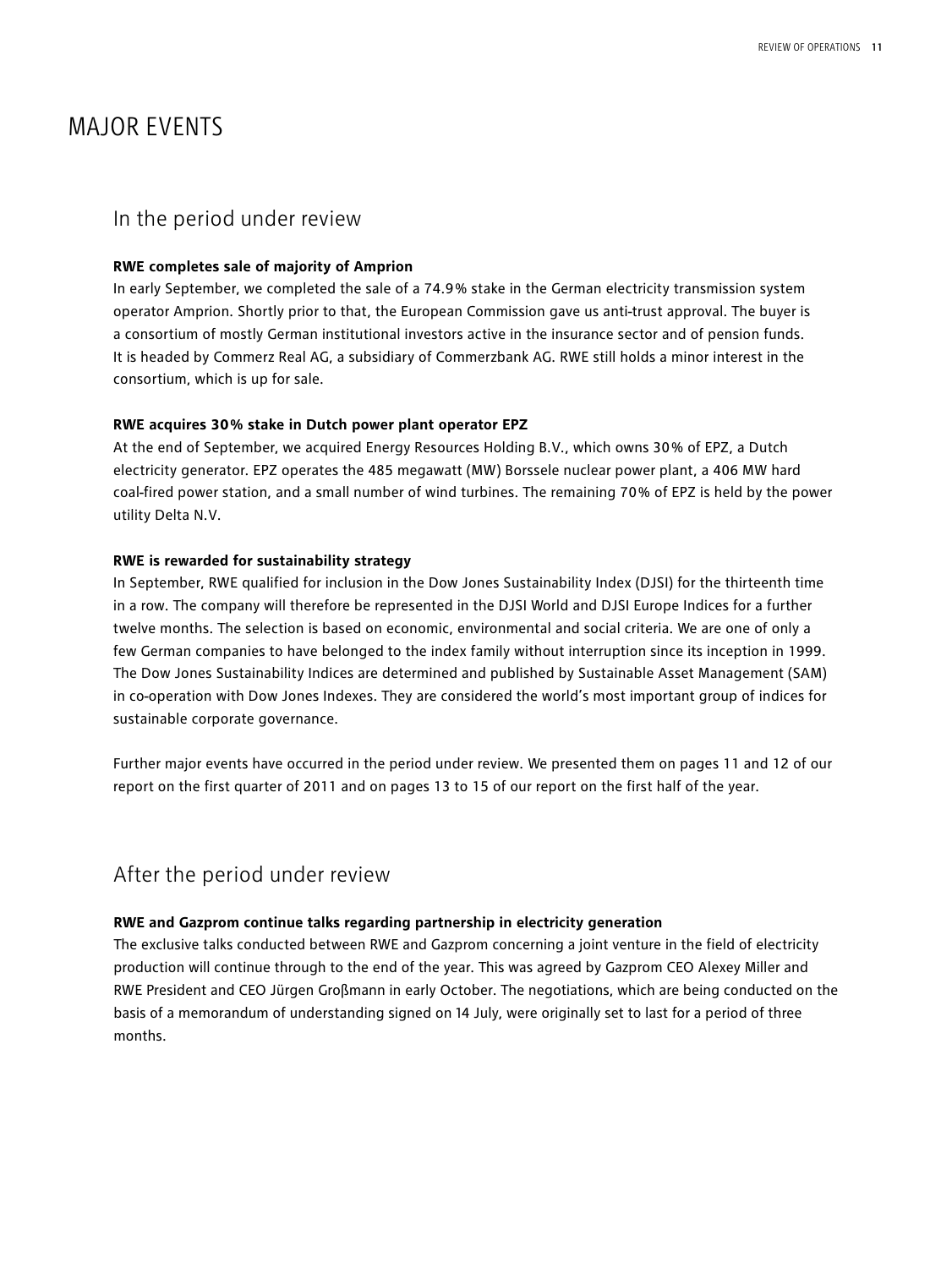# MAJOR EVENTS

## In the period under review

**RWE completes sale of majority of Amprion**

In early September, we completed the sale of a 74.9% stake in the German electricity transmission system operator Amprion. Shortly prior to that, the European Commission gave us anti-trust approval. The buyer is a consortium of mostly German institutional investors active in the insurance sector and of pension funds. It is headed by Commerz Real AG, a subsidiary of Commerzbank AG. RWE still holds a minor interest in the consortium, which is up for sale.

**RWE acquires 30% stake in Dutch power plant operator EPZ**

At the end of September, we acquired Energy Resources Holding B.V., which owns 30% of EPZ, a Dutch electricity generator. EPZ operates the 485 megawatt (MW) Borssele nuclear power plant, a 406 MW hard coal-fired power station, and a small number of wind turbines. The remaining 70% of EPZ is held by the power utility Delta N.V.

**RWE is rewarded for sustainability strategy**

In September, RWE qualified for inclusion in the Dow Jones Sustainability Index (DJSI) for the thirteenth time in a row. The company will therefore be represented in the DJSI World and DJSI Europe Indices for a further twelve months. The selection is based on economic, environmental and social criteria. We are one of only a few German companies to have belonged to the index family without interruption since its inception in 1999. The Dow Jones Sustainability Indices are determined and published by Sustainable Asset Management (SAM) in co-operation with Dow Jones Indexes. They are considered the world's most important group of indices for sustainable corporate governance.

Further major events have occurred in the period under review. We presented them on pages 11 and 12 of our report on the first quarter of 2011 and on pages 13 to 15 of our report on the first half of the year.

## After the period under review

**RWE and Gazprom continue talks regarding partnership in electricity generation**

The exclusive talks conducted between RWE and Gazprom concerning a joint venture in the field of electricity production will continue through to the end of the year. This was agreed by Gazprom CEO Alexey Miller and RWE President and CEO Jürgen Großmann in early October. The negotiations, which are being conducted on the basis of a memorandum of understanding signed on 14 July, were originally set to last for a period of three months.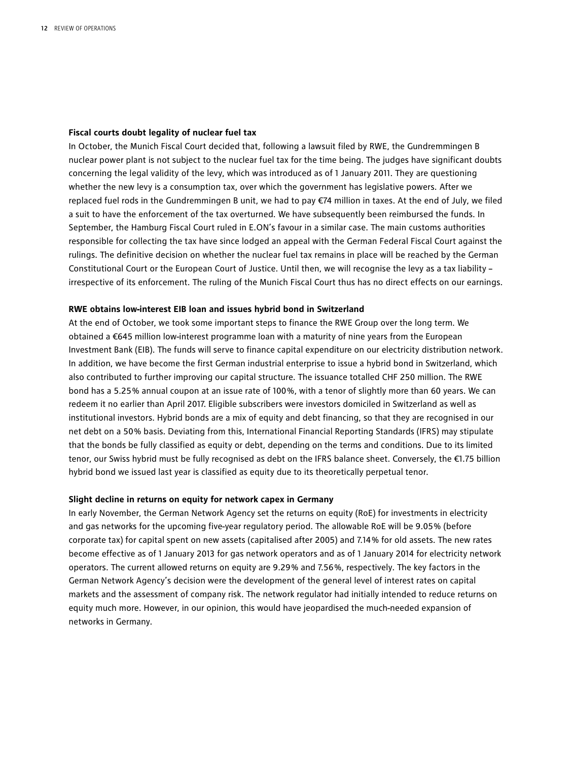### Fiscal courts doubt legality of nuclear fuel tax

In October, the Munich Fiscal Court decided that, following a lawsuit filed by RWE, the Gundremmingen B nuclear power plant is not subject to the nuclear fuel tax for the time being. The judges have significant doubts concerning the legal validity of the levy, which was introduced as of 1 January 2011. They are questioning whether the new levy is a consumption tax, over which the government has legislative powers. After we replaced fuel rods in the Gundremmingen B unit, we had to pay €74 million in taxes. At the end of July, we filed a suit to have the enforcement of the tax overturned. We have subsequently been reimbursed the funds. In September, the Hamburg Fiscal Court ruled in E.ON's favour in a similar case. The main customs authorities responsible for collecting the tax have since lodged an appeal with the German Federal Fiscal Court against the rulings. The definitive decision on whether the nuclear fuel tax remains in place will be reached by the German Constitutional Court or the European Court of Justice. Until then, we will recognise the levy as a tax liability – irrespective of its enforcement. The ruling of the Munich Fiscal Court thus has no direct effects on our earnings.

### RWE obtains low-interest EIB loan and issues hybrid bond in Switzerland

At the end of October, we took some important steps to finance the RWE Group over the long term. We obtained a €645 million low-interest programme loan with a maturity of nine years from the European Investment Bank (EIB). The funds will serve to finance capital expenditure on our electricity distribution network. In addition, we have become the first German industrial enterprise to issue a hybrid bond in Switzerland, which also contributed to further improving our capital structure. The issuance totalled CHF 250 million. The RWE bond has a 5.25% annual coupon at an issue rate of 100%, with a tenor of slightly more than 60 years. We can redeem it no earlier than April 2017. Eligible subscribers were investors domiciled in Switzerland as well as institutional investors. Hybrid bonds are a mix of equity and debt financing, so that they are recognised in our net debt on a 50% basis. Deviating from this, International Financial Reporting Standards (IFRS) may stipulate that the bonds be fully classified as equity or debt, depending on the terms and conditions. Due to its limited tenor, our Swiss hybrid must be fully recognised as debt on the IFRS balance sheet. Conversely, the €1.75 billion hybrid bond we issued last year is classified as equity due to its theoretically perpetual tenor.

### Slight decline in returns on equity for network capex in Germany

In early November, the German Network Agency set the returns on equity (RoE) for investments in electricity and gas networks for the upcoming five-year regulatory period. The allowable RoE will be 9.05% (before corporate tax) for capital spent on new assets (capitalised after 2005) and 7.14% for old assets. The new rates become effective as of 1 January 2013 for gas network operators and as of 1 January 2014 for electricity network operators. The current allowed returns on equity are 9.29% and 7.56%, respectively. The key factors in the German Network Agency's decision were the development of the general level of interest rates on capital markets and the assessment of company risk. The network regulator had initially intended to reduce returns on equity much more. However, in our opinion, this would have jeopardised the much-needed expansion of networks in Germany.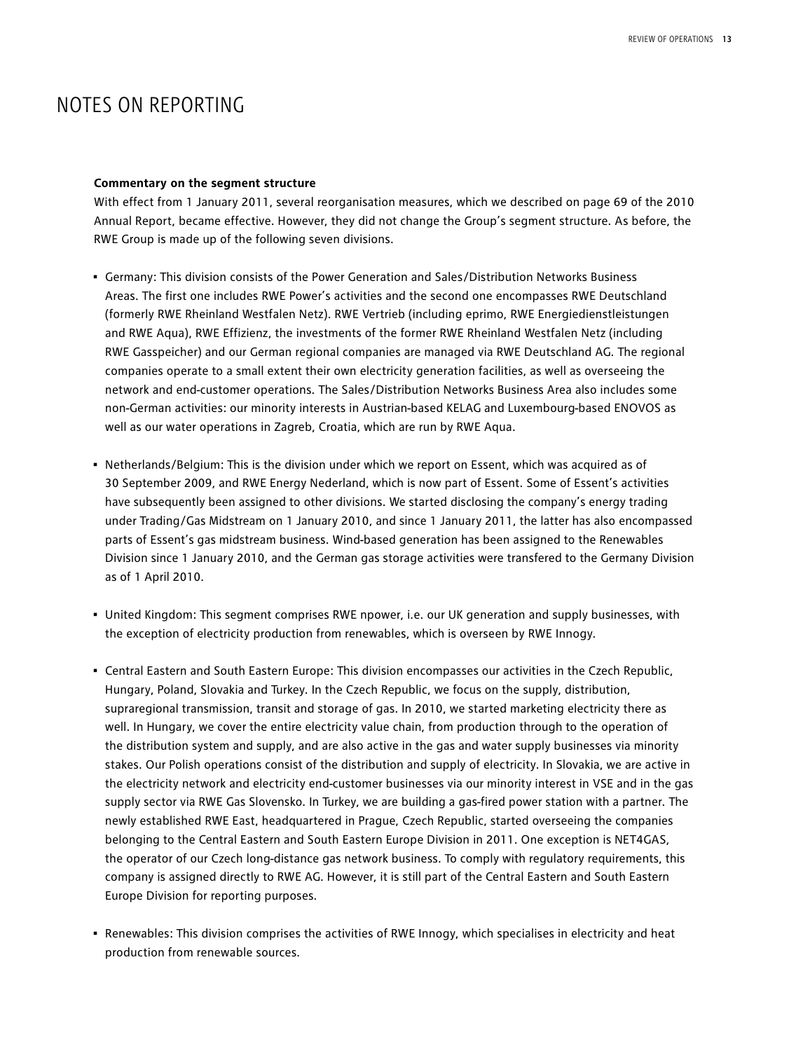# NOTES ON REPORTING

**Commentary on the segment structure**

With effect from 1 January 2011, several reorganisation measures, which we described on page 69 of the 2010 Annual Report, became effective. However, they did not change the Group's segment structure. As before, the RWE Group is made up of the following seven divisions.

- Germany: This division consists of the Power Generation and Sales/Distribution Networks Business Areas. The first one includes RWE Power's activities and the second one encompasses RWE Deutschland (formerly RWE Rheinland Westfalen Netz). RWE Vertrieb (including eprimo, RWE Energiedienstleistungen and RWE Aqua), RWE Effizienz, the investments of the former RWE Rheinland Westfalen Netz (including RWE Gasspeicher) and our German regional companies are managed via RWE Deutschland AG. The regional companies operate to a small extent their own electricity generation facilities, as well as overseeing the network and end-customer operations. The Sales/Distribution Networks Business Area also includes some non-German activities: our minority interests in Austrian-based KELAG and Luxembourg-based ENOVOS as well as our water operations in Zagreb, Croatia, which are run by RWE Aqua.

- Netherlands/Belgium: This is the division under which we report on Essent, which was acquired as of 30 September 2009, and RWE Energy Nederland, which is now part of Essent. Some of Essent's activities have subsequently been assigned to other divisions. We started disclosing the company's energy trading under Trading/Gas Midstream on 1 January 2010, and since 1 January 2011, the latter has also encompassed parts of Essent's gas midstream business. Wind-based generation has been assigned to the Renewables Division since 1 January 2010, and the German gas storage activities were transfered to the Germany Division as of 1 April 2010.

- United Kingdom: This segment comprises RWE npower, i.e. our UK generation and supply businesses, with the exception of electricity production from renewables, which is overseen by RWE Innogy.

- Central Eastern and South Eastern Europe: This division encompasses our activities in the Czech Republic, Hungary, Poland, Slovakia and Turkey. In the Czech Republic, we focus on the supply, distribution, supraregional transmission, transit and storage of gas. In 2010, we started marketing electricity there as well. In Hungary, we cover the entire electricity value chain, from production through to the operation of the distribution system and supply, and are also active in the gas and water supply businesses via minority stakes. Our Polish operations consist of the distribution and supply of electricity. In Slovakia, we are active in the electricity network and electricity end-customer businesses via our minority interest in VSE and in the gas supply sector via RWE Gas Slovensko. In Turkey, we are building a gas-fired power station with a partner. The newly established RWE East, headquartered in Prague, Czech Republic, started overseeing the companies belonging to the Central Eastern and South Eastern Europe Division in 2011. One exception is NET4GAS, the operator of our Czech long-distance gas network business. To comply with regulatory requirements, this company is assigned directly to RWE AG. However, it is still part of the Central Eastern and South Eastern Europe Division for reporting purposes.

- Renewables: This division comprises the activities of RWE Innogy, which specialises in electricity and heat production from renewable sources.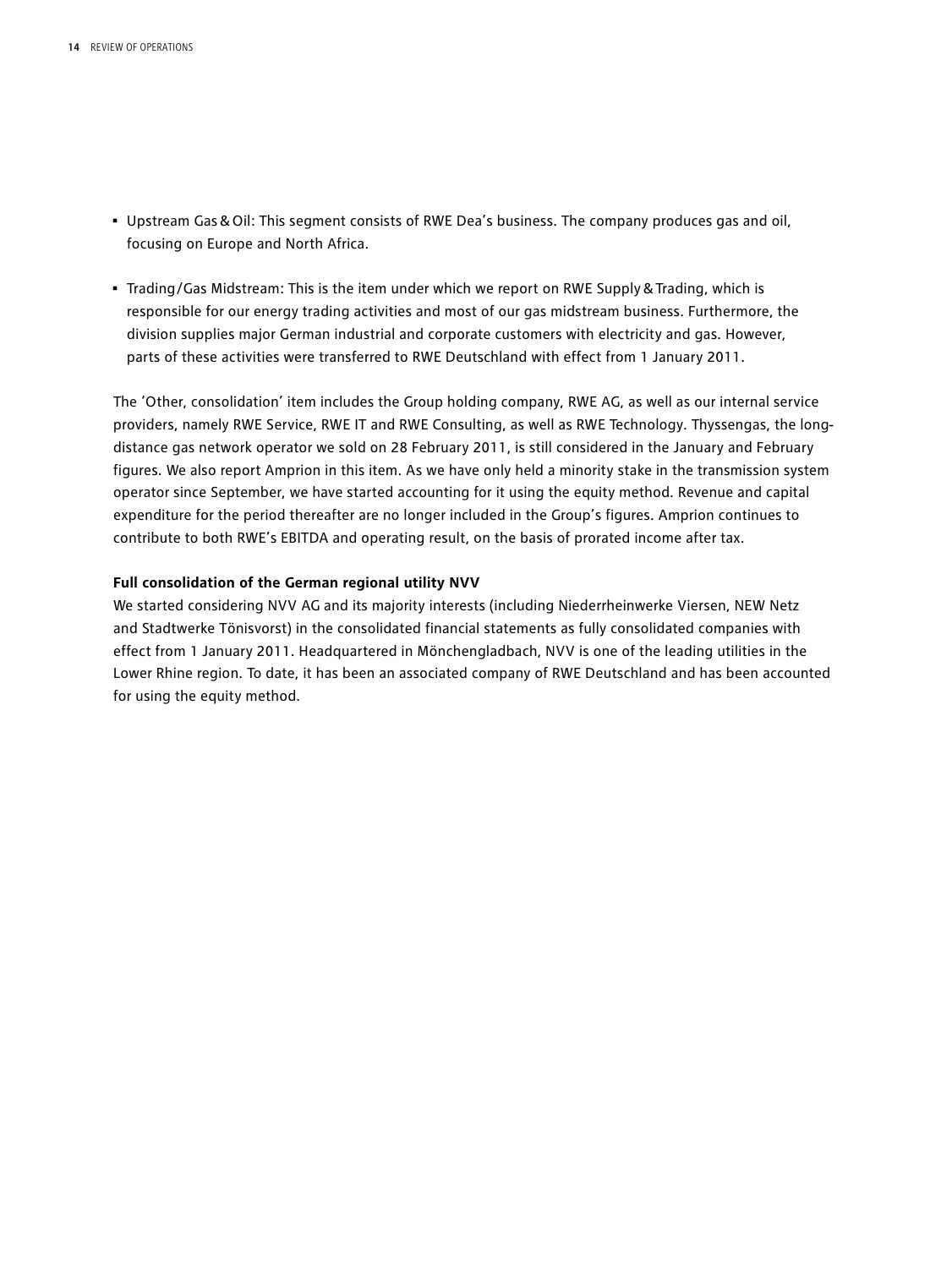- Upstream Gas & Oil: This segment consists of RWE Dea's business. The company produces gas and oil, focusing on Europe and North Africa.

- Trading/Gas Midstream: This is the item under which we report on RWE Supply & Trading, which is responsible for our energy trading activities and most of our gas midstream business. Furthermore, the division supplies major German industrial and corporate customers with electricity and gas. However, parts of these activities were transferred to RWE Deutschland with effect from 1 January 2011.

The 'Other, consolidation' item includes the Group holding company, RWE AG, as well as our internal service providers, namely RWE Service, RWE IT and RWE Consulting, as well as RWE Technology. Thyssengas, the long-distance gas network operator we sold on 28 February 2011, is still considered in the January and February figures. We also report Amprion in this item. As we have only held a minority stake in the transmission system operator since September, we have started accounting for it using the equity method. Revenue and capital expenditure for the period thereafter are no longer included in the Group's figures. Amprion continues to contribute to both RWE's EBITDA and operating result, on the basis of prorated income after tax.

**Full consolidation of the German regional utility NVV**

We started considering NVV AG and its majority interests (including Niederrheinwerke Viersen, NEW Netz and Stadtwerke Tönisvorst) in the consolidated financial statements as fully consolidated companies with effect from 1 January 2011. Headquartered in Mönchengladbach, NVV is one of the leading utilities in the Lower Rhine region. To date, it has been an associated company of RWE Deutschland and has been accounted for using the equity method.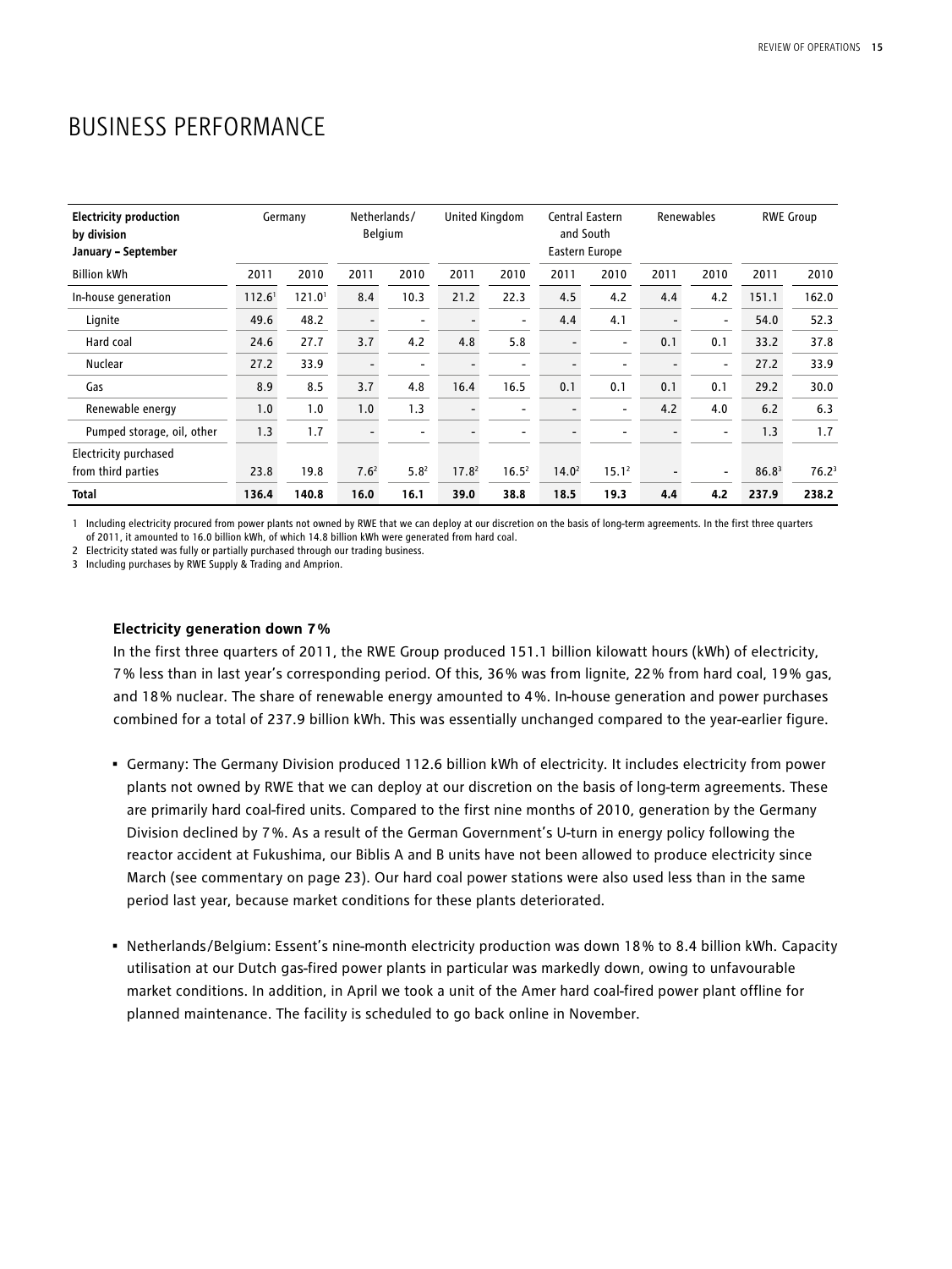# BUSINESS PERFORMANCE

| Electricity production by division January – September | Germany | | Netherlands/ Belgium | | United Kingdom | | Central Eastern and South Eastern Europe | | Renewables | | RWE Group | |
|---|---|---|---|---|---|---|---|---|---|---|---|---|
| Billion kWh | 2011 | 2010 | 2011 | 2010 | 2011 | 2010 | 2011 | 2010 | 2011 | 2010 | 2011 | 2010 |
| In-house generation | 112.6[1] | 121.0[1] | 8.4 | 10.3 | 21.2 | 22.3 | 4.5 | 4.2 | 4.4 | 4.2 | 151.1 | 162.0 |
| Lignite | 49.6 | 48.2 | - | - | - | - | 4.4 | 4.1 | - | - | 54.0 | 52.3 |
| Hard coal | 24.6 | 27.7 | 3.7 | 4.2 | 4.8 | 5.8 | - | - | 0.1 | 0.1 | 33.2 | 37.8 |
| Nuclear | 27.2 | 33.9 | - | - | - | - | - | - | - | - | 27.2 | 33.9 |
| Gas | 8.9 | 8.5 | 3.7 | 4.8 | 16.4 | 16.5 | 0.1 | 0.1 | 0.1 | 0.1 | 29.2 | 30.0 |
| Renewable energy | 1.0 | 1.0 | 1.0 | 1.3 | - | - | - | - | 4.2 | 4.0 | 6.2 | 6.3 |
| Pumped storage, oil, other | 1.3 | 1.7 | - | - | - | - | - | - | - | - | 1.3 | 1.7 |
| Electricity purchased from third parties | 23.8 | 19.8 | 7.6[2] | 5.8[2] | 17.8[2] | 16.5[2] | 14.0[2] | 15.1[2] | - | - | 86.8[3] | 76.2[3] |
| **Total** | **136.4** | **140.8** | **16.0** | **16.1** | **39.0** | **38.8** | **18.5** | **19.3** | **4.4** | **4.2** | **237.9** | **238.2** |

1 Including electricity procured from power plants not owned by RWE that we can deploy at our discretion on the basis of long-term agreements. In the first three quarters of 2011, it amounted to 16.0 billion kWh, of which 14.8 billion kWh were generated from hard coal.

2 Electricity stated was fully or partially purchased through our trading business.

3 Including purchases by RWE Supply & Trading and Amprion.

**Electricity generation down 7%**

In the first three quarters of 2011, the RWE Group produced 151.1 billion kilowatt hours (kWh) of electricity, 7% less than in last year's corresponding period. Of this, 36% was from lignite, 22% from hard coal, 19% gas, and 18% nuclear. The share of renewable energy amounted to 4%. In-house generation and power purchases combined for a total of 237.9 billion kWh. This was essentially unchanged compared to the year-earlier figure.

- Germany: The Germany Division produced 112.6 billion kWh of electricity. It includes electricity from power plants not owned by RWE that we can deploy at our discretion on the basis of long-term agreements. These are primarily hard coal-fired units. Compared to the first nine months of 2010, generation by the Germany Division declined by 7%. As a result of the German Government's U-turn in energy policy following the reactor accident at Fukushima, our Biblis A and B units have not been allowed to produce electricity since March (see commentary on page 23). Our hard coal power stations were also used less than in the same period last year, because market conditions for these plants deteriorated.

- Netherlands/Belgium: Essent's nine-month electricity production was down 18% to 8.4 billion kWh. Capacity utilisation at our Dutch gas-fired power plants in particular was markedly down, owing to unfavourable market conditions. In addition, in April we took a unit of the Amer hard coal-fired power plant offline for planned maintenance. The facility is scheduled to go back online in November.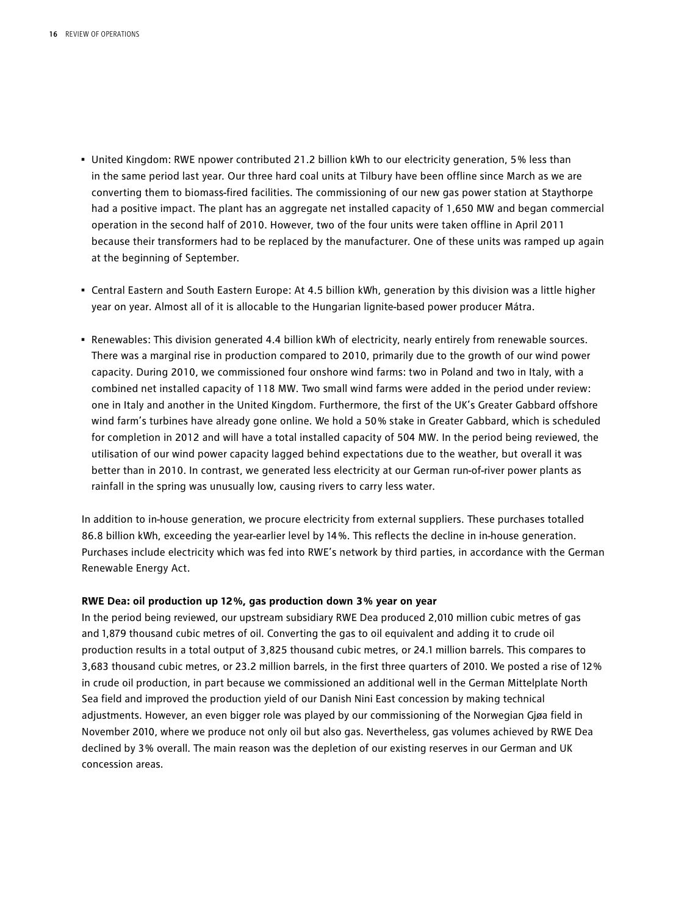- United Kingdom: RWE npower contributed 21.2 billion kWh to our electricity generation, 5% less than in the same period last year. Our three hard coal units at Tilbury have been offline since March as we are converting them to biomass-fired facilities. The commissioning of our new gas power station at Staythorpe had a positive impact. The plant has an aggregate net installed capacity of 1,650 MW and began commercial operation in the second half of 2010. However, two of the four units were taken offline in April 2011 because their transformers had to be replaced by the manufacturer. One of these units was ramped up again at the beginning of September.

- Central Eastern and South Eastern Europe: At 4.5 billion kWh, generation by this division was a little higher year on year. Almost all of it is allocable to the Hungarian lignite-based power producer Mátra.

- Renewables: This division generated 4.4 billion kWh of electricity, nearly entirely from renewable sources. There was a marginal rise in production compared to 2010, primarily due to the growth of our wind power capacity. During 2010, we commissioned four onshore wind farms: two in Poland and two in Italy, with a combined net installed capacity of 118 MW. Two small wind farms were added in the period under review: one in Italy and another in the United Kingdom. Furthermore, the first of the UK's Greater Gabbard offshore wind farm's turbines have already gone online. We hold a 50% stake in Greater Gabbard, which is scheduled for completion in 2012 and will have a total installed capacity of 504 MW. In the period being reviewed, the utilisation of our wind power capacity lagged behind expectations due to the weather, but overall it was better than in 2010. In contrast, we generated less electricity at our German run-of-river power plants as rainfall in the spring was unusually low, causing rivers to carry less water.

In addition to in-house generation, we procure electricity from external suppliers. These purchases totalled 86.8 billion kWh, exceeding the year-earlier level by 14%. This reflects the decline in in-house generation. Purchases include electricity which was fed into RWE's network by third parties, in accordance with the German Renewable Energy Act.

**RWE Dea: oil production up 12%, gas production down 3% year on year**

In the period being reviewed, our upstream subsidiary RWE Dea produced 2,010 million cubic metres of gas and 1,879 thousand cubic metres of oil. Converting the gas to oil equivalent and adding it to crude oil production results in a total output of 3,825 thousand cubic metres, or 24.1 million barrels. This compares to 3,683 thousand cubic metres, or 23.2 million barrels, in the first three quarters of 2010. We posted a rise of 12% in crude oil production, in part because we commissioned an additional well in the German Mittelplate North Sea field and improved the production yield of our Danish Nini East concession by making technical adjustments. However, an even bigger role was played by our commissioning of the Norwegian Gjøa field in November 2010, where we produce not only oil but also gas. Nevertheless, gas volumes achieved by RWE Dea declined by 3% overall. The main reason was the depletion of our existing reserves in our German and UK concession areas.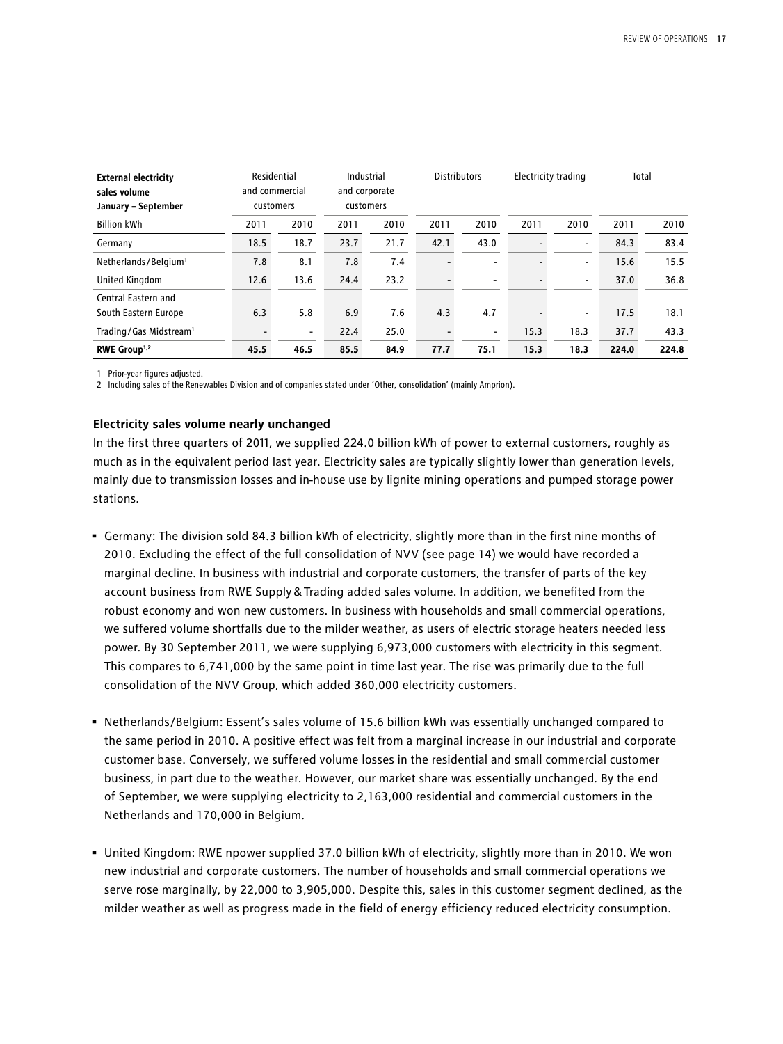| External electricity sales volume January – September | Residential and commercial customers | | Industrial and corporate customers | | Distributors | | Electricity trading | | Total | |
|---|---|---|---|---|---|---|---|---|---|---|
| Billion kWh | 2011 | 2010 | 2011 | 2010 | 2011 | 2010 | 2011 | 2010 | 2011 | 2010 |
| Germany | 18.5 | 18.7 | 23.7 | 21.7 | 42.1 | 43.0 | - | - | 84.3 | 83.4 |
| Netherlands/Belgium[1] | 7.8 | 8.1 | 7.8 | 7.4 | - | - | - | - | 15.6 | 15.5 |
| United Kingdom | 12.6 | 13.6 | 24.4 | 23.2 | - | - | - | - | 37.0 | 36.8 |
| Central Eastern and South Eastern Europe | 6.3 | 5.8 | 6.9 | 7.6 | 4.3 | 4.7 | - | - | 17.5 | 18.1 |
| Trading/Gas Midstream[1] | - | - | 22.4 | 25.0 | - | - | 15.3 | 18.3 | 37.7 | 43.3 |
| **RWE Group[1,2]** | **45.5** | **46.5** | **85.5** | **84.9** | **77.7** | **75.1** | **15.3** | **18.3** | **224.0** | **224.8** |

1 Prior-year figures adjusted.
2 Including sales of the Renewables Division and of companies stated under 'Other, consolidation' (mainly Amprion).

### Electricity sales volume nearly unchanged

In the first three quarters of 2011, we supplied 224.0 billion kWh of power to external customers, roughly as much as in the equivalent period last year. Electricity sales are typically slightly lower than generation levels, mainly due to transmission losses and in-house use by lignite mining operations and pumped storage power stations.

- Germany: The division sold 84.3 billion kWh of electricity, slightly more than in the first nine months of 2010. Excluding the effect of the full consolidation of NVV (see page 14) we would have recorded a marginal decline. In business with industrial and corporate customers, the transfer of parts of the key account business from RWE Supply & Trading added sales volume. In addition, we benefited from the robust economy and won new customers. In business with households and small commercial operations, we suffered volume shortfalls due to the milder weather, as users of electric storage heaters needed less power. By 30 September 2011, we were supplying 6,973,000 customers with electricity in this segment. This compares to 6,741,000 by the same point in time last year. The rise was primarily due to the full consolidation of the NVV Group, which added 360,000 electricity customers.

- Netherlands/Belgium: Essent's sales volume of 15.6 billion kWh was essentially unchanged compared to the same period in 2010. A positive effect was felt from a marginal increase in our industrial and corporate customer base. Conversely, we suffered volume losses in the residential and small commercial customer business, in part due to the weather. However, our market share was essentially unchanged. By the end of September, we were supplying electricity to 2,163,000 residential and commercial customers in the Netherlands and 170,000 in Belgium.

- United Kingdom: RWE npower supplied 37.0 billion kWh of electricity, slightly more than in 2010. We won new industrial and corporate customers. The number of households and small commercial operations we serve rose marginally, by 22,000 to 3,905,000. Despite this, sales in this customer segment declined, as the milder weather as well as progress made in the field of energy efficiency reduced electricity consumption.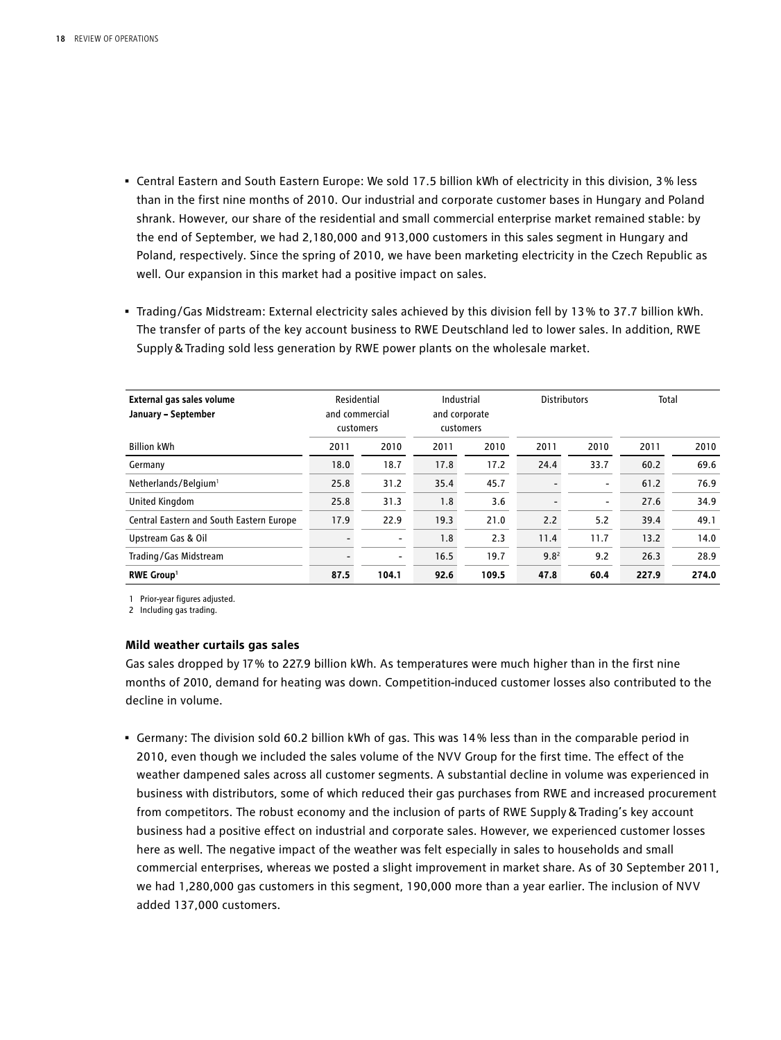- Central Eastern and South Eastern Europe: We sold 17.5 billion kWh of electricity in this division, 3% less than in the first nine months of 2010. Our industrial and corporate customer bases in Hungary and Poland shrank. However, our share of the residential and small commercial enterprise market remained stable: by the end of September, we had 2,180,000 and 913,000 customers in this sales segment in Hungary and Poland, respectively. Since the spring of 2010, we have been marketing electricity in the Czech Republic as well. Our expansion in this market had a positive impact on sales.

- Trading/Gas Midstream: External electricity sales achieved by this division fell by 13% to 37.7 billion kWh. The transfer of parts of the key account business to RWE Deutschland led to lower sales. In addition, RWE Supply & Trading sold less generation by RWE power plants on the wholesale market.

| External gas sales volume January – September | Residential and commercial customers | | Industrial and corporate customers | | Distributors | | Total | |
|---|---|---|---|---|---|---|---|---|
| Billion kWh | 2011 | 2010 | 2011 | 2010 | 2011 | 2010 | 2011 | 2010 |
| Germany | 18.0 | 18.7 | 17.8 | 17.2 | 24.4 | 33.7 | 60.2 | 69.6 |
| Netherlands/Belgium[1] | 25.8 | 31.2 | 35.4 | 45.7 | - | - | 61.2 | 76.9 |
| United Kingdom | 25.8 | 31.3 | 1.8 | 3.6 | - | - | 27.6 | 34.9 |
| Central Eastern and South Eastern Europe | 17.9 | 22.9 | 19.3 | 21.0 | 2.2 | 5.2 | 39.4 | 49.1 |
| Upstream Gas & Oil | - | - | 1.8 | 2.3 | 11.4 | 11.7 | 13.2 | 14.0 |
| Trading/Gas Midstream | - | - | 16.5 | 19.7 | 9.8[2] | 9.2 | 26.3 | 28.9 |
| **RWE Group**[1] | **87.5** | **104.1** | **92.6** | **109.5** | **47.8** | **60.4** | **227.9** | **274.0** |

1 Prior-year figures adjusted.
2 Including gas trading.

### Mild weather curtails gas sales

Gas sales dropped by 17% to 227.9 billion kWh. As temperatures were much higher than in the first nine months of 2010, demand for heating was down. Competition-induced customer losses also contributed to the decline in volume.

- Germany: The division sold 60.2 billion kWh of gas. This was 14% less than in the comparable period in 2010, even though we included the sales volume of the NVV Group for the first time. The effect of the weather dampened sales across all customer segments. A substantial decline in volume was experienced in business with distributors, some of which reduced their gas purchases from RWE and increased procurement from competitors. The robust economy and the inclusion of parts of RWE Supply & Trading's key account business had a positive effect on industrial and corporate sales. However, we experienced customer losses here as well. The negative impact of the weather was felt especially in sales to households and small commercial enterprises, whereas we posted a slight improvement in market share. As of 30 September 2011, we had 1,280,000 gas customers in this segment, 190,000 more than a year earlier. The inclusion of NVV added 137,000 customers.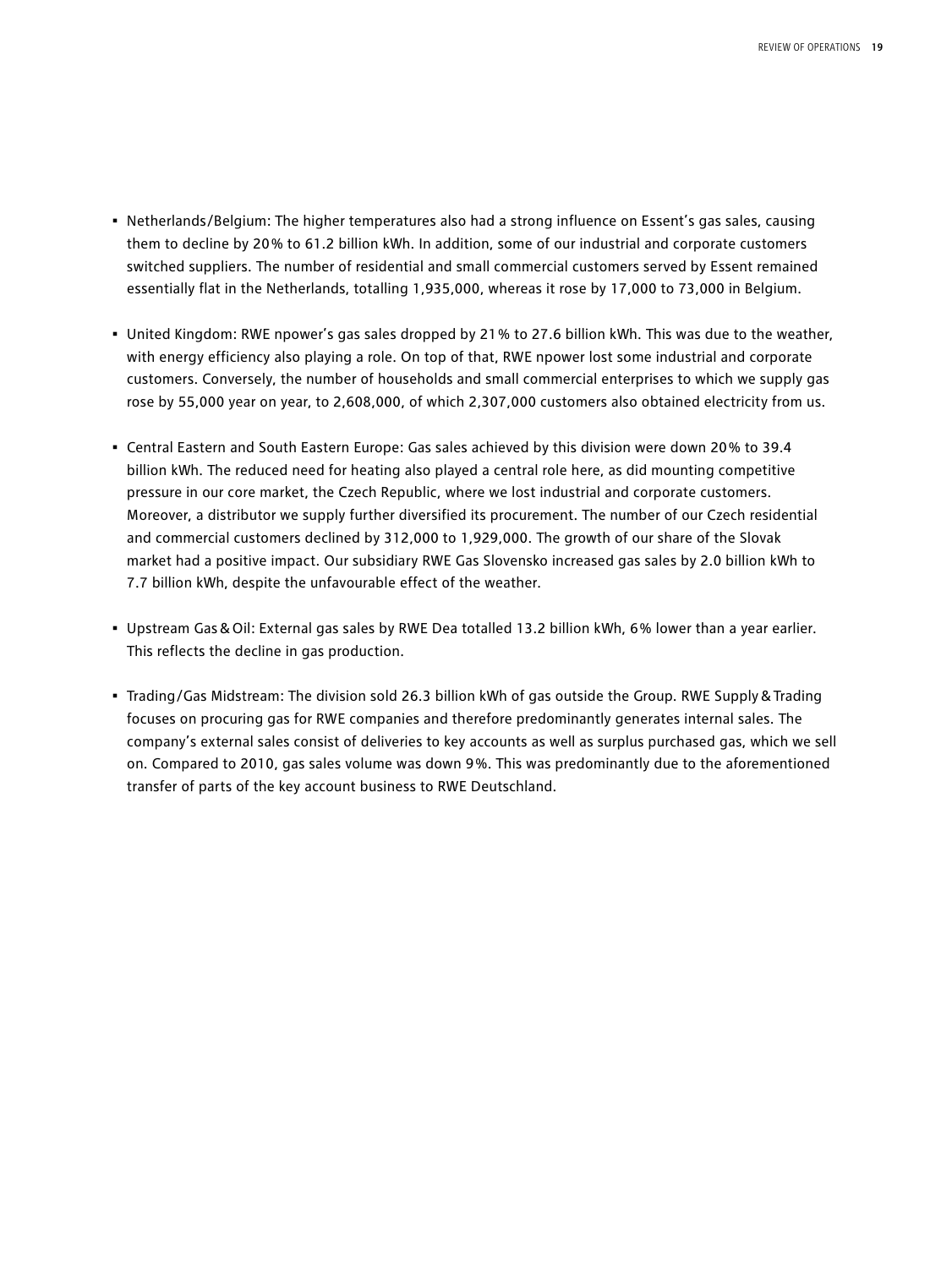- Netherlands/Belgium: The higher temperatures also had a strong influence on Essent's gas sales, causing them to decline by 20% to 61.2 billion kWh. In addition, some of our industrial and corporate customers switched suppliers. The number of residential and small commercial customers served by Essent remained essentially flat in the Netherlands, totalling 1,935,000, whereas it rose by 17,000 to 73,000 in Belgium.

- United Kingdom: RWE npower's gas sales dropped by 21% to 27.6 billion kWh. This was due to the weather, with energy efficiency also playing a role. On top of that, RWE npower lost some industrial and corporate customers. Conversely, the number of households and small commercial enterprises to which we supply gas rose by 55,000 year on year, to 2,608,000, of which 2,307,000 customers also obtained electricity from us.

- Central Eastern and South Eastern Europe: Gas sales achieved by this division were down 20% to 39.4 billion kWh. The reduced need for heating also played a central role here, as did mounting competitive pressure in our core market, the Czech Republic, where we lost industrial and corporate customers. Moreover, a distributor we supply further diversified its procurement. The number of our Czech residential and commercial customers declined by 312,000 to 1,929,000. The growth of our share of the Slovak market had a positive impact. Our subsidiary RWE Gas Slovensko increased gas sales by 2.0 billion kWh to 7.7 billion kWh, despite the unfavourable effect of the weather.

- Upstream Gas & Oil: External gas sales by RWE Dea totalled 13.2 billion kWh, 6% lower than a year earlier. This reflects the decline in gas production.

- Trading/Gas Midstream: The division sold 26.3 billion kWh of gas outside the Group. RWE Supply & Trading focuses on procuring gas for RWE companies and therefore predominantly generates internal sales. The company's external sales consist of deliveries to key accounts as well as surplus purchased gas, which we sell on. Compared to 2010, gas sales volume was down 9%. This was predominantly due to the aforementioned transfer of parts of the key account business to RWE Deutschland.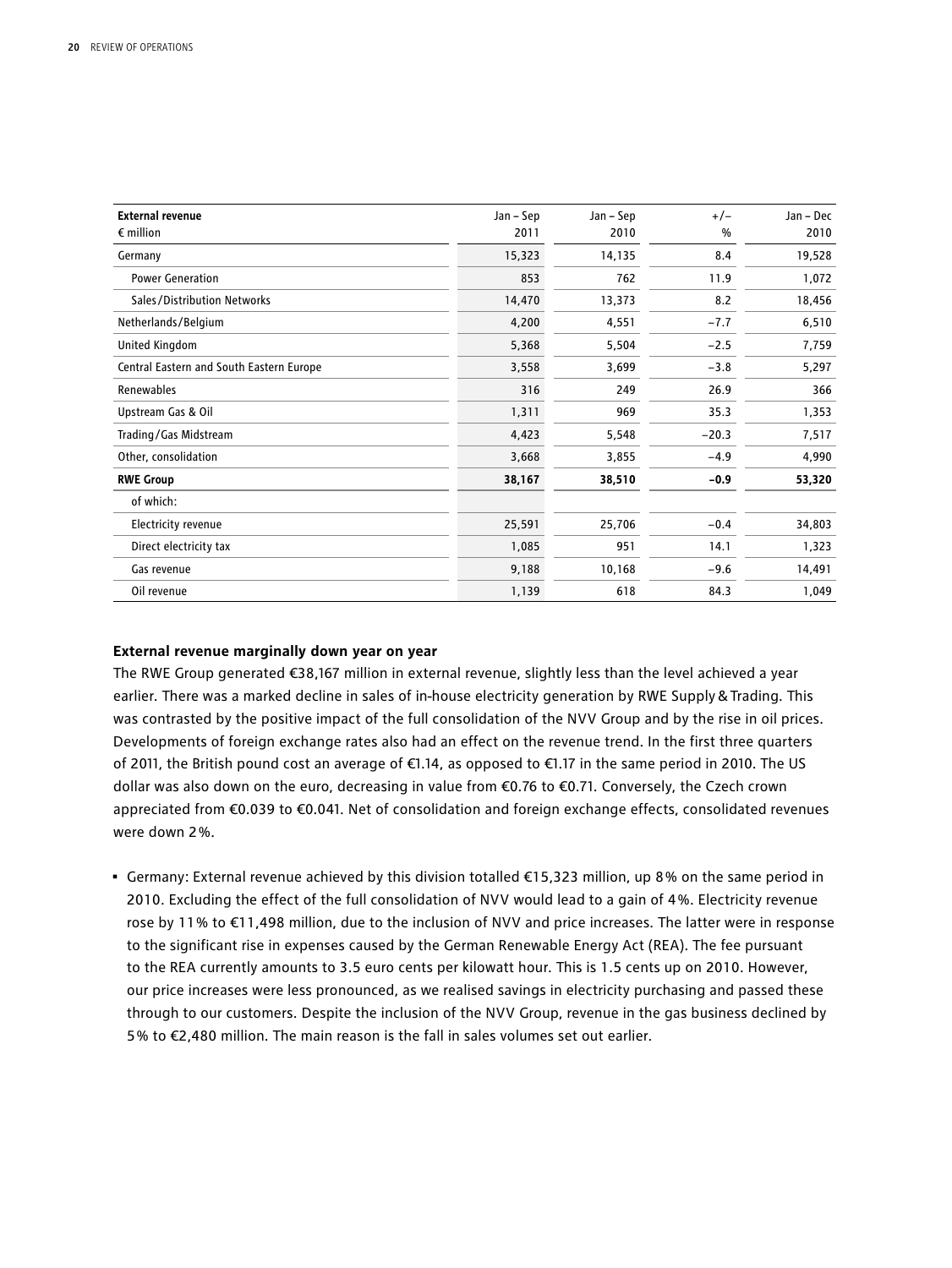| External revenue<br>€ million | Jan – Sep<br>2011 | Jan – Sep<br>2010 | +/–<br>% | Jan – Dec<br>2010 |
|---|---|---|---|---|
| Germany | 15,323 | 14,135 | 8.4 | 19,528 |
| Power Generation | 853 | 762 | 11.9 | 1,072 |
| Sales/Distribution Networks | 14,470 | 13,373 | 8.2 | 18,456 |
| Netherlands/Belgium | 4,200 | 4,551 | –7.7 | 6,510 |
| United Kingdom | 5,368 | 5,504 | –2.5 | 7,759 |
| Central Eastern and South Eastern Europe | 3,558 | 3,699 | –3.8 | 5,297 |
| Renewables | 316 | 249 | 26.9 | 366 |
| Upstream Gas & Oil | 1,311 | 969 | 35.3 | 1,353 |
| Trading/Gas Midstream | 4,423 | 5,548 | –20.3 | 7,517 |
| Other, consolidation | 3,668 | 3,855 | –4.9 | 4,990 |
| **RWE Group** | **38,167** | **38,510** | **–0.9** | **53,320** |
| of which: | | | | |
| Electricity revenue | 25,591 | 25,706 | –0.4 | 34,803 |
| Direct electricity tax | 1,085 | 951 | 14.1 | 1,323 |
| Gas revenue | 9,188 | 10,168 | –9.6 | 14,491 |
| Oil revenue | 1,139 | 618 | 84.3 | 1,049 |

**External revenue marginally down year on year**

The RWE Group generated €38,167 million in external revenue, slightly less than the level achieved a year earlier. There was a marked decline in sales of in-house electricity generation by RWE Supply & Trading. This was contrasted by the positive impact of the full consolidation of the NVV Group and by the rise in oil prices. Developments of foreign exchange rates also had an effect on the revenue trend. In the first three quarters of 2011, the British pound cost an average of €1.14, as opposed to €1.17 in the same period in 2010. The US dollar was also down on the euro, decreasing in value from €0.76 to €0.71. Conversely, the Czech crown appreciated from €0.039 to €0.041. Net of consolidation and foreign exchange effects, consolidated revenues were down 2%.

- Germany: External revenue achieved by this division totalled €15,323 million, up 8% on the same period in 2010. Excluding the effect of the full consolidation of NVV would lead to a gain of 4%. Electricity revenue rose by 11% to €11,498 million, due to the inclusion of NVV and price increases. The latter were in response to the significant rise in expenses caused by the German Renewable Energy Act (REA). The fee pursuant to the REA currently amounts to 3.5 euro cents per kilowatt hour. This is 1.5 cents up on 2010. However, our price increases were less pronounced, as we realised savings in electricity purchasing and passed these through to our customers. Despite the inclusion of the NVV Group, revenue in the gas business declined by 5% to €2,480 million. The main reason is the fall in sales volumes set out earlier.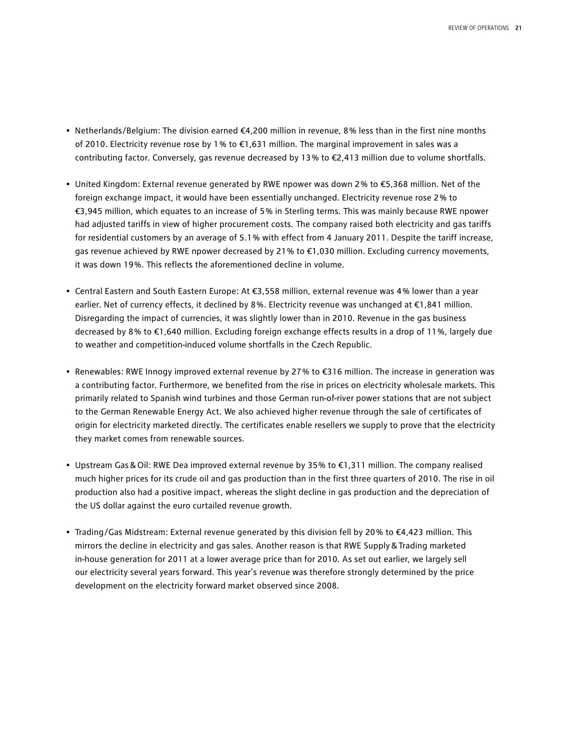- Netherlands/Belgium: The division earned €4,200 million in revenue, 8% less than in the first nine months of 2010. Electricity revenue rose by 1% to €1,631 million. The marginal improvement in sales was a contributing factor. Conversely, gas revenue decreased by 13% to €2,413 million due to volume shortfalls.

- United Kingdom: External revenue generated by RWE npower was down 2% to €5,368 million. Net of the foreign exchange impact, it would have been essentially unchanged. Electricity revenue rose 2% to €3,945 million, which equates to an increase of 5% in Sterling terms. This was mainly because RWE npower had adjusted tariffs in view of higher procurement costs. The company raised both electricity and gas tariffs for residential customers by an average of 5.1% with effect from 4 January 2011. Despite the tariff increase, gas revenue achieved by RWE npower decreased by 21% to €1,030 million. Excluding currency movements, it was down 19%. This reflects the aforementioned decline in volume.

- Central Eastern and South Eastern Europe: At €3,558 million, external revenue was 4% lower than a year earlier. Net of currency effects, it declined by 8%. Electricity revenue was unchanged at €1,841 million. Disregarding the impact of currencies, it was slightly lower than in 2010. Revenue in the gas business decreased by 8% to €1,640 million. Excluding foreign exchange effects results in a drop of 11%, largely due to weather and competition-induced volume shortfalls in the Czech Republic.

- Renewables: RWE Innogy improved external revenue by 27% to €316 million. The increase in generation was a contributing factor. Furthermore, we benefited from the rise in prices on electricity wholesale markets. This primarily related to Spanish wind turbines and those German run-of-river power stations that are not subject to the German Renewable Energy Act. We also achieved higher revenue through the sale of certificates of origin for electricity marketed directly. The certificates enable resellers we supply to prove that the electricity they market comes from renewable sources.

- Upstream Gas & Oil: RWE Dea improved external revenue by 35% to €1,311 million. The company realised much higher prices for its crude oil and gas production than in the first three quarters of 2010. The rise in oil production also had a positive impact, whereas the slight decline in gas production and the depreciation of the US dollar against the euro curtailed revenue growth.

- Trading/Gas Midstream: External revenue generated by this division fell by 20% to €4,423 million. This mirrors the decline in electricity and gas sales. Another reason is that RWE Supply & Trading marketed in-house generation for 2011 at a lower average price than for 2010. As set out earlier, we largely sell our electricity several years forward. This year's revenue was therefore strongly determined by the price development on the electricity forward market observed since 2008.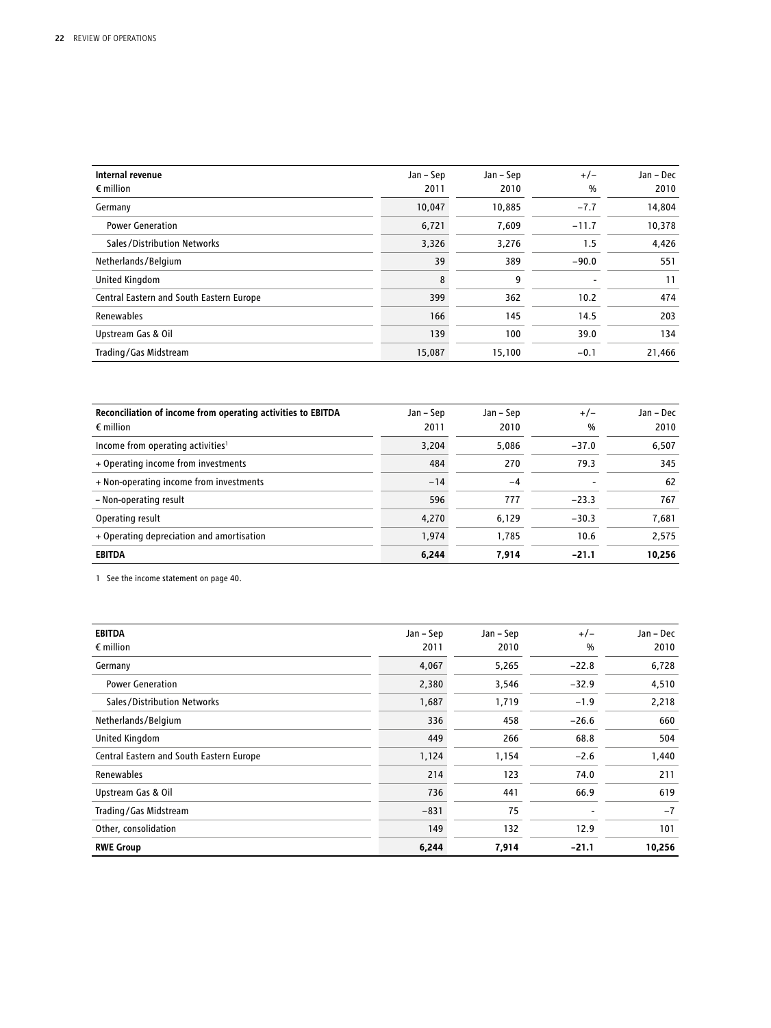| Internal revenue<br>€ million | Jan – Sep<br>2011 | Jan – Sep<br>2010 | +/–<br>% | Jan – Dec<br>2010 |
|---|---|---|---|---|
| Germany | 10,047 | 10,885 | –7.7 | 14,804 |
| Power Generation | 6,721 | 7,609 | –11.7 | 10,378 |
| Sales/Distribution Networks | 3,326 | 3,276 | 1.5 | 4,426 |
| Netherlands/Belgium | 39 | 389 | –90.0 | 551 |
| United Kingdom | 8 | 9 | - | 11 |
| Central Eastern and South Eastern Europe | 399 | 362 | 10.2 | 474 |
| Renewables | 166 | 145 | 14.5 | 203 |
| Upstream Gas & Oil | 139 | 100 | 39.0 | 134 |
| Trading/Gas Midstream | 15,087 | 15,100 | –0.1 | 21,466 |

| Reconciliation of income from operating activities to EBITDA<br>€ million | Jan – Sep<br>2011 | Jan – Sep<br>2010 | +/–<br>% | Jan – Dec<br>2010 |
|---|---|---|---|---|
| Income from operating activities[1] | 3,204 | 5,086 | –37.0 | 6,507 |
| + Operating income from investments | 484 | 270 | 79.3 | 345 |
| + Non-operating income from investments | –14 | –4 | - | 62 |
| – Non-operating result | 596 | 777 | –23.3 | 767 |
| Operating result | 4,270 | 6,129 | –30.3 | 7,681 |
| + Operating depreciation and amortisation | 1,974 | 1,785 | 10.6 | 2,575 |
| **EBITDA** | **6,244** | **7,914** | **–21.1** | **10,256** |

1 See the income statement on page 40.

| EBITDA<br>€ million | Jan – Sep<br>2011 | Jan – Sep<br>2010 | +/–<br>% | Jan – Dec<br>2010 |
|---|---|---|---|---|
| Germany | 4,067 | 5,265 | –22.8 | 6,728 |
| Power Generation | 2,380 | 3,546 | –32.9 | 4,510 |
| Sales/Distribution Networks | 1,687 | 1,719 | –1.9 | 2,218 |
| Netherlands/Belgium | 336 | 458 | –26.6 | 660 |
| United Kingdom | 449 | 266 | 68.8 | 504 |
| Central Eastern and South Eastern Europe | 1,124 | 1,154 | –2.6 | 1,440 |
| Renewables | 214 | 123 | 74.0 | 211 |
| Upstream Gas & Oil | 736 | 441 | 66.9 | 619 |
| Trading/Gas Midstream | –831 | 75 | - | –7 |
| Other, consolidation | 149 | 132 | 12.9 | 101 |
| **RWE Group** | **6,244** | **7,914** | **–21.1** | **10,256** |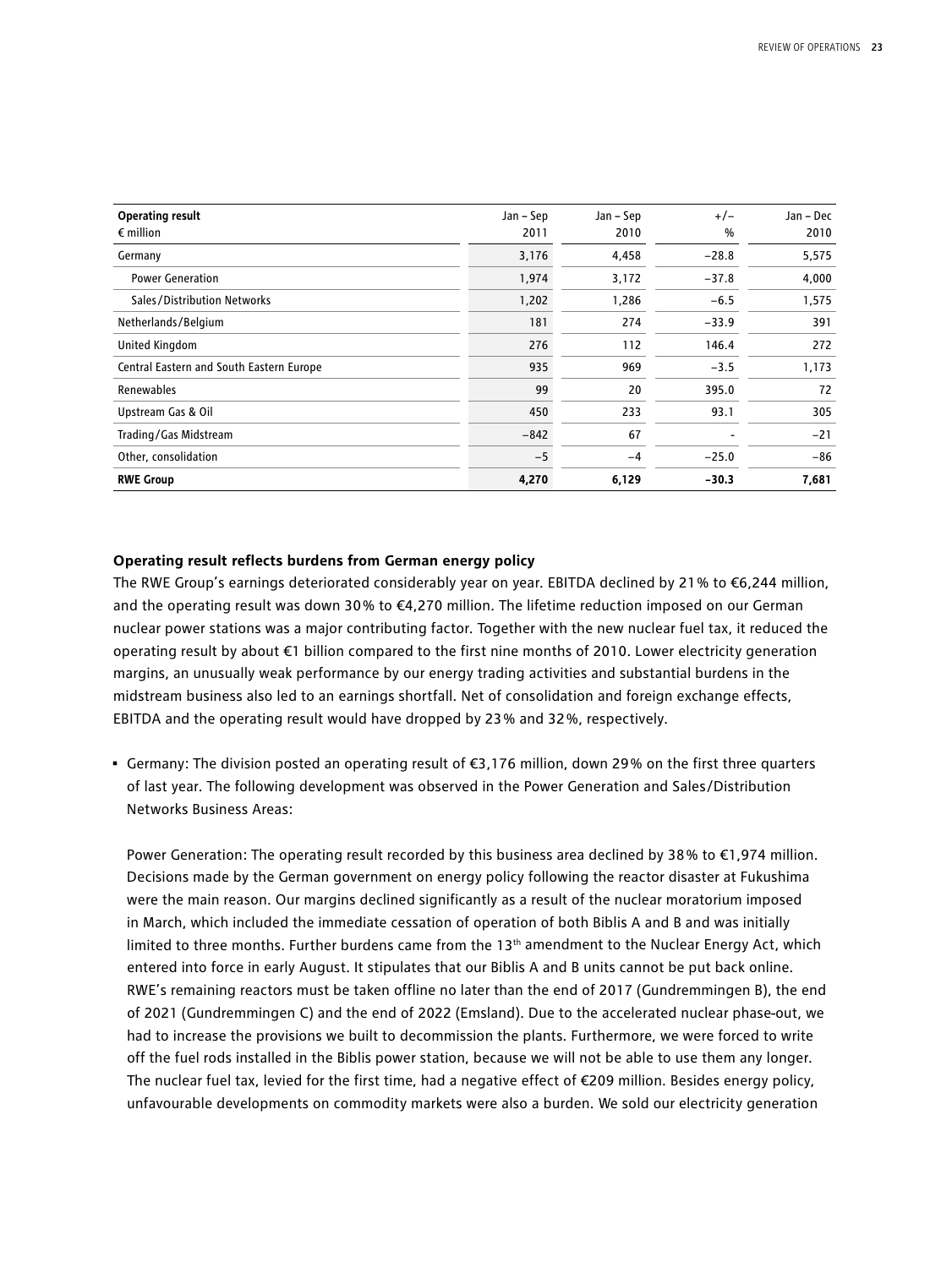| Operating result<br>€ million | Jan – Sep<br>2011 | Jan – Sep<br>2010 | +/–<br>% | Jan – Dec<br>2010 |
|---|---|---|---|---|
| Germany | 3,176 | 4,458 | –28.8 | 5,575 |
| Power Generation | 1,974 | 3,172 | –37.8 | 4,000 |
| Sales/Distribution Networks | 1,202 | 1,286 | –6.5 | 1,575 |
| Netherlands/Belgium | 181 | 274 | –33.9 | 391 |
| United Kingdom | 276 | 112 | 146.4 | 272 |
| Central Eastern and South Eastern Europe | 935 | 969 | –3.5 | 1,173 |
| Renewables | 99 | 20 | 395.0 | 72 |
| Upstream Gas & Oil | 450 | 233 | 93.1 | 305 |
| Trading/Gas Midstream | –842 | 67 | - | –21 |
| Other, consolidation | –5 | –4 | –25.0 | –86 |
| **RWE Group** | **4,270** | **6,129** | **–30.3** | **7,681** |

**Operating result reflects burdens from German energy policy**

The RWE Group's earnings deteriorated considerably year on year. EBITDA declined by 21% to €6,244 million, and the operating result was down 30% to €4,270 million. The lifetime reduction imposed on our German nuclear power stations was a major contributing factor. Together with the new nuclear fuel tax, it reduced the operating result by about €1 billion compared to the first nine months of 2010. Lower electricity generation margins, an unusually weak performance by our energy trading activities and substantial burdens in the midstream business also led to an earnings shortfall. Net of consolidation and foreign exchange effects, EBITDA and the operating result would have dropped by 23% and 32%, respectively.

- Germany: The division posted an operating result of €3,176 million, down 29% on the first three quarters of last year. The following development was observed in the Power Generation and Sales/Distribution Networks Business Areas:

  Power Generation: The operating result recorded by this business area declined by 38% to €1,974 million. Decisions made by the German government on energy policy following the reactor disaster at Fukushima were the main reason. Our margins declined significantly as a result of the nuclear moratorium imposed in March, which included the immediate cessation of operation of both Biblis A and B and was initially limited to three months. Further burdens came from the 13th amendment to the Nuclear Energy Act, which entered into force in early August. It stipulates that our Biblis A and B units cannot be put back online. RWE's remaining reactors must be taken offline no later than the end of 2017 (Gundremmingen B), the end of 2021 (Gundremmingen C) and the end of 2022 (Emsland). Due to the accelerated nuclear phase-out, we had to increase the provisions we built to decommission the plants. Furthermore, we were forced to write off the fuel rods installed in the Biblis power station, because we will not be able to use them any longer. The nuclear fuel tax, levied for the first time, had a negative effect of €209 million. Besides energy policy, unfavourable developments on commodity markets were also a burden. We sold our electricity generation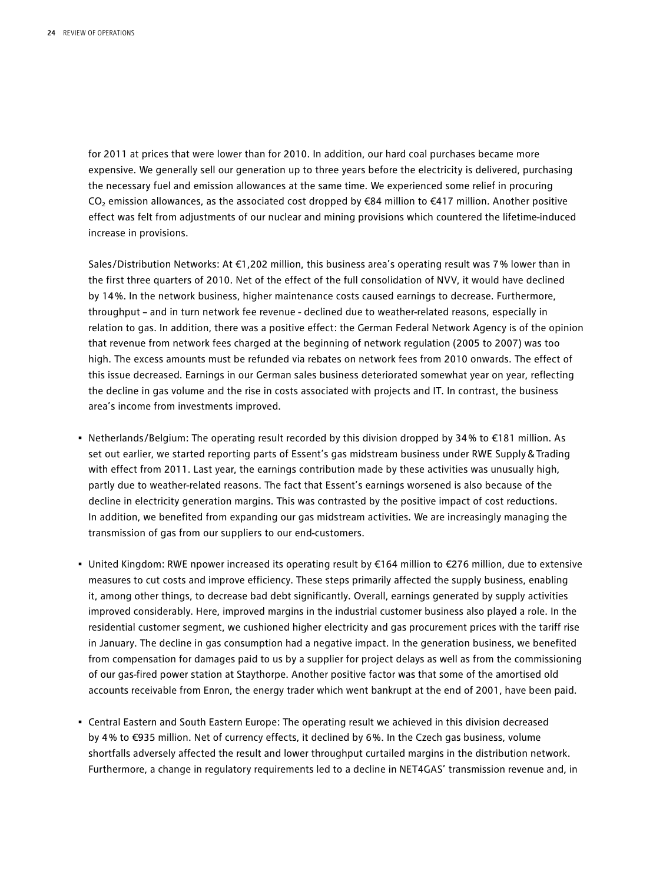for 2011 at prices that were lower than for 2010. In addition, our hard coal purchases became more expensive. We generally sell our generation up to three years before the electricity is delivered, purchasing the necessary fuel and emission allowances at the same time. We experienced some relief in procuring $CO_2$ emission allowances, as the associated cost dropped by €84 million to €417 million. Another positive effect was felt from adjustments of our nuclear and mining provisions which countered the lifetime-induced increase in provisions.

Sales/Distribution Networks: At €1,202 million, this business area's operating result was 7% lower than in the first three quarters of 2010. Net of the effect of the full consolidation of NVV, it would have declined by 14%. In the network business, higher maintenance costs caused earnings to decrease. Furthermore, throughput – and in turn network fee revenue - declined due to weather-related reasons, especially in relation to gas. In addition, there was a positive effect: the German Federal Network Agency is of the opinion that revenue from network fees charged at the beginning of network regulation (2005 to 2007) was too high. The excess amounts must be refunded via rebates on network fees from 2010 onwards. The effect of this issue decreased. Earnings in our German sales business deteriorated somewhat year on year, reflecting the decline in gas volume and the rise in costs associated with projects and IT. In contrast, the business area's income from investments improved.

- Netherlands/Belgium: The operating result recorded by this division dropped by 34% to €181 million. As set out earlier, we started reporting parts of Essent's gas midstream business under RWE Supply & Trading with effect from 2011. Last year, the earnings contribution made by these activities was unusually high, partly due to weather-related reasons. The fact that Essent's earnings worsened is also because of the decline in electricity generation margins. This was contrasted by the positive impact of cost reductions. In addition, we benefited from expanding our gas midstream activities. We are increasingly managing the transmission of gas from our suppliers to our end-customers.

- United Kingdom: RWE npower increased its operating result by €164 million to €276 million, due to extensive measures to cut costs and improve efficiency. These steps primarily affected the supply business, enabling it, among other things, to decrease bad debt significantly. Overall, earnings generated by supply activities improved considerably. Here, improved margins in the industrial customer business also played a role. In the residential customer segment, we cushioned higher electricity and gas procurement prices with the tariff rise in January. The decline in gas consumption had a negative impact. In the generation business, we benefited from compensation for damages paid to us by a supplier for project delays as well as from the commissioning of our gas-fired power station at Staythorpe. Another positive factor was that some of the amortised old accounts receivable from Enron, the energy trader which went bankrupt at the end of 2001, have been paid.

- Central Eastern and South Eastern Europe: The operating result we achieved in this division decreased by 4% to €935 million. Net of currency effects, it declined by 6%. In the Czech gas business, volume shortfalls adversely affected the result and lower throughput curtailed margins in the distribution network. Furthermore, a change in regulatory requirements led to a decline in NET4GAS' transmission revenue and, in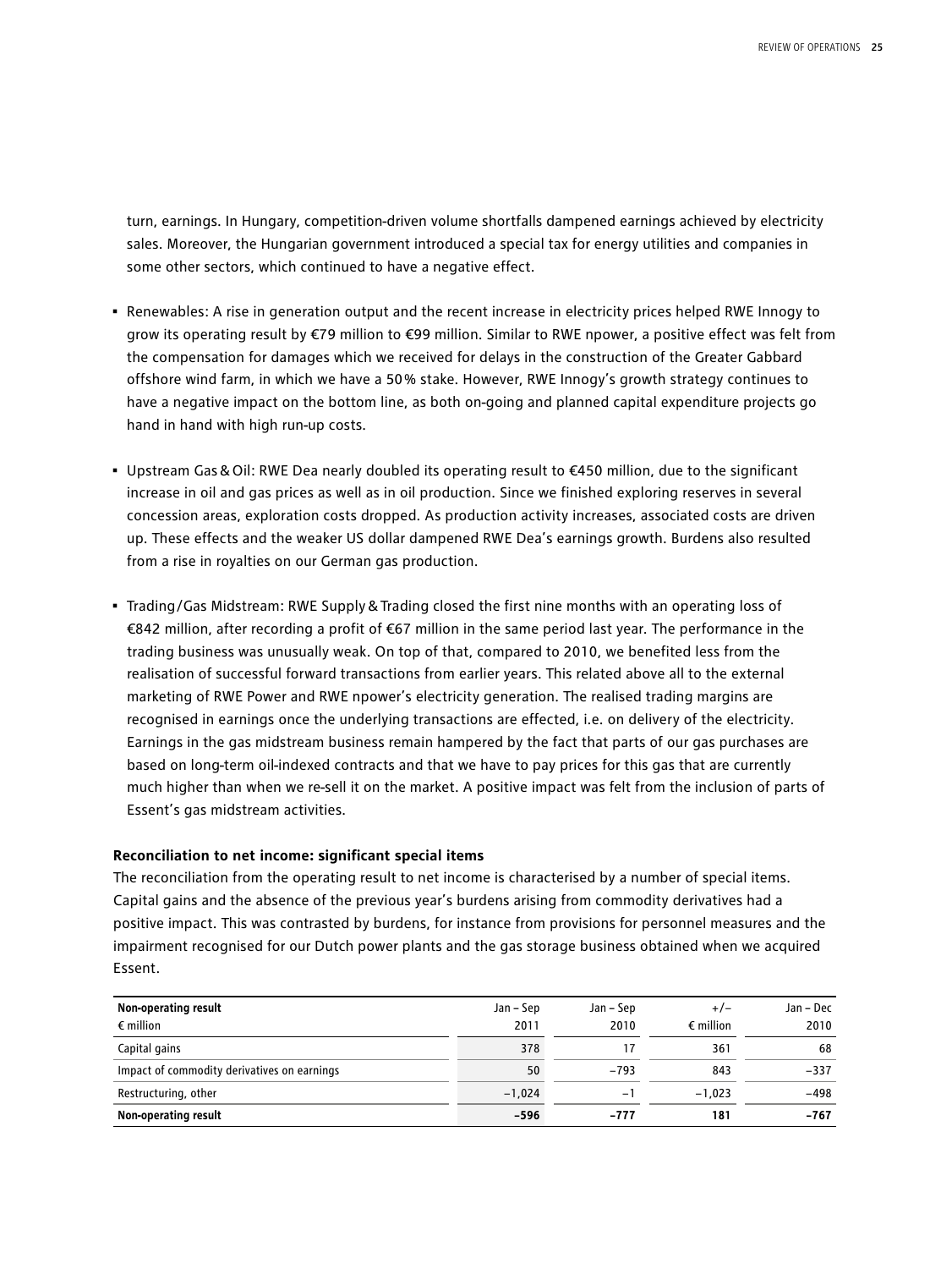turn, earnings. In Hungary, competition-driven volume shortfalls dampened earnings achieved by electricity sales. Moreover, the Hungarian government introduced a special tax for energy utilities and companies in some other sectors, which continued to have a negative effect.

- Renewables: A rise in generation output and the recent increase in electricity prices helped RWE Innogy to grow its operating result by €79 million to €99 million. Similar to RWE npower, a positive effect was felt from the compensation for damages which we received for delays in the construction of the Greater Gabbard offshore wind farm, in which we have a 50% stake. However, RWE Innogy's growth strategy continues to have a negative impact on the bottom line, as both on-going and planned capital expenditure projects go hand in hand with high run-up costs.

- Upstream Gas & Oil: RWE Dea nearly doubled its operating result to €450 million, due to the significant increase in oil and gas prices as well as in oil production. Since we finished exploring reserves in several concession areas, exploration costs dropped. As production activity increases, associated costs are driven up. These effects and the weaker US dollar dampened RWE Dea's earnings growth. Burdens also resulted from a rise in royalties on our German gas production.

- Trading/Gas Midstream: RWE Supply & Trading closed the first nine months with an operating loss of €842 million, after recording a profit of €67 million in the same period last year. The performance in the trading business was unusually weak. On top of that, compared to 2010, we benefited less from the realisation of successful forward transactions from earlier years. This related above all to the external marketing of RWE Power and RWE npower's electricity generation. The realised trading margins are recognised in earnings once the underlying transactions are effected, i.e. on delivery of the electricity. Earnings in the gas midstream business remain hampered by the fact that parts of our gas purchases are based on long-term oil-indexed contracts and that we have to pay prices for this gas that are currently much higher than when we re-sell it on the market. A positive impact was felt from the inclusion of parts of Essent's gas midstream activities.

**Reconciliation to net income: significant special items**

The reconciliation from the operating result to net income is characterised by a number of special items. Capital gains and the absence of the previous year's burdens arising from commodity derivatives had a positive impact. This was contrasted by burdens, for instance from provisions for personnel measures and the impairment recognised for our Dutch power plants and the gas storage business obtained when we acquired Essent.

| **Non-operating result**<br>€ million | Jan – Sep<br>2011 | Jan – Sep<br>2010 | +/–<br>€ million | Jan – Dec<br>2010 |
|---|---|---|---|---|
| Capital gains | 378 | 17 | 361 | 68 |
| Impact of commodity derivatives on earnings | 50 | –793 | 843 | –337 |
| Restructuring, other | –1,024 | –1 | –1,023 | –498 |
| **Non-operating result** | **–596** | **–777** | **181** | **–767** |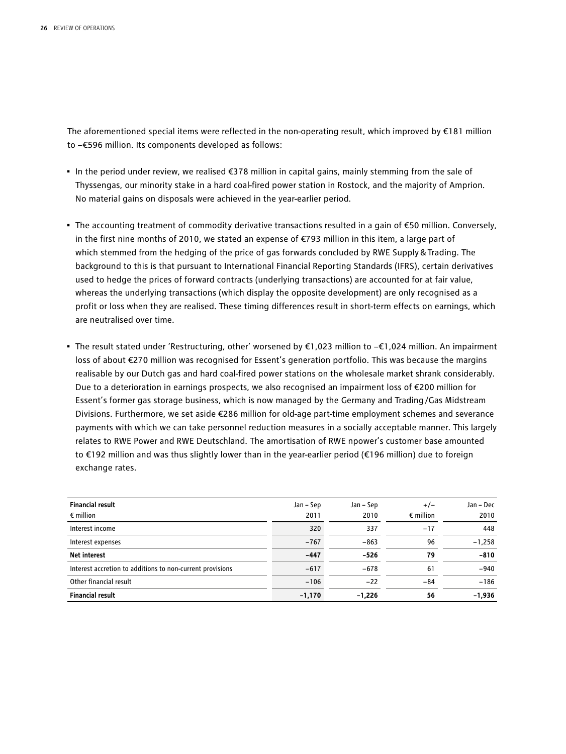The aforementioned special items were reflected in the non-operating result, which improved by €181 million to –€596 million. Its components developed as follows:

- In the period under review, we realised €378 million in capital gains, mainly stemming from the sale of Thyssengas, our minority stake in a hard coal-fired power station in Rostock, and the majority of Amprion. No material gains on disposals were achieved in the year-earlier period.
- The accounting treatment of commodity derivative transactions resulted in a gain of €50 million. Conversely, in the first nine months of 2010, we stated an expense of €793 million in this item, a large part of which stemmed from the hedging of the price of gas forwards concluded by RWE Supply & Trading. The background to this is that pursuant to International Financial Reporting Standards (IFRS), certain derivatives used to hedge the prices of forward contracts (underlying transactions) are accounted for at fair value, whereas the underlying transactions (which display the opposite development) are only recognised as a profit or loss when they are realised. These timing differences result in short-term effects on earnings, which are neutralised over time.
- The result stated under 'Restructuring, other' worsened by €1,023 million to –€1,024 million. An impairment loss of about €270 million was recognised for Essent's generation portfolio. This was because the margins realisable by our Dutch gas and hard coal-fired power stations on the wholesale market shrank considerably. Due to a deterioration in earnings prospects, we also recognised an impairment loss of €200 million for Essent's former gas storage business, which is now managed by the Germany and Trading / Gas Midstream Divisions. Furthermore, we set aside €286 million for old-age part-time employment schemes and severance payments with which we can take personnel reduction measures in a socially acceptable manner. This largely relates to RWE Power and RWE Deutschland. The amortisation of RWE npower's customer base amounted to €192 million and was thus slightly lower than in the year-earlier period (€196 million) due to foreign exchange rates.

| **Financial result**<br>€ million | Jan – Sep<br>2011 | Jan – Sep<br>2010 | +/–<br>€ million | Jan – Dec<br>2010 |
|---|---|---|---|---|
| Interest income | 320 | 337 | –17 | 448 |
| Interest expenses | –767 | –863 | 96 | –1,258 |
| **Net interest** | **–447** | **–526** | **79** | **–810** |
| Interest accretion to additions to non-current provisions | –617 | –678 | 61 | –940 |
| Other financial result | –106 | –22 | –84 | –186 |
| **Financial result** | **–1,170** | **–1,226** | **56** | **–1,936** |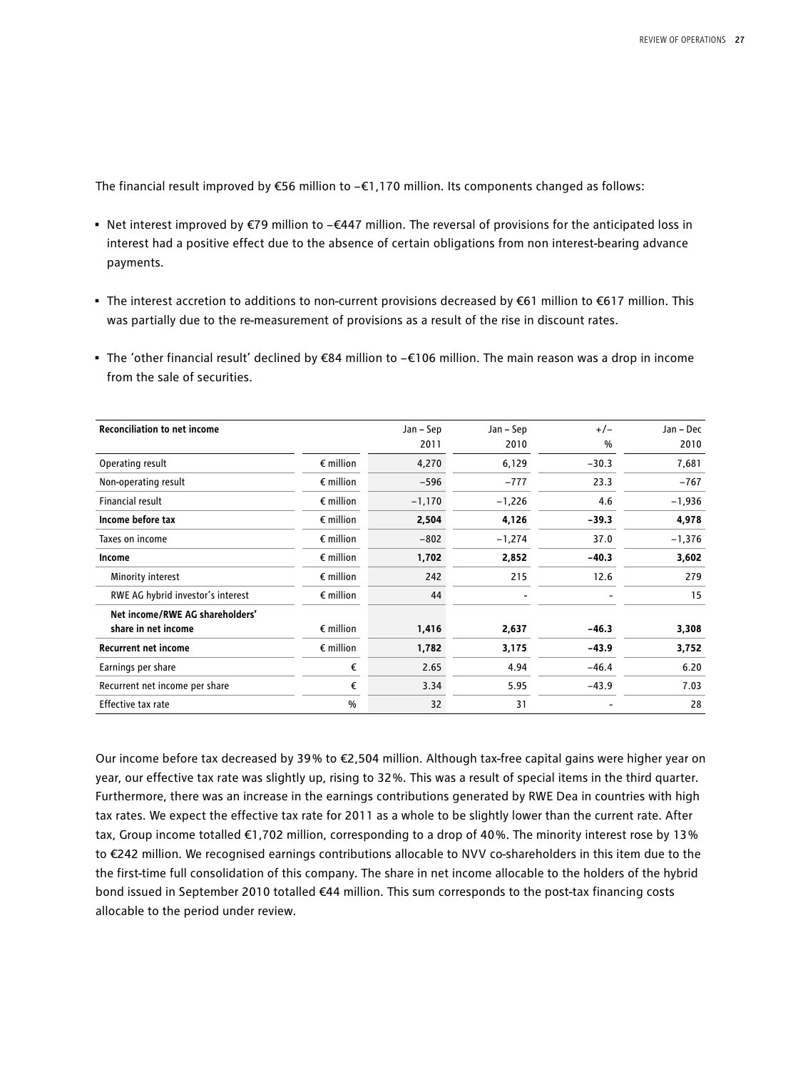The financial result improved by €56 million to –€1,170 million. Its components changed as follows:

- Net interest improved by €79 million to –€447 million. The reversal of provisions for the anticipated loss in interest had a positive effect due to the absence of certain obligations from non interest-bearing advance payments.
- The interest accretion to additions to non-current provisions decreased by €61 million to €617 million. This was partially due to the re-measurement of provisions as a result of the rise in discount rates.
- The 'other financial result' declined by €84 million to –€106 million. The main reason was a drop in income from the sale of securities.

| **Reconciliation to net income** | | Jan – Sep 2011 | Jan – Sep 2010 | +/– % | Jan – Dec 2010 |
|---|---|---|---|---|---|
| Operating result | € million | 4,270 | 6,129 | –30.3 | 7,681 |
| Non-operating result | € million | –596 | –777 | 23.3 | –767 |
| Financial result | € million | –1,170 | –1,226 | 4.6 | –1,936 |
| **Income before tax** | € million | **2,504** | **4,126** | **–39.3** | **4,978** |
| Taxes on income | € million | –802 | –1,274 | 37.0 | –1,376 |
| **Income** | € million | **1,702** | **2,852** | **–40.3** | **3,602** |
| Minority interest | € million | 242 | 215 | 12.6 | 279 |
| RWE AG hybrid investor's interest | € million | 44 | - | - | 15 |
| **Net income/RWE AG shareholders' share in net income** | € million | **1,416** | **2,637** | **–46.3** | **3,308** |
| **Recurrent net income** | € million | **1,782** | **3,175** | **–43.9** | **3,752** |
| Earnings per share | € | 2.65 | 4.94 | –46.4 | 6.20 |
| Recurrent net income per share | € | 3.34 | 5.95 | –43.9 | 7.03 |
| Effective tax rate | % | 32 | 31 | - | 28 |

Our income before tax decreased by 39% to €2,504 million. Although tax-free capital gains were higher year on year, our effective tax rate was slightly up, rising to 32%. This was a result of special items in the third quarter. Furthermore, there was an increase in the earnings contributions generated by RWE Dea in countries with high tax rates. We expect the effective tax rate for 2011 as a whole to be slightly lower than the current rate. After tax, Group income totalled €1,702 million, corresponding to a drop of 40%. The minority interest rose by 13% to €242 million. We recognised earnings contributions allocable to NVV co-shareholders in this item due to the the first-time full consolidation of this company. The share in net income allocable to the holders of the hybrid bond issued in September 2010 totalled €44 million. This sum corresponds to the post-tax financing costs allocable to the period under review.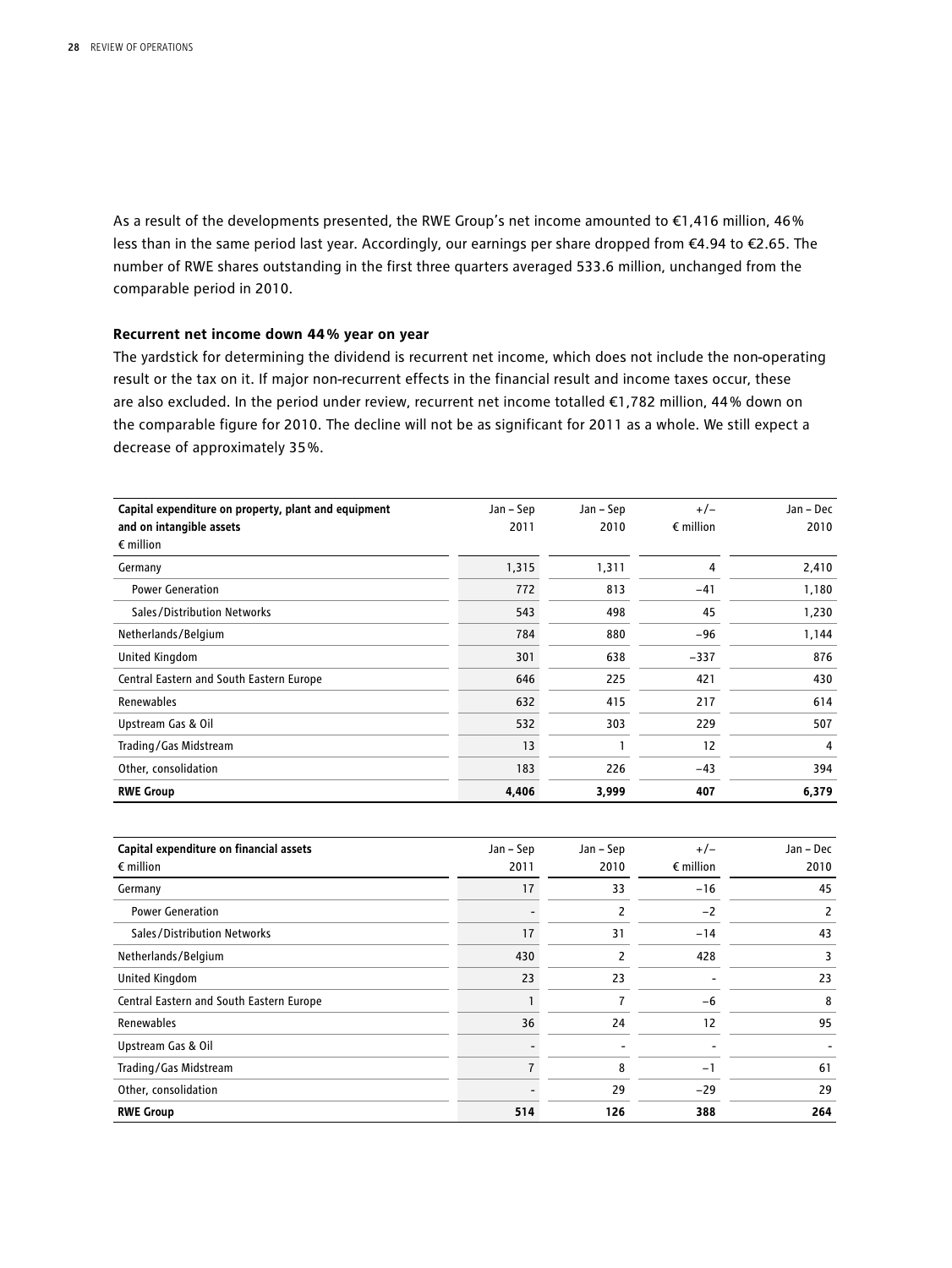As a result of the developments presented, the RWE Group's net income amounted to €1,416 million, 46% less than in the same period last year. Accordingly, our earnings per share dropped from €4.94 to €2.65. The number of RWE shares outstanding in the first three quarters averaged 533.6 million, unchanged from the comparable period in 2010.

**Recurrent net income down 44% year on year**

The yardstick for determining the dividend is recurrent net income, which does not include the non-operating result or the tax on it. If major non-recurrent effects in the financial result and income taxes occur, these are also excluded. In the period under review, recurrent net income totalled €1,782 million, 44% down on the comparable figure for 2010. The decline will not be as significant for 2011 as a whole. We still expect a decrease of approximately 35%.

| Capital expenditure on property, plant and equipment and on intangible assets<br>€ million | Jan – Sep 2011 | Jan – Sep 2010 | +/–<br>€ million | Jan – Dec 2010 |
|---|---|---|---|---|
| Germany | 1,315 | 1,311 | 4 | 2,410 |
| Power Generation | 772 | 813 | −41 | 1,180 |
| Sales/Distribution Networks | 543 | 498 | 45 | 1,230 |
| Netherlands/Belgium | 784 | 880 | −96 | 1,144 |
| United Kingdom | 301 | 638 | −337 | 876 |
| Central Eastern and South Eastern Europe | 646 | 225 | 421 | 430 |
| Renewables | 632 | 415 | 217 | 614 |
| Upstream Gas & Oil | 532 | 303 | 229 | 507 |
| Trading/Gas Midstream | 13 | 1 | 12 | 4 |
| Other, consolidation | 183 | 226 | −43 | 394 |
| **RWE Group** | **4,406** | **3,999** | **407** | **6,379** |

| Capital expenditure on financial assets<br>€ million | Jan – Sep 2011 | Jan – Sep 2010 | +/–<br>€ million | Jan – Dec 2010 |
|---|---|---|---|---|
| Germany | 17 | 33 | −16 | 45 |
| Power Generation | - | 2 | −2 | 2 |
| Sales/Distribution Networks | 17 | 31 | −14 | 43 |
| Netherlands/Belgium | 430 | 2 | 428 | 3 |
| United Kingdom | 23 | 23 | - | 23 |
| Central Eastern and South Eastern Europe | 1 | 7 | −6 | 8 |
| Renewables | 36 | 24 | 12 | 95 |
| Upstream Gas & Oil | - | - | - | - |
| Trading/Gas Midstream | 7 | 8 | −1 | 61 |
| Other, consolidation | - | 29 | −29 | 29 |
| **RWE Group** | **514** | **126** | **388** | **264** |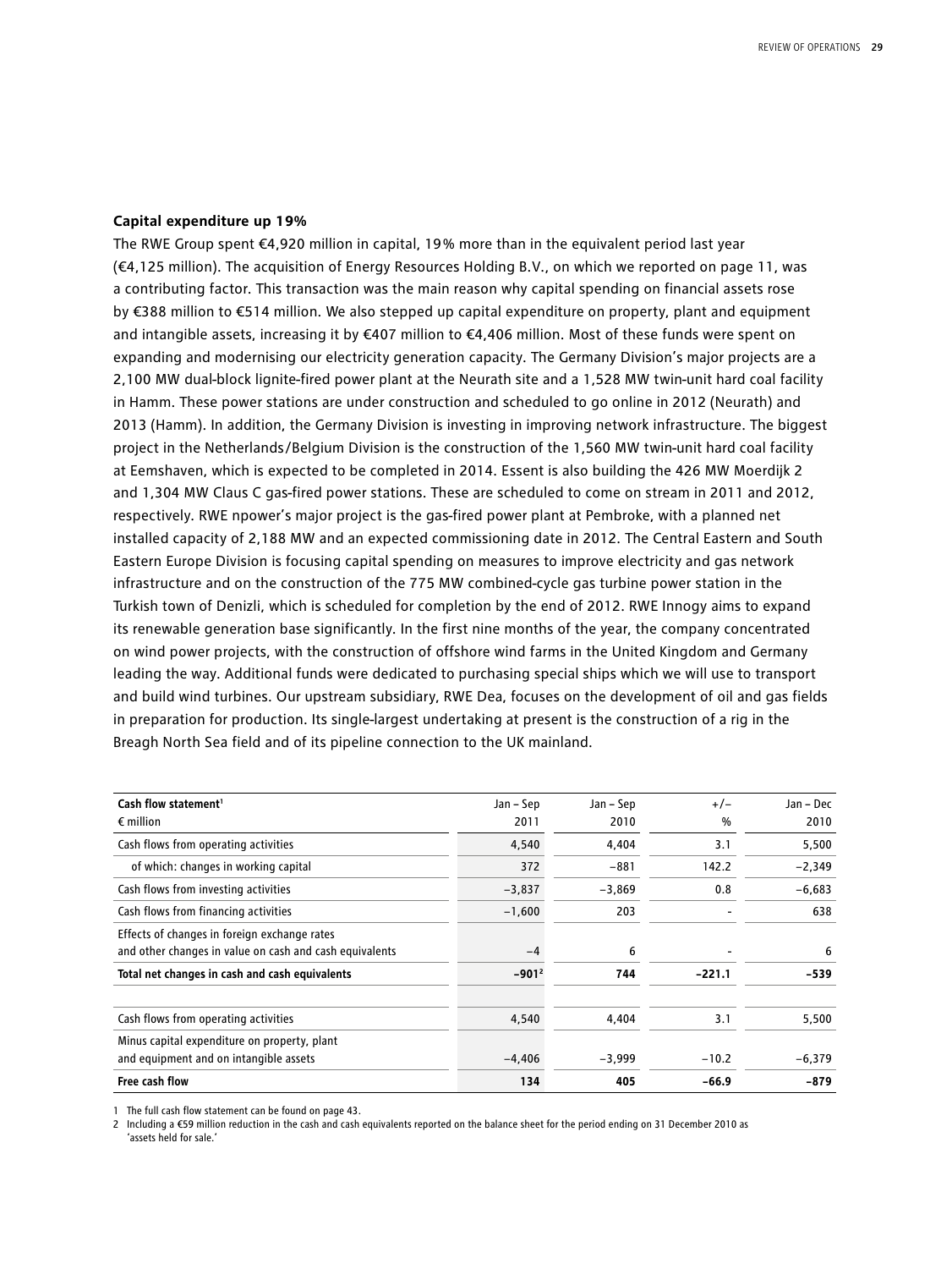### Capital expenditure up 19%

The RWE Group spent €4,920 million in capital, 19% more than in the equivalent period last year (€4,125 million). The acquisition of Energy Resources Holding B.V., on which we reported on page 11, was a contributing factor. This transaction was the main reason why capital spending on financial assets rose by €388 million to €514 million. We also stepped up capital expenditure on property, plant and equipment and intangible assets, increasing it by €407 million to €4,406 million. Most of these funds were spent on expanding and modernising our electricity generation capacity. The Germany Division's major projects are a 2,100 MW dual-block lignite-fired power plant at the Neurath site and a 1,528 MW twin-unit hard coal facility in Hamm. These power stations are under construction and scheduled to go online in 2012 (Neurath) and 2013 (Hamm). In addition, the Germany Division is investing in improving network infrastructure. The biggest project in the Netherlands/Belgium Division is the construction of the 1,560 MW twin-unit hard coal facility at Eemshaven, which is expected to be completed in 2014. Essent is also building the 426 MW Moerdijk 2 and 1,304 MW Claus C gas-fired power stations. These are scheduled to come on stream in 2011 and 2012, respectively. RWE npower's major project is the gas-fired power plant at Pembroke, with a planned net installed capacity of 2,188 MW and an expected commissioning date in 2012. The Central Eastern and South Eastern Europe Division is focusing capital spending on measures to improve electricity and gas network infrastructure and on the construction of the 775 MW combined-cycle gas turbine power station in the Turkish town of Denizli, which is scheduled for completion by the end of 2012. RWE Innogy aims to expand its renewable generation base significantly. In the first nine months of the year, the company concentrated on wind power projects, with the construction of offshore wind farms in the United Kingdom and Germany leading the way. Additional funds were dedicated to purchasing special ships which we will use to transport and build wind turbines. Our upstream subsidiary, RWE Dea, focuses on the development of oil and gas fields in preparation for production. Its single-largest undertaking at present is the construction of a rig in the Breagh North Sea field and of its pipeline connection to the UK mainland.

| Cash flow statement[1] € million | Jan – Sep 2011 | Jan – Sep 2010 | +/– % | Jan – Dec 2010 |
|---|---|---|---|---|
| Cash flows from operating activities | 4,540 | 4,404 | 3.1 | 5,500 |
| of which: changes in working capital | 372 | −881 | 142.2 | −2,349 |
| Cash flows from investing activities | −3,837 | −3,869 | 0.8 | −6,683 |
| Cash flows from financing activities | −1,600 | 203 | - | 638 |
| Effects of changes in foreign exchange rates and other changes in value on cash and cash equivalents | −4 | 6 | - | 6 |
| **Total net changes in cash and cash equivalents** | **−901[2]** | **744** | **−221.1** | **−539** |
| | | | | |
| Cash flows from operating activities | 4,540 | 4,404 | 3.1 | 5,500 |
| Minus capital expenditure on property, plant and equipment and on intangible assets | −4,406 | −3,999 | −10.2 | −6,379 |
| **Free cash flow** | **134** | **405** | **−66.9** | **−879** |

1 The full cash flow statement can be found on page 43.
2 Including a €59 million reduction in the cash and cash equivalents reported on the balance sheet for the period ending on 31 December 2010 as 'assets held for sale.'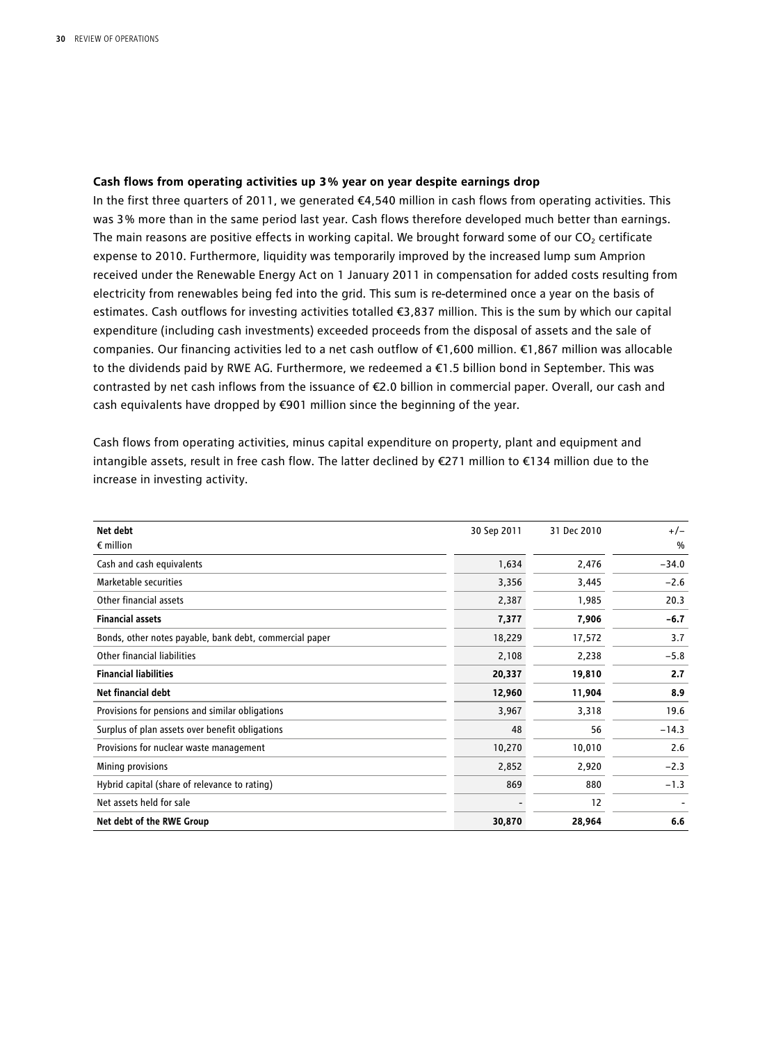### Cash flows from operating activities up 3% year on year despite earnings drop

In the first three quarters of 2011, we generated €4,540 million in cash flows from operating activities. This was 3% more than in the same period last year. Cash flows therefore developed much better than earnings. The main reasons are positive effects in working capital. We brought forward some of our $CO_2$ certificate expense to 2010. Furthermore, liquidity was temporarily improved by the increased lump sum Amprion received under the Renewable Energy Act on 1 January 2011 in compensation for added costs resulting from electricity from renewables being fed into the grid. This sum is re-determined once a year on the basis of estimates. Cash outflows for investing activities totalled €3,837 million. This is the sum by which our capital expenditure (including cash investments) exceeded proceeds from the disposal of assets and the sale of companies. Our financing activities led to a net cash outflow of €1,600 million. €1,867 million was allocable to the dividends paid by RWE AG. Furthermore, we redeemed a €1.5 billion bond in September. This was contrasted by net cash inflows from the issuance of €2.0 billion in commercial paper. Overall, our cash and cash equivalents have dropped by €901 million since the beginning of the year.

Cash flows from operating activities, minus capital expenditure on property, plant and equipment and intangible assets, result in free cash flow. The latter declined by €271 million to €134 million due to the increase in investing activity.

| Net debt<br>€ million | 30 Sep 2011 | 31 Dec 2010 | +/–<br>% |
|---|---|---|---|
| Cash and cash equivalents | 1,634 | 2,476 | –34.0 |
| Marketable securities | 3,356 | 3,445 | –2.6 |
| Other financial assets | 2,387 | 1,985 | 20.3 |
| **Financial assets** | **7,377** | **7,906** | **–6.7** |
| Bonds, other notes payable, bank debt, commercial paper | 18,229 | 17,572 | 3.7 |
| Other financial liabilities | 2,108 | 2,238 | –5.8 |
| **Financial liabilities** | **20,337** | **19,810** | **2.7** |
| **Net financial debt** | **12,960** | **11,904** | **8.9** |
| Provisions for pensions and similar obligations | 3,967 | 3,318 | 19.6 |
| Surplus of plan assets over benefit obligations | 48 | 56 | –14.3 |
| Provisions for nuclear waste management | 10,270 | 10,010 | 2.6 |
| Mining provisions | 2,852 | 2,920 | –2.3 |
| Hybrid capital (share of relevance to rating) | 869 | 880 | –1.3 |
| Net assets held for sale | - | 12 | - |
| **Net debt of the RWE Group** | **30,870** | **28,964** | **6.6** |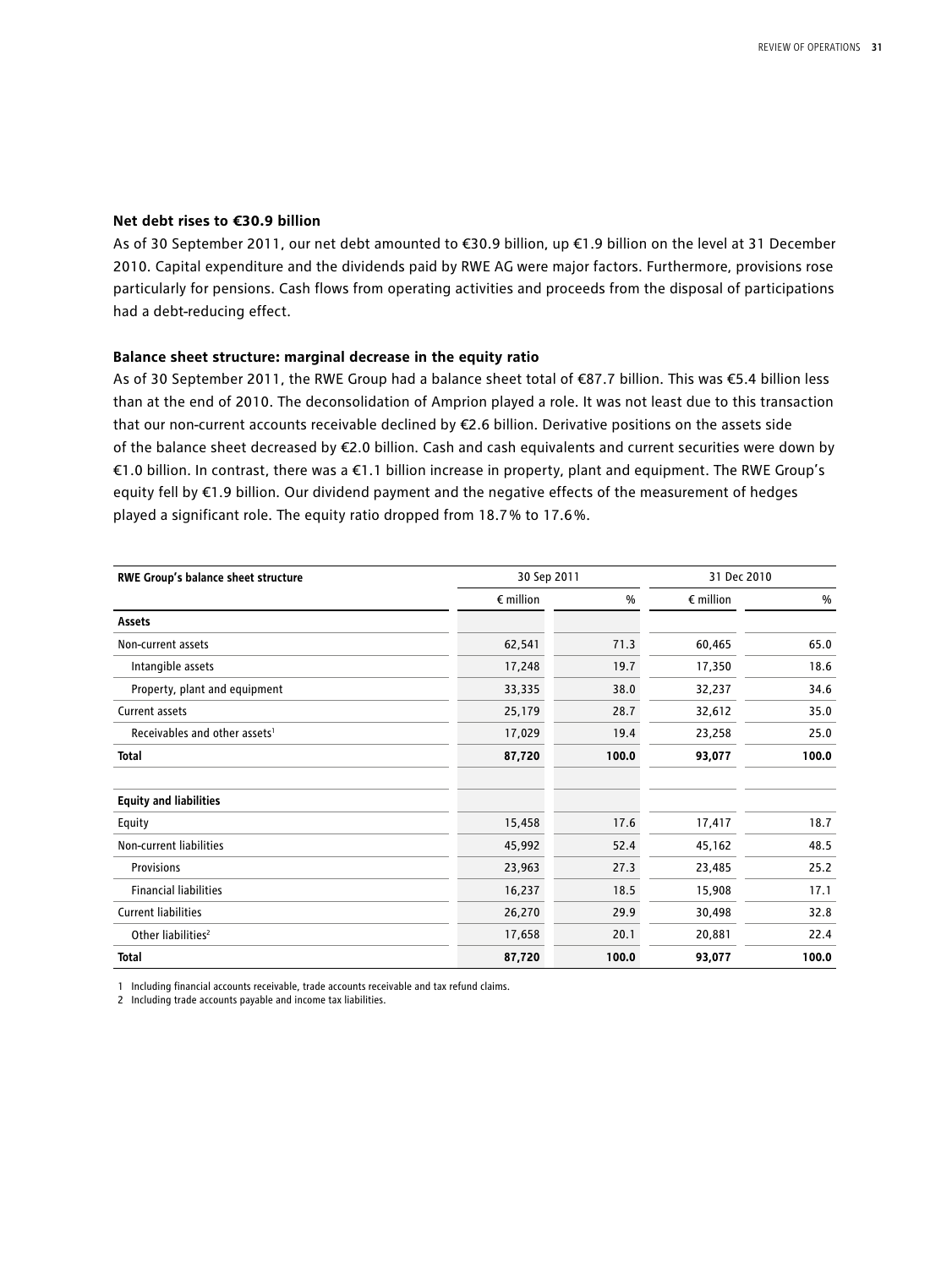### Net debt rises to €30.9 billion

As of 30 September 2011, our net debt amounted to €30.9 billion, up €1.9 billion on the level at 31 December 2010. Capital expenditure and the dividends paid by RWE AG were major factors. Furthermore, provisions rose particularly for pensions. Cash flows from operating activities and proceeds from the disposal of participations had a debt-reducing effect.

### Balance sheet structure: marginal decrease in the equity ratio

As of 30 September 2011, the RWE Group had a balance sheet total of €87.7 billion. This was €5.4 billion less than at the end of 2010. The deconsolidation of Amprion played a role. It was not least due to this transaction that our non-current accounts receivable declined by €2.6 billion. Derivative positions on the assets side of the balance sheet decreased by €2.0 billion. Cash and cash equivalents and current securities were down by €1.0 billion. In contrast, there was a €1.1 billion increase in property, plant and equipment. The RWE Group's equity fell by €1.9 billion. Our dividend payment and the negative effects of the measurement of hedges played a significant role. The equity ratio dropped from 18.7% to 17.6%.

| RWE Group's balance sheet structure | 30 Sep 2011 | | 31 Dec 2010 | |
|---|---|---|---|---|
| | € million | % | € million | % |
| **Assets** | | | | |
| Non-current assets | 62,541 | 71.3 | 60,465 | 65.0 |
| Intangible assets | 17,248 | 19.7 | 17,350 | 18.6 |
| Property, plant and equipment | 33,335 | 38.0 | 32,237 | 34.6 |
| Current assets | 25,179 | 28.7 | 32,612 | 35.0 |
| Receivables and other assets[1] | 17,029 | 19.4 | 23,258 | 25.0 |
| **Total** | **87,720** | **100.0** | **93,077** | **100.0** |
| | | | | |
| **Equity and liabilities** | | | | |
| Equity | 15,458 | 17.6 | 17,417 | 18.7 |
| Non-current liabilities | 45,992 | 52.4 | 45,162 | 48.5 |
| Provisions | 23,963 | 27.3 | 23,485 | 25.2 |
| Financial liabilities | 16,237 | 18.5 | 15,908 | 17.1 |
| Current liabilities | 26,270 | 29.9 | 30,498 | 32.8 |
| Other liabilities[2] | 17,658 | 20.1 | 20,881 | 22.4 |
| **Total** | **87,720** | **100.0** | **93,077** | **100.0** |

1 Including financial accounts receivable, trade accounts receivable and tax refund claims.
2 Including trade accounts payable and income tax liabilities.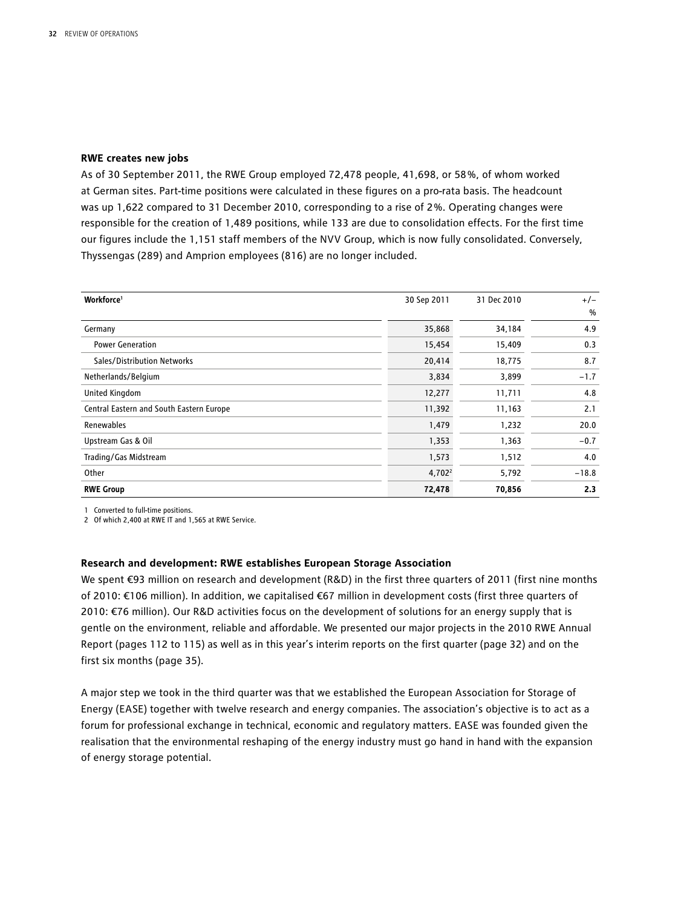### RWE creates new jobs

As of 30 September 2011, the RWE Group employed 72,478 people, 41,698, or 58%, of whom worked at German sites. Part-time positions were calculated in these figures on a pro-rata basis. The headcount was up 1,622 compared to 31 December 2010, corresponding to a rise of 2%. Operating changes were responsible for the creation of 1,489 positions, while 133 are due to consolidation effects. For the first time our figures include the 1,151 staff members of the NVV Group, which is now fully consolidated. Conversely, Thyssengas (289) and Amprion employees (816) are no longer included.

| Workforce[1] | 30 Sep 2011 | 31 Dec 2010 | +/− % |
|---|---|---|---|
| Germany | 35,868 | 34,184 | 4.9 |
| Power Generation | 15,454 | 15,409 | 0.3 |
| Sales/Distribution Networks | 20,414 | 18,775 | 8.7 |
| Netherlands/Belgium | 3,834 | 3,899 | −1.7 |
| United Kingdom | 12,277 | 11,711 | 4.8 |
| Central Eastern and South Eastern Europe | 11,392 | 11,163 | 2.1 |
| Renewables | 1,479 | 1,232 | 20.0 |
| Upstream Gas & Oil | 1,353 | 1,363 | −0.7 |
| Trading/Gas Midstream | 1,573 | 1,512 | 4.0 |
| Other | 4,702[2] | 5,792 | −18.8 |
| **RWE Group** | **72,478** | **70,856** | **2.3** |

1 Converted to full-time positions.
2 Of which 2,400 at RWE IT and 1,565 at RWE Service.

### Research and development: RWE establishes European Storage Association

We spent €93 million on research and development (R&D) in the first three quarters of 2011 (first nine months of 2010: €106 million). In addition, we capitalised €67 million in development costs (first three quarters of 2010: €76 million). Our R&D activities focus on the development of solutions for an energy supply that is gentle on the environment, reliable and affordable. We presented our major projects in the 2010 RWE Annual Report (pages 112 to 115) as well as in this year's interim reports on the first quarter (page 32) and on the first six months (page 35).

A major step we took in the third quarter was that we established the European Association for Storage of Energy (EASE) together with twelve research and energy companies. The association's objective is to act as a forum for professional exchange in technical, economic and regulatory matters. EASE was founded given the realisation that the environmental reshaping of the energy industry must go hand in hand with the expansion of energy storage potential.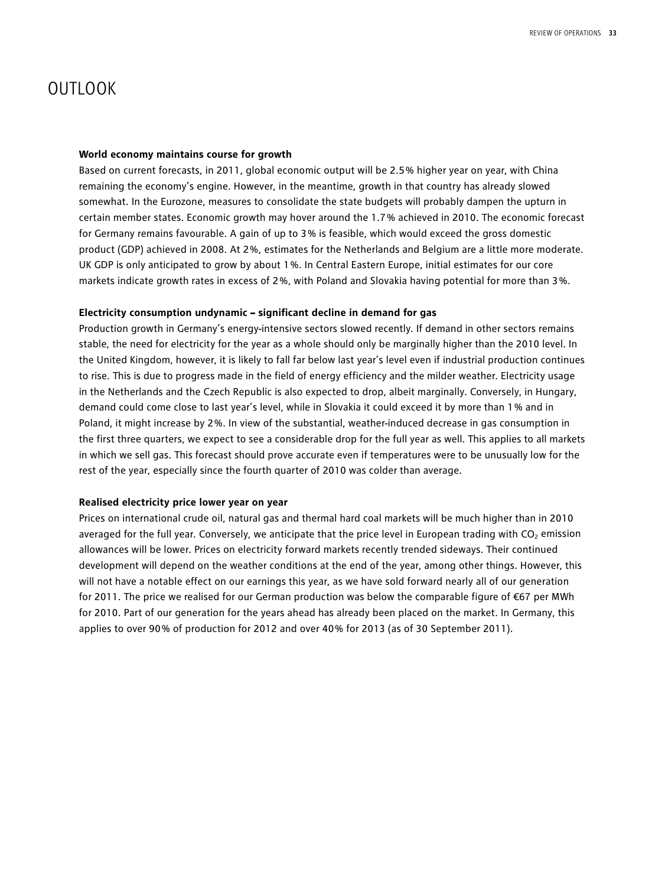# OUTLOOK

**World economy maintains course for growth**

Based on current forecasts, in 2011, global economic output will be 2.5% higher year on year, with China remaining the economy's engine. However, in the meantime, growth in that country has already slowed somewhat. In the Eurozone, measures to consolidate the state budgets will probably dampen the upturn in certain member states. Economic growth may hover around the 1.7% achieved in 2010. The economic forecast for Germany remains favourable. A gain of up to 3% is feasible, which would exceed the gross domestic product (GDP) achieved in 2008. At 2%, estimates for the Netherlands and Belgium are a little more moderate. UK GDP is only anticipated to grow by about 1%. In Central Eastern Europe, initial estimates for our core markets indicate growth rates in excess of 2%, with Poland and Slovakia having potential for more than 3%.

**Electricity consumption undynamic – significant decline in demand for gas**

Production growth in Germany's energy-intensive sectors slowed recently. If demand in other sectors remains stable, the need for electricity for the year as a whole should only be marginally higher than the 2010 level. In the United Kingdom, however, it is likely to fall far below last year's level even if industrial production continues to rise. This is due to progress made in the field of energy efficiency and the milder weather. Electricity usage in the Netherlands and the Czech Republic is also expected to drop, albeit marginally. Conversely, in Hungary, demand could come close to last year's level, while in Slovakia it could exceed it by more than 1% and in Poland, it might increase by 2%. In view of the substantial, weather-induced decrease in gas consumption in the first three quarters, we expect to see a considerable drop for the full year as well. This applies to all markets in which we sell gas. This forecast should prove accurate even if temperatures were to be unusually low for the rest of the year, especially since the fourth quarter of 2010 was colder than average.

**Realised electricity price lower year on year**

Prices on international crude oil, natural gas and thermal hard coal markets will be much higher than in 2010 averaged for the full year. Conversely, we anticipate that the price level in European trading with $CO_2$ emission allowances will be lower. Prices on electricity forward markets recently trended sideways. Their continued development will depend on the weather conditions at the end of the year, among other things. However, this will not have a notable effect on our earnings this year, as we have sold forward nearly all of our generation for 2011. The price we realised for our German production was below the comparable figure of €67 per MWh for 2010. Part of our generation for the years ahead has already been placed on the market. In Germany, this applies to over 90% of production for 2012 and over 40% for 2013 (as of 30 September 2011).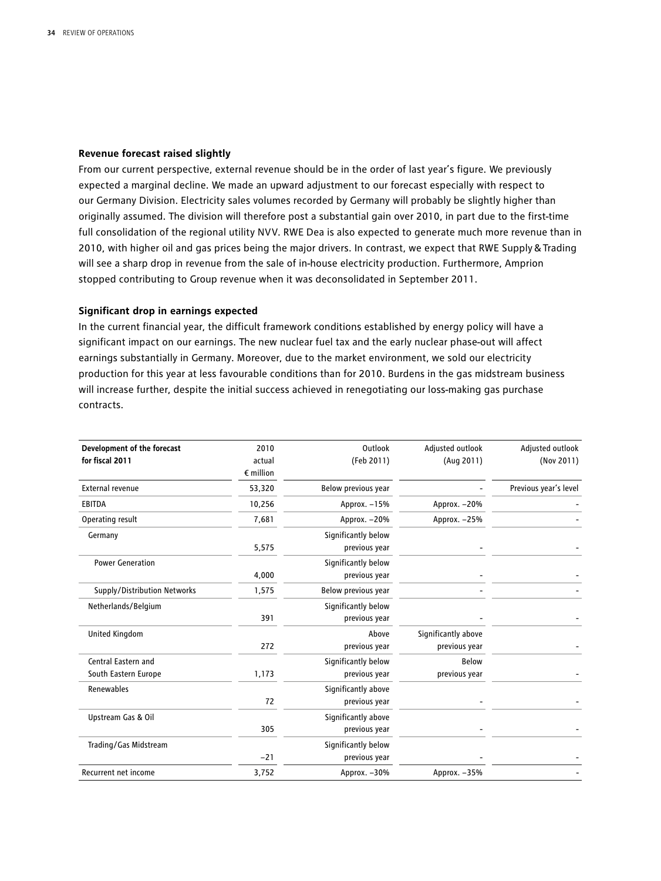**Revenue forecast raised slightly**

From our current perspective, external revenue should be in the order of last year's figure. We previously expected a marginal decline. We made an upward adjustment to our forecast especially with respect to our Germany Division. Electricity sales volumes recorded by Germany will probably be slightly higher than originally assumed. The division will therefore post a substantial gain over 2010, in part due to the first-time full consolidation of the regional utility NVV. RWE Dea is also expected to generate much more revenue than in 2010, with higher oil and gas prices being the major drivers. In contrast, we expect that RWE Supply & Trading will see a sharp drop in revenue from the sale of in-house electricity production. Furthermore, Amprion stopped contributing to Group revenue when it was deconsolidated in September 2011.

**Significant drop in earnings expected**

In the current financial year, the difficult framework conditions established by energy policy will have a significant impact on our earnings. The new nuclear fuel tax and the early nuclear phase-out will affect earnings substantially in Germany. Moreover, due to the market environment, we sold our electricity production for this year at less favourable conditions than for 2010. Burdens in the gas midstream business will increase further, despite the initial success achieved in renegotiating our loss-making gas purchase contracts.

| Development of the forecast for fiscal 2011 | 2010 actual € million | Outlook (Feb 2011) | Adjusted outlook (Aug 2011) | Adjusted outlook (Nov 2011) |
|---|---|---|---|---|
| External revenue | 53,320 | Below previous year | - | Previous year's level |
| EBITDA | 10,256 | Approx. −15% | Approx. −20% | - |
| Operating result | 7,681 | Approx. −20% | Approx. −25% | - |
| Germany | 5,575 | Significantly below previous year | - | - |
| Power Generation | 4,000 | Significantly below previous year | - | - |
| Supply/Distribution Networks | 1,575 | Below previous year | - | - |
| Netherlands/Belgium | 391 | Significantly below previous year | - | - |
| United Kingdom | 272 | Above previous year | Significantly above previous year | - |
| Central Eastern and South Eastern Europe | 1,173 | Significantly below previous year | Below previous year | - |
| Renewables | 72 | Significantly above previous year | - | - |
| Upstream Gas & Oil | 305 | Significantly above previous year | - | - |
| Trading/Gas Midstream | −21 | Significantly below previous year | - | - |
| Recurrent net income | 3,752 | Approx. −30% | Approx. −35% | - |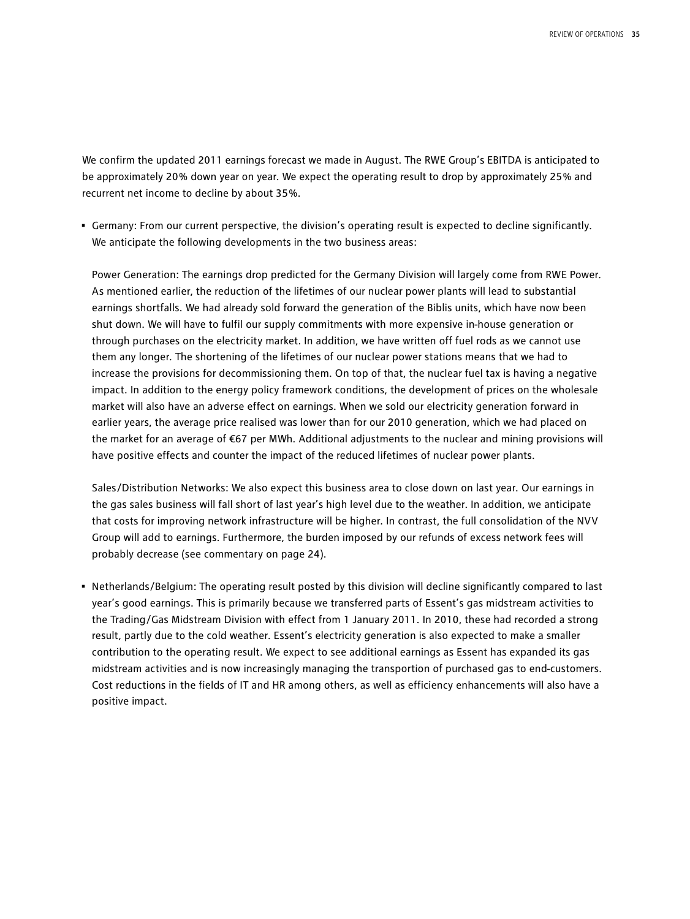We confirm the updated 2011 earnings forecast we made in August. The RWE Group's EBITDA is anticipated to be approximately 20% down year on year. We expect the operating result to drop by approximately 25% and recurrent net income to decline by about 35%.

- Germany: From our current perspective, the division's operating result is expected to decline significantly. We anticipate the following developments in the two business areas:

  Power Generation: The earnings drop predicted for the Germany Division will largely come from RWE Power. As mentioned earlier, the reduction of the lifetimes of our nuclear power plants will lead to substantial earnings shortfalls. We had already sold forward the generation of the Biblis units, which have now been shut down. We will have to fulfil our supply commitments with more expensive in-house generation or through purchases on the electricity market. In addition, we have written off fuel rods as we cannot use them any longer. The shortening of the lifetimes of our nuclear power stations means that we had to increase the provisions for decommissioning them. On top of that, the nuclear fuel tax is having a negative impact. In addition to the energy policy framework conditions, the development of prices on the wholesale market will also have an adverse effect on earnings. When we sold our electricity generation forward in earlier years, the average price realised was lower than for our 2010 generation, which we had placed on the market for an average of €67 per MWh. Additional adjustments to the nuclear and mining provisions will have positive effects and counter the impact of the reduced lifetimes of nuclear power plants.

  Sales/Distribution Networks: We also expect this business area to close down on last year. Our earnings in the gas sales business will fall short of last year's high level due to the weather. In addition, we anticipate that costs for improving network infrastructure will be higher. In contrast, the full consolidation of the NVV Group will add to earnings. Furthermore, the burden imposed by our refunds of excess network fees will probably decrease (see commentary on page 24).

- Netherlands/Belgium: The operating result posted by this division will decline significantly compared to last year's good earnings. This is primarily because we transferred parts of Essent's gas midstream activities to the Trading/Gas Midstream Division with effect from 1 January 2011. In 2010, these had recorded a strong result, partly due to the cold weather. Essent's electricity generation is also expected to make a smaller contribution to the operating result. We expect to see additional earnings as Essent has expanded its gas midstream activities and is now increasingly managing the transportion of purchased gas to end-customers. Cost reductions in the fields of IT and HR among others, as well as efficiency enhancements will also have a positive impact.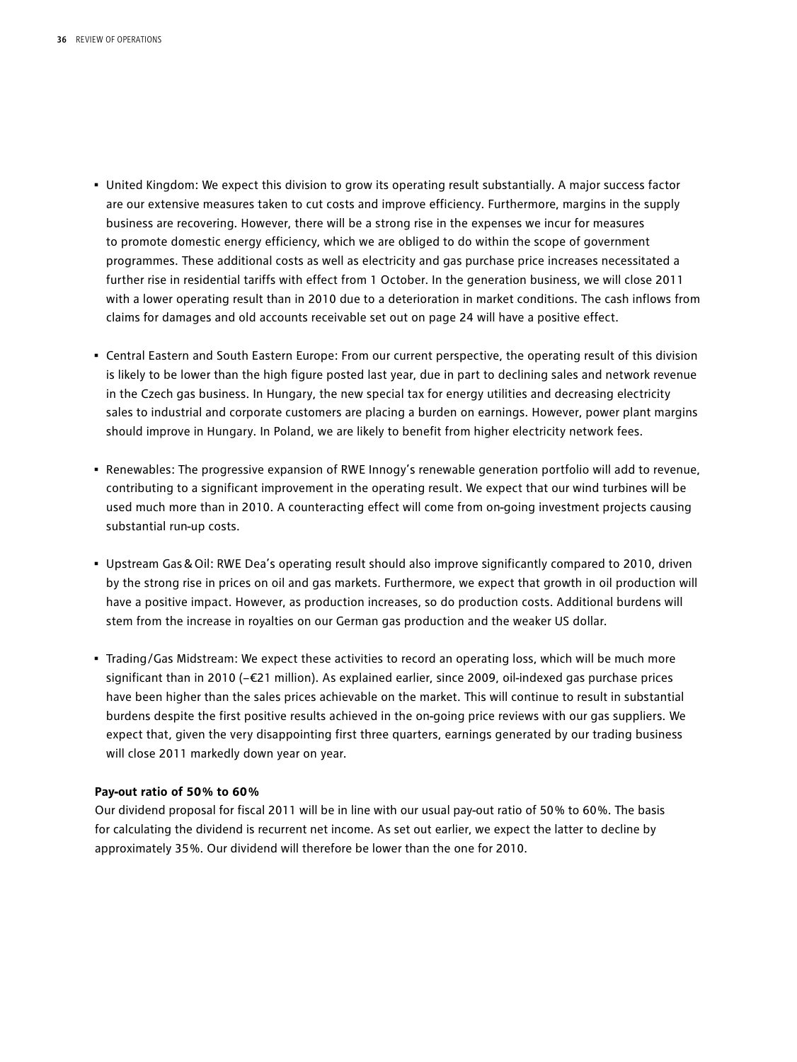- United Kingdom: We expect this division to grow its operating result substantially. A major success factor are our extensive measures taken to cut costs and improve efficiency. Furthermore, margins in the supply business are recovering. However, there will be a strong rise in the expenses we incur for measures to promote domestic energy efficiency, which we are obliged to do within the scope of government programmes. These additional costs as well as electricity and gas purchase price increases necessitated a further rise in residential tariffs with effect from 1 October. In the generation business, we will close 2011 with a lower operating result than in 2010 due to a deterioration in market conditions. The cash inflows from claims for damages and old accounts receivable set out on page 24 will have a positive effect.

- Central Eastern and South Eastern Europe: From our current perspective, the operating result of this division is likely to be lower than the high figure posted last year, due in part to declining sales and network revenue in the Czech gas business. In Hungary, the new special tax for energy utilities and decreasing electricity sales to industrial and corporate customers are placing a burden on earnings. However, power plant margins should improve in Hungary. In Poland, we are likely to benefit from higher electricity network fees.

- Renewables: The progressive expansion of RWE Innogy's renewable generation portfolio will add to revenue, contributing to a significant improvement in the operating result. We expect that our wind turbines will be used much more than in 2010. A counteracting effect will come from on-going investment projects causing substantial run-up costs.

- Upstream Gas & Oil: RWE Dea's operating result should also improve significantly compared to 2010, driven by the strong rise in prices on oil and gas markets. Furthermore, we expect that growth in oil production will have a positive impact. However, as production increases, so do production costs. Additional burdens will stem from the increase in royalties on our German gas production and the weaker US dollar.

- Trading/Gas Midstream: We expect these activities to record an operating loss, which will be much more significant than in 2010 (–€21 million). As explained earlier, since 2009, oil-indexed gas purchase prices have been higher than the sales prices achievable on the market. This will continue to result in substantial burdens despite the first positive results achieved in the on-going price reviews with our gas suppliers. We expect that, given the very disappointing first three quarters, earnings generated by our trading business will close 2011 markedly down year on year.

**Pay-out ratio of 50% to 60%**

Our dividend proposal for fiscal 2011 will be in line with our usual pay-out ratio of 50% to 60%. The basis for calculating the dividend is recurrent net income. As set out earlier, we expect the latter to decline by approximately 35%. Our dividend will therefore be lower than the one for 2010.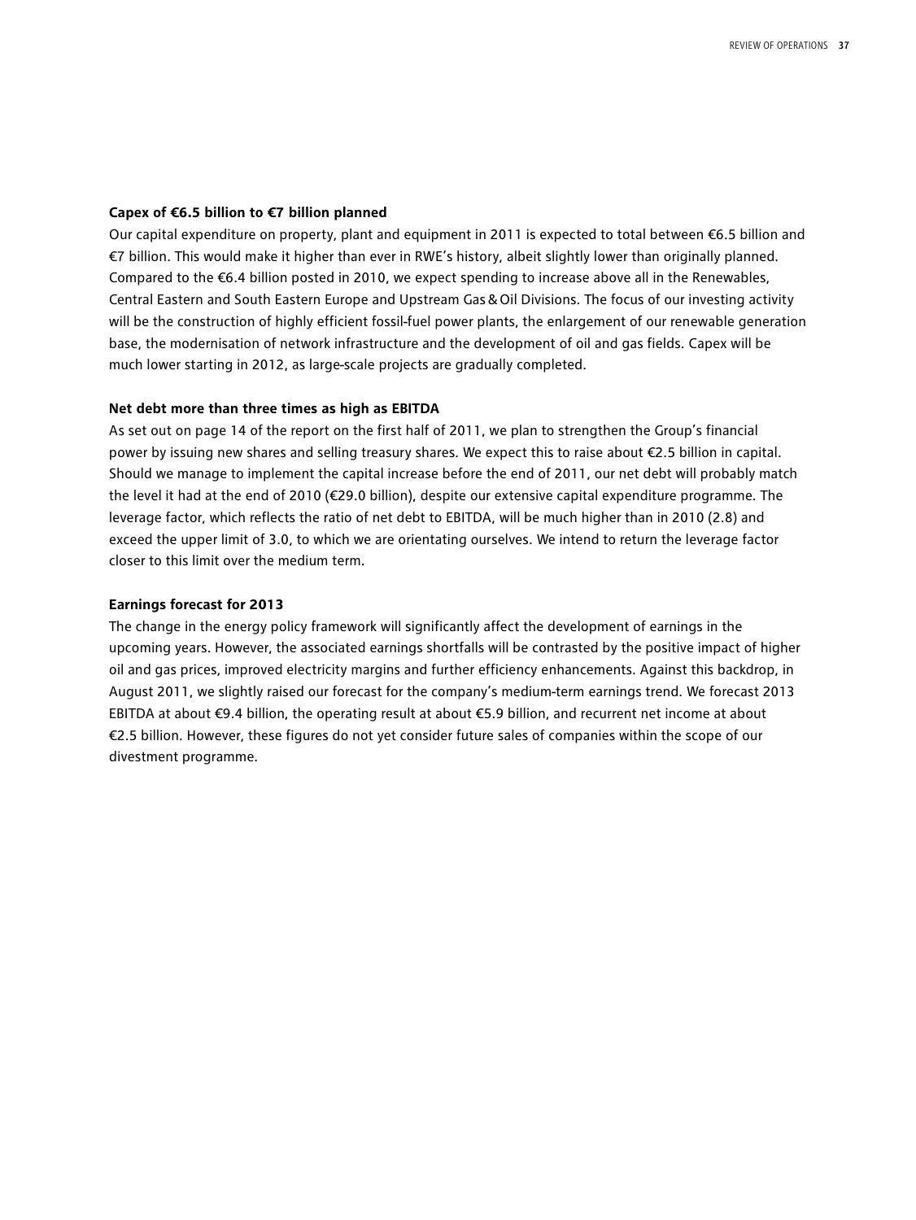**Capex of €6.5 billion to €7 billion planned**

Our capital expenditure on property, plant and equipment in 2011 is expected to total between €6.5 billion and €7 billion. This would make it higher than ever in RWE's history, albeit slightly lower than originally planned. Compared to the €6.4 billion posted in 2010, we expect spending to increase above all in the Renewables, Central Eastern and South Eastern Europe and Upstream Gas & Oil Divisions. The focus of our investing activity will be the construction of highly efficient fossil-fuel power plants, the enlargement of our renewable generation base, the modernisation of network infrastructure and the development of oil and gas fields. Capex will be much lower starting in 2012, as large-scale projects are gradually completed.

**Net debt more than three times as high as EBITDA**

As set out on page 14 of the report on the first half of 2011, we plan to strengthen the Group's financial power by issuing new shares and selling treasury shares. We expect this to raise about €2.5 billion in capital. Should we manage to implement the capital increase before the end of 2011, our net debt will probably match the level it had at the end of 2010 (€29.0 billion), despite our extensive capital expenditure programme. The leverage factor, which reflects the ratio of net debt to EBITDA, will be much higher than in 2010 (2.8) and exceed the upper limit of 3.0, to which we are orientating ourselves. We intend to return the leverage factor closer to this limit over the medium term.

**Earnings forecast for 2013**

The change in the energy policy framework will significantly affect the development of earnings in the upcoming years. However, the associated earnings shortfalls will be contrasted by the positive impact of higher oil and gas prices, improved electricity margins and further efficiency enhancements. Against this backdrop, in August 2011, we slightly raised our forecast for the company's medium-term earnings trend. We forecast 2013 EBITDA at about €9.4 billion, the operating result at about €5.9 billion, and recurrent net income at about €2.5 billion. However, these figures do not yet consider future sales of companies within the scope of our divestment programme.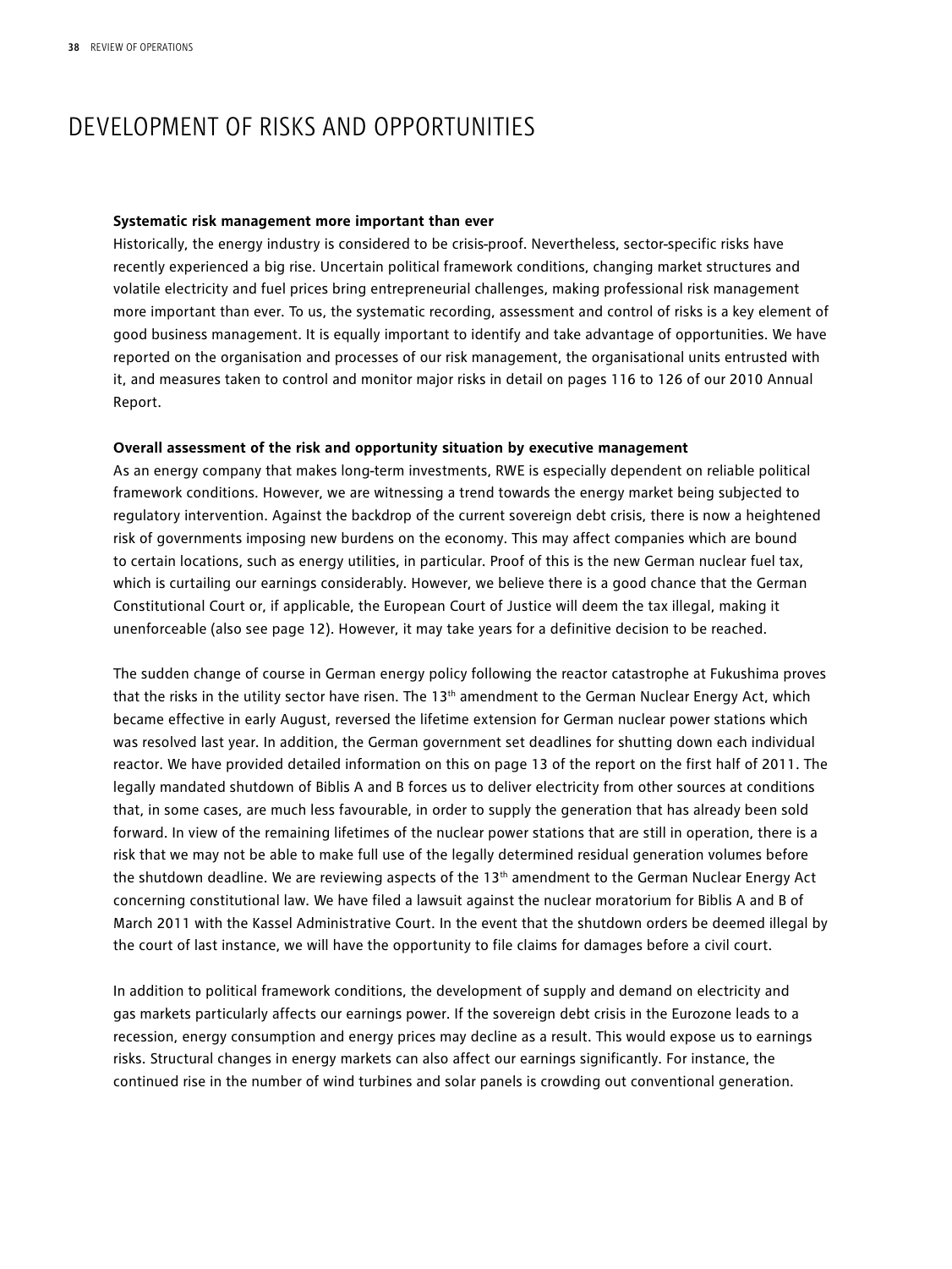# DEVELOPMENT OF RISKS AND OPPORTUNITIES

**Systematic risk management more important than ever**

Historically, the energy industry is considered to be crisis-proof. Nevertheless, sector-specific risks have recently experienced a big rise. Uncertain political framework conditions, changing market structures and volatile electricity and fuel prices bring entrepreneurial challenges, making professional risk management more important than ever. To us, the systematic recording, assessment and control of risks is a key element of good business management. It is equally important to identify and take advantage of opportunities. We have reported on the organisation and processes of our risk management, the organisational units entrusted with it, and measures taken to control and monitor major risks in detail on pages 116 to 126 of our 2010 Annual Report.

**Overall assessment of the risk and opportunity situation by executive management**

As an energy company that makes long-term investments, RWE is especially dependent on reliable political framework conditions. However, we are witnessing a trend towards the energy market being subjected to regulatory intervention. Against the backdrop of the current sovereign debt crisis, there is now a heightened risk of governments imposing new burdens on the economy. This may affect companies which are bound to certain locations, such as energy utilities, in particular. Proof of this is the new German nuclear fuel tax, which is curtailing our earnings considerably. However, we believe there is a good chance that the German Constitutional Court or, if applicable, the European Court of Justice will deem the tax illegal, making it unenforceable (also see page 12). However, it may take years for a definitive decision to be reached.

The sudden change of course in German energy policy following the reactor catastrophe at Fukushima proves that the risks in the utility sector have risen. The 13th amendment to the German Nuclear Energy Act, which became effective in early August, reversed the lifetime extension for German nuclear power stations which was resolved last year. In addition, the German government set deadlines for shutting down each individual reactor. We have provided detailed information on this on page 13 of the report on the first half of 2011. The legally mandated shutdown of Biblis A and B forces us to deliver electricity from other sources at conditions that, in some cases, are much less favourable, in order to supply the generation that has already been sold forward. In view of the remaining lifetimes of the nuclear power stations that are still in operation, there is a risk that we may not be able to make full use of the legally determined residual generation volumes before the shutdown deadline. We are reviewing aspects of the 13th amendment to the German Nuclear Energy Act concerning constitutional law. We have filed a lawsuit against the nuclear moratorium for Biblis A and B of March 2011 with the Kassel Administrative Court. In the event that the shutdown orders be deemed illegal by the court of last instance, we will have the opportunity to file claims for damages before a civil court.

In addition to political framework conditions, the development of supply and demand on electricity and gas markets particularly affects our earnings power. If the sovereign debt crisis in the Eurozone leads to a recession, energy consumption and energy prices may decline as a result. This would expose us to earnings risks. Structural changes in energy markets can also affect our earnings significantly. For instance, the continued rise in the number of wind turbines and solar panels is crowding out conventional generation.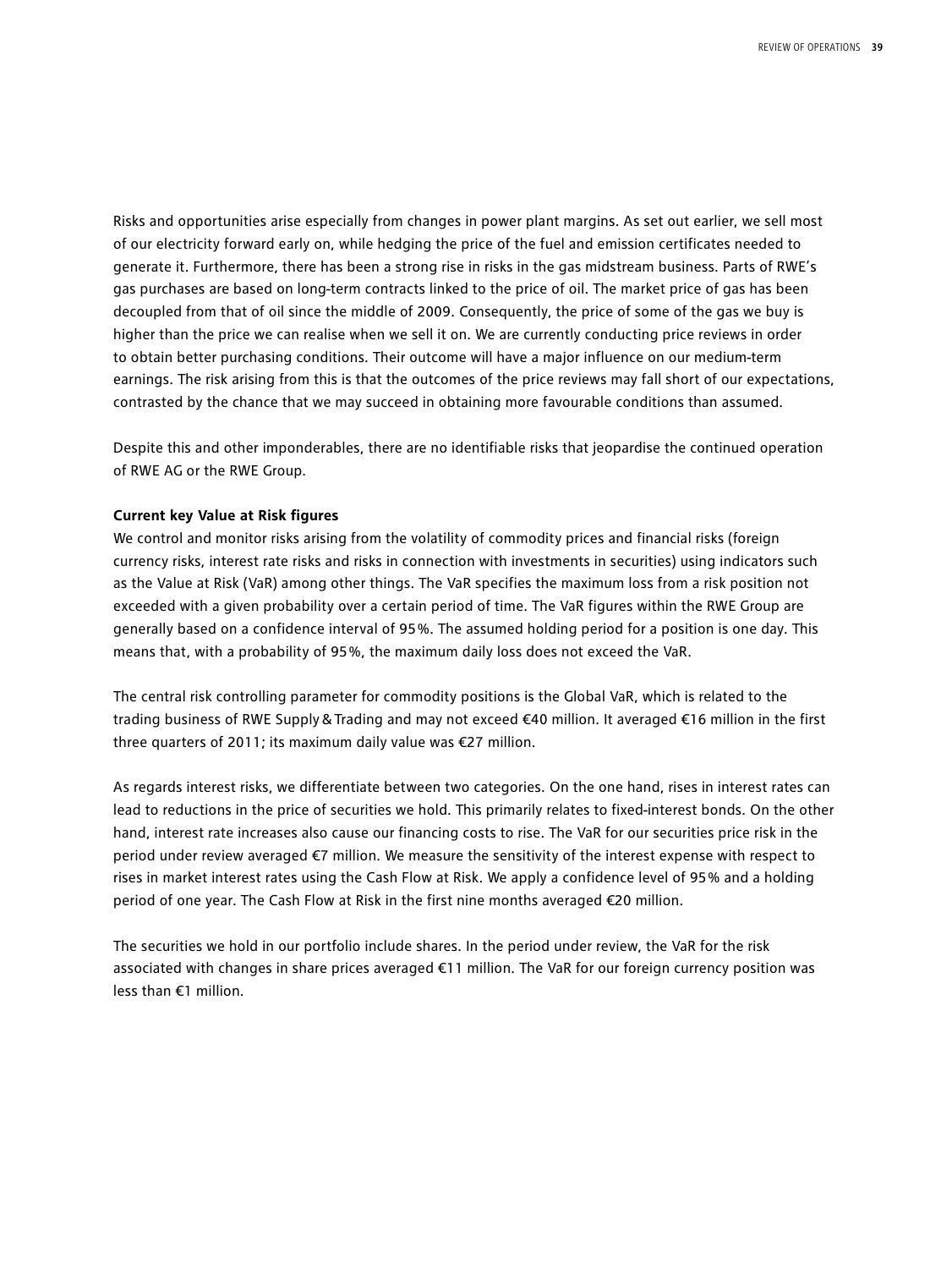Risks and opportunities arise especially from changes in power plant margins. As set out earlier, we sell most of our electricity forward early on, while hedging the price of the fuel and emission certificates needed to generate it. Furthermore, there has been a strong rise in risks in the gas midstream business. Parts of RWE's gas purchases are based on long-term contracts linked to the price of oil. The market price of gas has been decoupled from that of oil since the middle of 2009. Consequently, the price of some of the gas we buy is higher than the price we can realise when we sell it on. We are currently conducting price reviews in order to obtain better purchasing conditions. Their outcome will have a major influence on our medium-term earnings. The risk arising from this is that the outcomes of the price reviews may fall short of our expectations, contrasted by the chance that we may succeed in obtaining more favourable conditions than assumed.

Despite this and other imponderables, there are no identifiable risks that jeopardise the continued operation of RWE AG or the RWE Group.

**Current key Value at Risk figures**

We control and monitor risks arising from the volatility of commodity prices and financial risks (foreign currency risks, interest rate risks and risks in connection with investments in securities) using indicators such as the Value at Risk (VaR) among other things. The VaR specifies the maximum loss from a risk position not exceeded with a given probability over a certain period of time. The VaR figures within the RWE Group are generally based on a confidence interval of 95%. The assumed holding period for a position is one day. This means that, with a probability of 95%, the maximum daily loss does not exceed the VaR.

The central risk controlling parameter for commodity positions is the Global VaR, which is related to the trading business of RWE Supply & Trading and may not exceed €40 million. It averaged €16 million in the first three quarters of 2011; its maximum daily value was €27 million.

As regards interest risks, we differentiate between two categories. On the one hand, rises in interest rates can lead to reductions in the price of securities we hold. This primarily relates to fixed-interest bonds. On the other hand, interest rate increases also cause our financing costs to rise. The VaR for our securities price risk in the period under review averaged €7 million. We measure the sensitivity of the interest expense with respect to rises in market interest rates using the Cash Flow at Risk. We apply a confidence level of 95% and a holding period of one year. The Cash Flow at Risk in the first nine months averaged €20 million.

The securities we hold in our portfolio include shares. In the period under review, the VaR for the risk associated with changes in share prices averaged €11 million. The VaR for our foreign currency position was less than €1 million.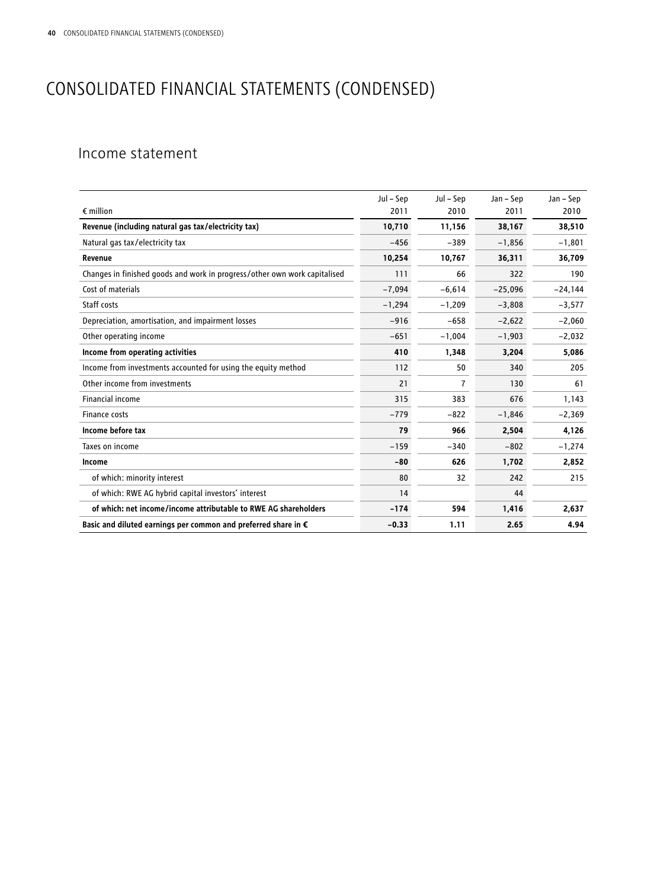# CONSOLIDATED FINANCIAL STATEMENTS (CONDENSED)

## Income statement

| € million | Jul – Sep 2011 | Jul – Sep 2010 | Jan – Sep 2011 | Jan – Sep 2010 |
|---|---|---|---|---|
| **Revenue (including natural gas tax/electricity tax)** | **10,710** | **11,156** | **38,167** | **38,510** |
| Natural gas tax/electricity tax | −456 | −389 | −1,856 | −1,801 |
| **Revenue** | **10,254** | **10,767** | **36,311** | **36,709** |
| Changes in finished goods and work in progress/other own work capitalised | 111 | 66 | 322 | 190 |
| Cost of materials | −7,094 | −6,614 | −25,096 | −24,144 |
| Staff costs | −1,294 | −1,209 | −3,808 | −3,577 |
| Depreciation, amortisation, and impairment losses | −916 | −658 | −2,622 | −2,060 |
| Other operating income | −651 | −1,004 | −1,903 | −2,032 |
| **Income from operating activities** | **410** | **1,348** | **3,204** | **5,086** |
| Income from investments accounted for using the equity method | 112 | 50 | 340 | 205 |
| Other income from investments | 21 | 7 | 130 | 61 |
| Financial income | 315 | 383 | 676 | 1,143 |
| Finance costs | −779 | −822 | −1,846 | −2,369 |
| **Income before tax** | **79** | **966** | **2,504** | **4,126** |
| Taxes on income | −159 | −340 | −802 | −1,274 |
| **Income** | **−80** | **626** | **1,702** | **2,852** |
| of which: minority interest | 80 | 32 | 242 | 215 |
| of which: RWE AG hybrid capital investors' interest | 14 | | 44 | |
| **of which: net income/income attributable to RWE AG shareholders** | **−174** | **594** | **1,416** | **2,637** |
| **Basic and diluted earnings per common and preferred share in €** | **−0.33** | **1.11** | **2.65** | **4.94** |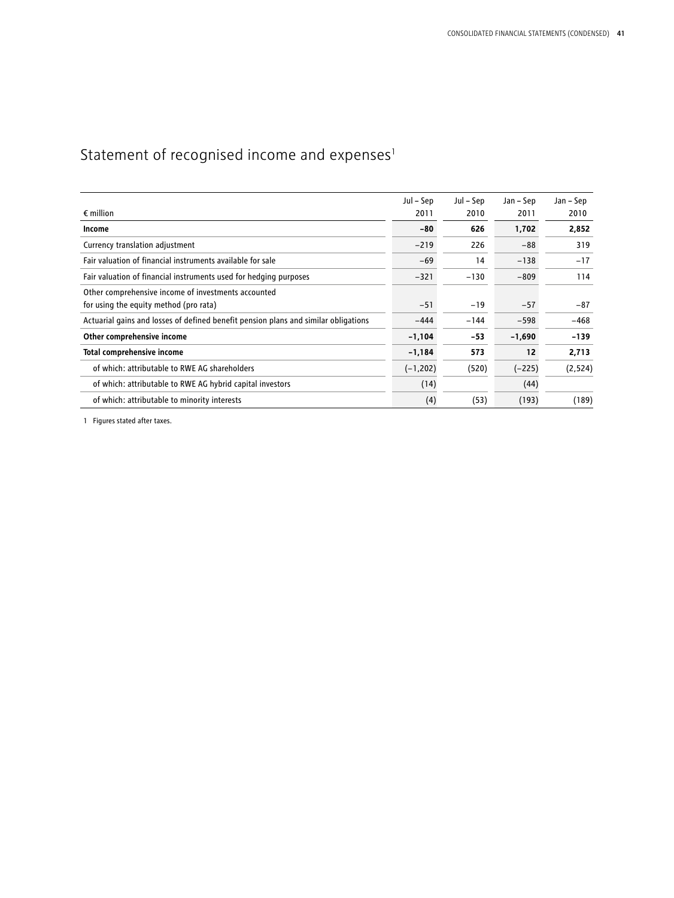# Statement of recognised income and expenses[1]

| € million | Jul – Sep 2011 | Jul – Sep 2010 | Jan – Sep 2011 | Jan – Sep 2010 |
|---|---|---|---|---|
| **Income** | **−80** | **626** | **1,702** | **2,852** |
| Currency translation adjustment | −219 | 226 | −88 | 319 |
| Fair valuation of financial instruments available for sale | −69 | 14 | −138 | −17 |
| Fair valuation of financial instruments used for hedging purposes | −321 | −130 | −809 | 114 |
| Other comprehensive income of investments accounted for using the equity method (pro rata) | −51 | −19 | −57 | −87 |
| Actuarial gains and losses of defined benefit pension plans and similar obligations | −444 | −144 | −598 | −468 |
| **Other comprehensive income** | **−1,104** | **−53** | **−1,690** | **−139** |
| **Total comprehensive income** | **−1,184** | **573** | **12** | **2,713** |
| of which: attributable to RWE AG shareholders | (−1,202) | (520) | (−225) | (2,524) |
| of which: attributable to RWE AG hybrid capital investors | (14) | | (44) | |
| of which: attributable to minority interests | (4) | (53) | (193) | (189) |

1 Figures stated after taxes.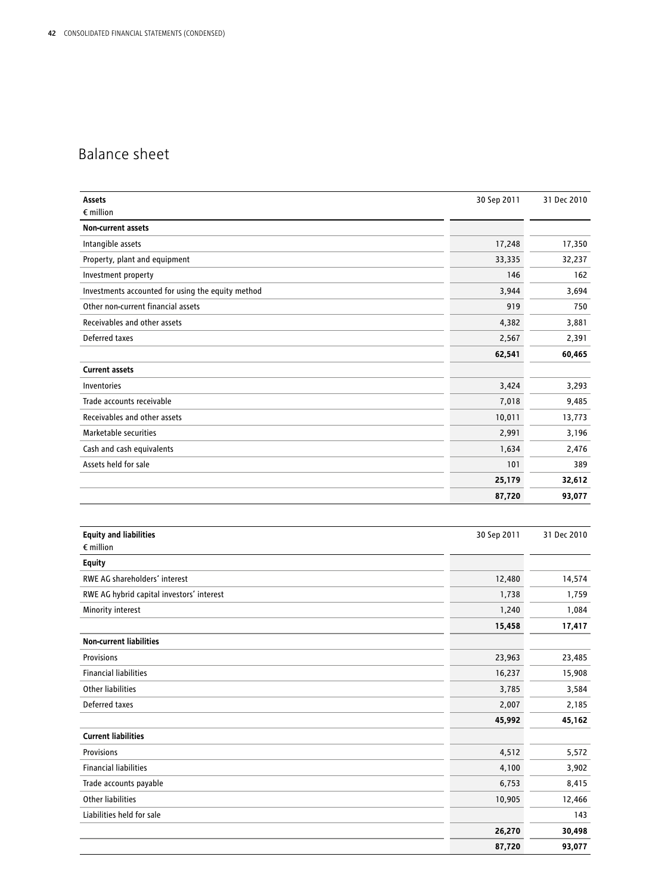# Balance sheet

| Assets<br>€ million | 30 Sep 2011 | 31 Dec 2010 |
|---|---|---|
| **Non-current assets** | | |
| Intangible assets | 17,248 | 17,350 |
| Property, plant and equipment | 33,335 | 32,237 |
| Investment property | 146 | 162 |
| Investments accounted for using the equity method | 3,944 | 3,694 |
| Other non-current financial assets | 919 | 750 |
| Receivables and other assets | 4,382 | 3,881 |
| Deferred taxes | 2,567 | 2,391 |
| | **62,541** | **60,465** |
| **Current assets** | | |
| Inventories | 3,424 | 3,293 |
| Trade accounts receivable | 7,018 | 9,485 |
| Receivables and other assets | 10,011 | 13,773 |
| Marketable securities | 2,991 | 3,196 |
| Cash and cash equivalents | 1,634 | 2,476 |
| Assets held for sale | 101 | 389 |
| | **25,179** | **32,612** |
| | **87,720** | **93,077** |

| Equity and liabilities<br>€ million | 30 Sep 2011 | 31 Dec 2010 |
|---|---|---|
| **Equity** | | |
| RWE AG shareholders' interest | 12,480 | 14,574 |
| RWE AG hybrid capital investors' interest | 1,738 | 1,759 |
| Minority interest | 1,240 | 1,084 |
| | **15,458** | **17,417** |
| **Non-current liabilities** | | |
| Provisions | 23,963 | 23,485 |
| Financial liabilities | 16,237 | 15,908 |
| Other liabilities | 3,785 | 3,584 |
| Deferred taxes | 2,007 | 2,185 |
| | **45,992** | **45,162** |
| **Current liabilities** | | |
| Provisions | 4,512 | 5,572 |
| Financial liabilities | 4,100 | 3,902 |
| Trade accounts payable | 6,753 | 8,415 |
| Other liabilities | 10,905 | 12,466 |
| Liabilities held for sale | | 143 |
| | **26,270** | **30,498** |
| | **87,720** | **93,077** |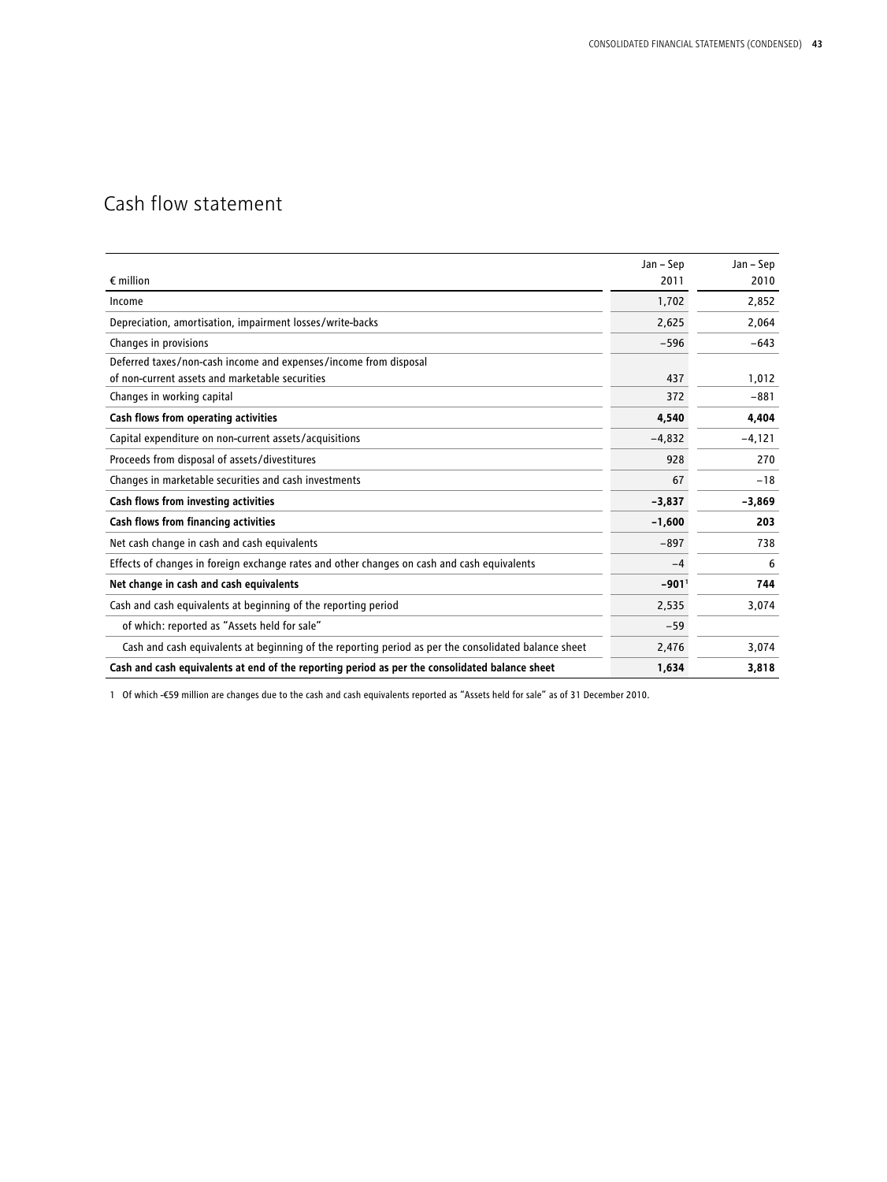# Cash flow statement

| € million | Jan – Sep 2011 | Jan – Sep 2010 |
|---|---|---|
| Income | 1,702 | 2,852 |
| Depreciation, amortisation, impairment losses/write-backs | 2,625 | 2,064 |
| Changes in provisions | −596 | −643 |
| Deferred taxes/non-cash income and expenses/income from disposal of non-current assets and marketable securities | 437 | 1,012 |
| Changes in working capital | 372 | −881 |
| **Cash flows from operating activities** | **4,540** | **4,404** |
| Capital expenditure on non-current assets/acquisitions | −4,832 | −4,121 |
| Proceeds from disposal of assets/divestitures | 928 | 270 |
| Changes in marketable securities and cash investments | 67 | −18 |
| **Cash flows from investing activities** | **−3,837** | **−3,869** |
| **Cash flows from financing activities** | **−1,600** | **203** |
| Net cash change in cash and cash equivalents | −897 | 738 |
| Effects of changes in foreign exchange rates and other changes on cash and cash equivalents | −4 | 6 |
| **Net change in cash and cash equivalents** | **−901**[1] | **744** |
| Cash and cash equivalents at beginning of the reporting period | 2,535 | 3,074 |
| of which: reported as "Assets held for sale" | −59 | |
| Cash and cash equivalents at beginning of the reporting period as per the consolidated balance sheet | 2,476 | 3,074 |
| **Cash and cash equivalents at end of the reporting period as per the consolidated balance sheet** | **1,634** | **3,818** |

1 Of which -€59 million are changes due to the cash and cash equivalents reported as "Assets held for sale" as of 31 December 2010.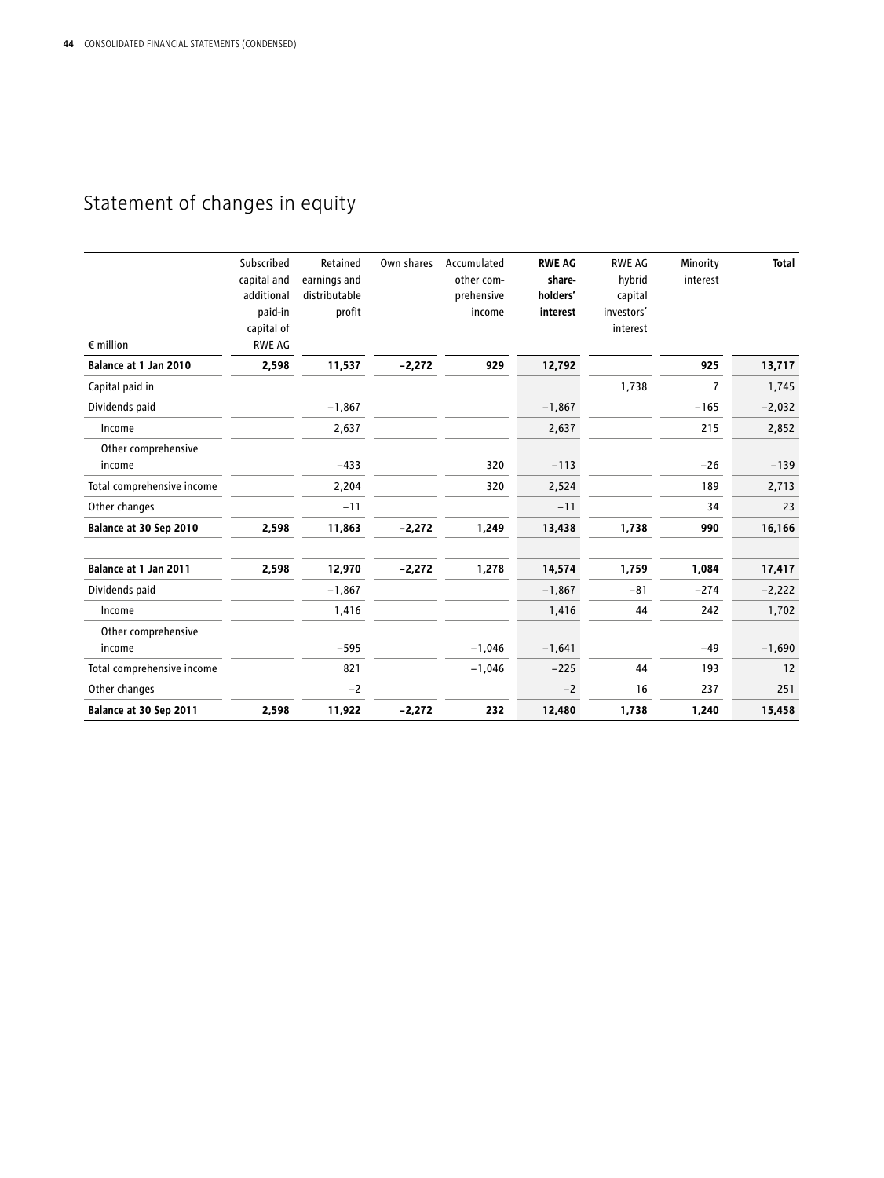# Statement of changes in equity

| € million | Subscribed capital and additional paid-in capital of RWE AG | Retained earnings and distributable profit | Own shares | Accumulated other comprehensive income | **RWE AG shareholders' interest** | RWE AG hybrid capital investors' interest | Minority interest | **Total** |
|---|---|---|---|---|---|---|---|---|
| **Balance at 1 Jan 2010** | **2,598** | **11,537** | **−2,272** | **929** | **12,792** | | **925** | **13,717** |
| Capital paid in | | | | | | 1,738 | 7 | 1,745 |
| Dividends paid | | −1,867 | | | −1,867 | | −165 | −2,032 |
| Income | | 2,637 | | | 2,637 | | 215 | 2,852 |
| Other comprehensive income | | −433 | | 320 | −113 | | −26 | −139 |
| Total comprehensive income | | 2,204 | | 320 | 2,524 | | 189 | 2,713 |
| Other changes | | −11 | | | −11 | | 34 | 23 |
| **Balance at 30 Sep 2010** | **2,598** | **11,863** | **−2,272** | **1,249** | **13,438** | **1,738** | **990** | **16,166** |
| | | | | | | | | |
| **Balance at 1 Jan 2011** | **2,598** | **12,970** | **−2,272** | **1,278** | **14,574** | **1,759** | **1,084** | **17,417** |
| Dividends paid | | −1,867 | | | −1,867 | −81 | −274 | −2,222 |
| Income | | 1,416 | | | 1,416 | 44 | 242 | 1,702 |
| Other comprehensive income | | −595 | | −1,046 | −1,641 | | −49 | −1,690 |
| Total comprehensive income | | 821 | | −1,046 | −225 | 44 | 193 | 12 |
| Other changes | | −2 | | | −2 | 16 | 237 | 251 |
| **Balance at 30 Sep 2011** | **2,598** | **11,922** | **−2,272** | **232** | **12,480** | **1,738** | **1,240** | **15,458** |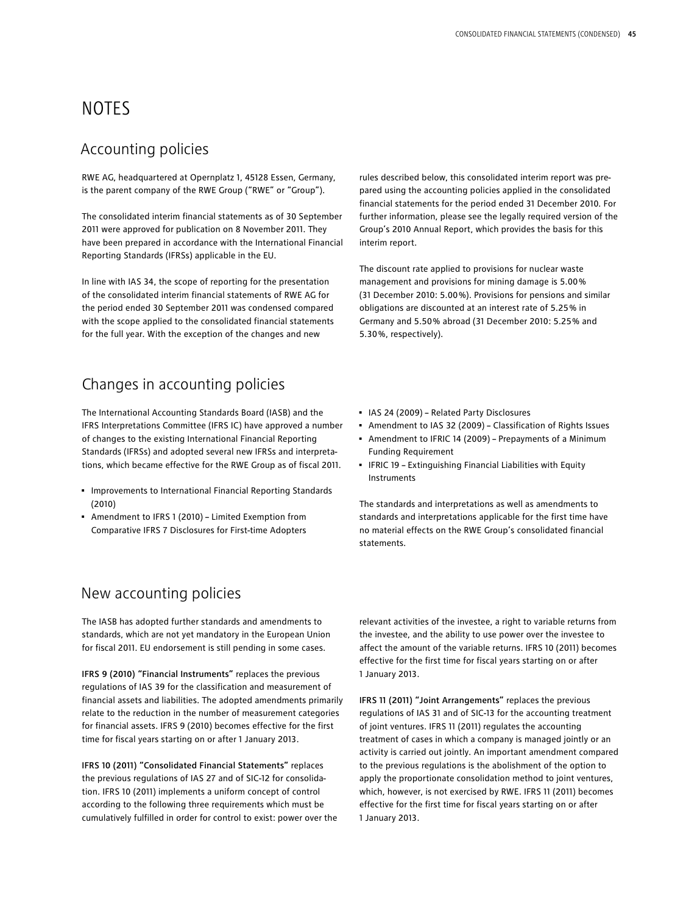# NOTES

## Accounting policies

RWE AG, headquartered at Opernplatz 1, 45128 Essen, Germany, is the parent company of the RWE Group ("RWE" or "Group").

The consolidated interim financial statements as of 30 September 2011 were approved for publication on 8 November 2011. They have been prepared in accordance with the International Financial Reporting Standards (IFRSs) applicable in the EU.

In line with IAS 34, the scope of reporting for the presentation of the consolidated interim financial statements of RWE AG for the period ended 30 September 2011 was condensed compared with the scope applied to the consolidated financial statements for the full year. With the exception of the changes and new rules described below, this consolidated interim report was prepared using the accounting policies applied in the consolidated financial statements for the period ended 31 December 2010. For further information, please see the legally required version of the Group's 2010 Annual Report, which provides the basis for this interim report.

The discount rate applied to provisions for nuclear waste management and provisions for mining damage is 5.00% (31 December 2010: 5.00%). Provisions for pensions and similar obligations are discounted at an interest rate of 5.25% in Germany and 5.50% abroad (31 December 2010: 5.25% and 5.30%, respectively).

## Changes in accounting policies

The International Accounting Standards Board (IASB) and the IFRS Interpretations Committee (IFRS IC) have approved a number of changes to the existing International Financial Reporting Standards (IFRSs) and adopted several new IFRSs and interpretations, which became effective for the RWE Group as of fiscal 2011.

- Improvements to International Financial Reporting Standards (2010)
- Amendment to IFRS 1 (2010) – Limited Exemption from Comparative IFRS 7 Disclosures for First-time Adopters
- IAS 24 (2009) – Related Party Disclosures
- Amendment to IAS 32 (2009) – Classification of Rights Issues
- Amendment to IFRIC 14 (2009) – Prepayments of a Minimum Funding Requirement
- IFRIC 19 – Extinguishing Financial Liabilities with Equity Instruments

The standards and interpretations as well as amendments to standards and interpretations applicable for the first time have no material effects on the RWE Group's consolidated financial statements.

## New accounting policies

The IASB has adopted further standards and amendments to standards, which are not yet mandatory in the European Union for fiscal 2011. EU endorsement is still pending in some cases.

**IFRS 9 (2010) "Financial Instruments"** replaces the previous regulations of IAS 39 for the classification and measurement of financial assets and liabilities. The adopted amendments primarily relate to the reduction in the number of measurement categories for financial assets. IFRS 9 (2010) becomes effective for the first time for fiscal years starting on or after 1 January 2013.

**IFRS 10 (2011) "Consolidated Financial Statements"** replaces the previous regulations of IAS 27 and of SIC-12 for consolidation. IFRS 10 (2011) implements a uniform concept of control according to the following three requirements which must be cumulatively fulfilled in order for control to exist: power over the relevant activities of the investee, a right to variable returns from the investee, and the ability to use power over the investee to affect the amount of the variable returns. IFRS 10 (2011) becomes effective for the first time for fiscal years starting on or after 1 January 2013.

**IFRS 11 (2011) "Joint Arrangements"** replaces the previous regulations of IAS 31 and of SIC-13 for the accounting treatment of joint ventures. IFRS 11 (2011) regulates the accounting treatment of cases in which a company is managed jointly or an activity is carried out jointly. An important amendment compared to the previous regulations is the abolishment of the option to apply the proportionate consolidation method to joint ventures, which, however, is not exercised by RWE. IFRS 11 (2011) becomes effective for the first time for fiscal years starting on or after 1 January 2013.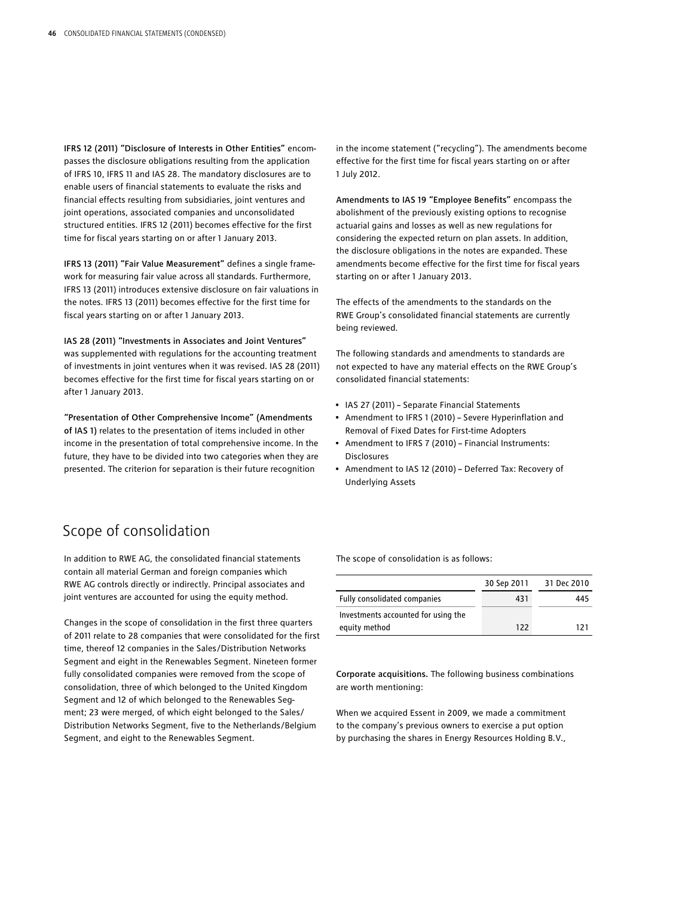**IFRS 12 (2011) "Disclosure of Interests in Other Entities"** encompasses the disclosure obligations resulting from the application of IFRS 10, IFRS 11 and IAS 28. The mandatory disclosures are to enable users of financial statements to evaluate the risks and financial effects resulting from subsidiaries, joint ventures and joint operations, associated companies and unconsolidated structured entities. IFRS 12 (2011) becomes effective for the first time for fiscal years starting on or after 1 January 2013.

**IFRS 13 (2011) "Fair Value Measurement"** defines a single framework for measuring fair value across all standards. Furthermore, IFRS 13 (2011) introduces extensive disclosure on fair valuations in the notes. IFRS 13 (2011) becomes effective for the first time for fiscal years starting on or after 1 January 2013.

**IAS 28 (2011) "Investments in Associates and Joint Ventures"** was supplemented with regulations for the accounting treatment of investments in joint ventures when it was revised. IAS 28 (2011) becomes effective for the first time for fiscal years starting on or after 1 January 2013.

**"Presentation of Other Comprehensive Income" (Amendments of IAS 1)** relates to the presentation of items included in other income in the presentation of total comprehensive income. In the future, they have to be divided into two categories when they are presented. The criterion for separation is their future recognition in the income statement ("recycling"). The amendments become effective for the first time for fiscal years starting on or after 1 July 2012.

**Amendments to IAS 19 "Employee Benefits"** encompass the abolishment of the previously existing options to recognise actuarial gains and losses as well as new regulations for considering the expected return on plan assets. In addition, the disclosure obligations in the notes are expanded. These amendments become effective for the first time for fiscal years starting on or after 1 January 2013.

The effects of the amendments to the standards on the RWE Group's consolidated financial statements are currently being reviewed.

The following standards and amendments to standards are not expected to have any material effects on the RWE Group's consolidated financial statements:

- IAS 27 (2011) – Separate Financial Statements
- Amendment to IFRS 1 (2010) – Severe Hyperinflation and Removal of Fixed Dates for First-time Adopters
- Amendment to IFRS 7 (2010) – Financial Instruments: Disclosures
- Amendment to IAS 12 (2010) – Deferred Tax: Recovery of Underlying Assets

## Scope of consolidation

In addition to RWE AG, the consolidated financial statements contain all material German and foreign companies which RWE AG controls directly or indirectly. Principal associates and joint ventures are accounted for using the equity method.

Changes in the scope of consolidation in the first three quarters of 2011 relate to 28 companies that were consolidated for the first time, thereof 12 companies in the Sales/Distribution Networks Segment and eight in the Renewables Segment. Nineteen former fully consolidated companies were removed from the scope of consolidation, three of which belonged to the United Kingdom Segment and 12 of which belonged to the Renewables Segment; 23 were merged, of which eight belonged to the Sales/Distribution Networks Segment, five to the Netherlands/Belgium Segment, and eight to the Renewables Segment.

The scope of consolidation is as follows:

| | 30 Sep 2011 | 31 Dec 2010 |
|---|---|---|
| Fully consolidated companies | 431 | 445 |
| Investments accounted for using the equity method | 122 | 121 |

**Corporate acquisitions.** The following business combinations are worth mentioning:

When we acquired Essent in 2009, we made a commitment to the company's previous owners to exercise a put option by purchasing the shares in Energy Resources Holding B.V.,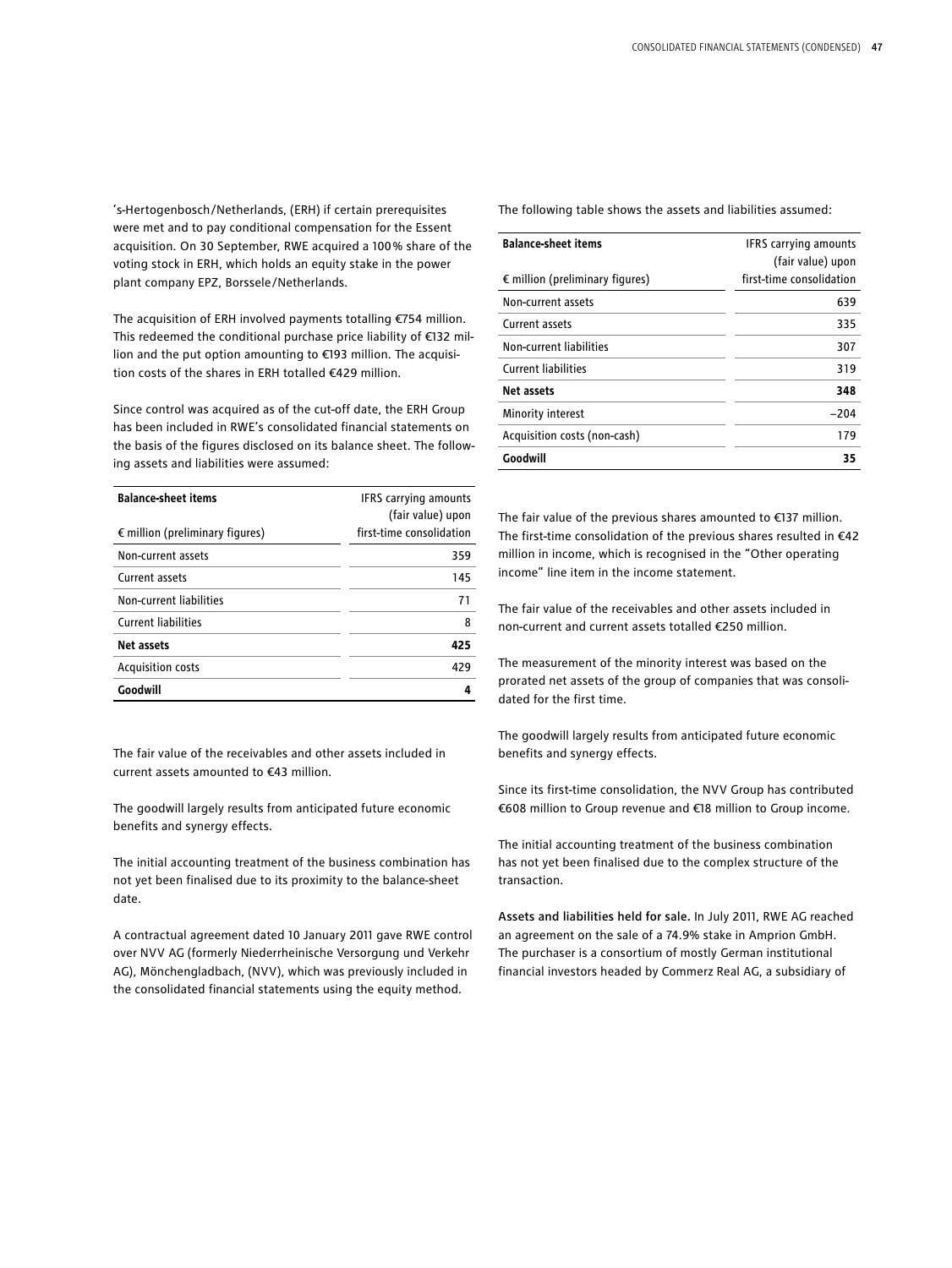's-Hertogenbosch/Netherlands, (ERH) if certain prerequisites were met and to pay conditional compensation for the Essent acquisition. On 30 September, RWE acquired a 100% share of the voting stock in ERH, which holds an equity stake in the power plant company EPZ, Borssele/Netherlands.

The acquisition of ERH involved payments totalling €754 million. This redeemed the conditional purchase price liability of €132 million and the put option amounting to €193 million. The acquisition costs of the shares in ERH totalled €429 million.

Since control was acquired as of the cut-off date, the ERH Group has been included in RWE's consolidated financial statements on the basis of the figures disclosed on its balance sheet. The following assets and liabilities were assumed:

| Balance-sheet items<br>€ million (preliminary figures) | IFRS carrying amounts (fair value) upon first-time consolidation |
|---|---|
| Non-current assets | 359 |
| Current assets | 145 |
| Non-current liabilities | 71 |
| Current liabilities | 8 |
| **Net assets** | **425** |
| Acquisition costs | 429 |
| **Goodwill** | **4** |

The fair value of the receivables and other assets included in current assets amounted to €43 million.

The goodwill largely results from anticipated future economic benefits and synergy effects.

The initial accounting treatment of the business combination has not yet been finalised due to its proximity to the balance-sheet date.

A contractual agreement dated 10 January 2011 gave RWE control over NVV AG (formerly Niederrheinische Versorgung und Verkehr AG), Mönchengladbach, (NVV), which was previously included in the consolidated financial statements using the equity method.

The following table shows the assets and liabilities assumed:

| Balance-sheet items<br>€ million (preliminary figures) | IFRS carrying amounts (fair value) upon first-time consolidation |
|---|---|
| Non-current assets | 639 |
| Current assets | 335 |
| Non-current liabilities | 307 |
| Current liabilities | 319 |
| **Net assets** | **348** |
| Minority interest | −204 |
| Acquisition costs (non-cash) | 179 |
| **Goodwill** | **35** |

The fair value of the previous shares amounted to €137 million. The first-time consolidation of the previous shares resulted in €42 million in income, which is recognised in the "Other operating income" line item in the income statement.

The fair value of the receivables and other assets included in non-current and current assets totalled €250 million.

The measurement of the minority interest was based on the prorated net assets of the group of companies that was consolidated for the first time.

The goodwill largely results from anticipated future economic benefits and synergy effects.

Since its first-time consolidation, the NVV Group has contributed €608 million to Group revenue and €18 million to Group income.

The initial accounting treatment of the business combination has not yet been finalised due to the complex structure of the transaction.

**Assets and liabilities held for sale.** In July 2011, RWE AG reached an agreement on the sale of a 74.9% stake in Amprion GmbH. The purchaser is a consortium of mostly German institutional financial investors headed by Commerz Real AG, a subsidiary of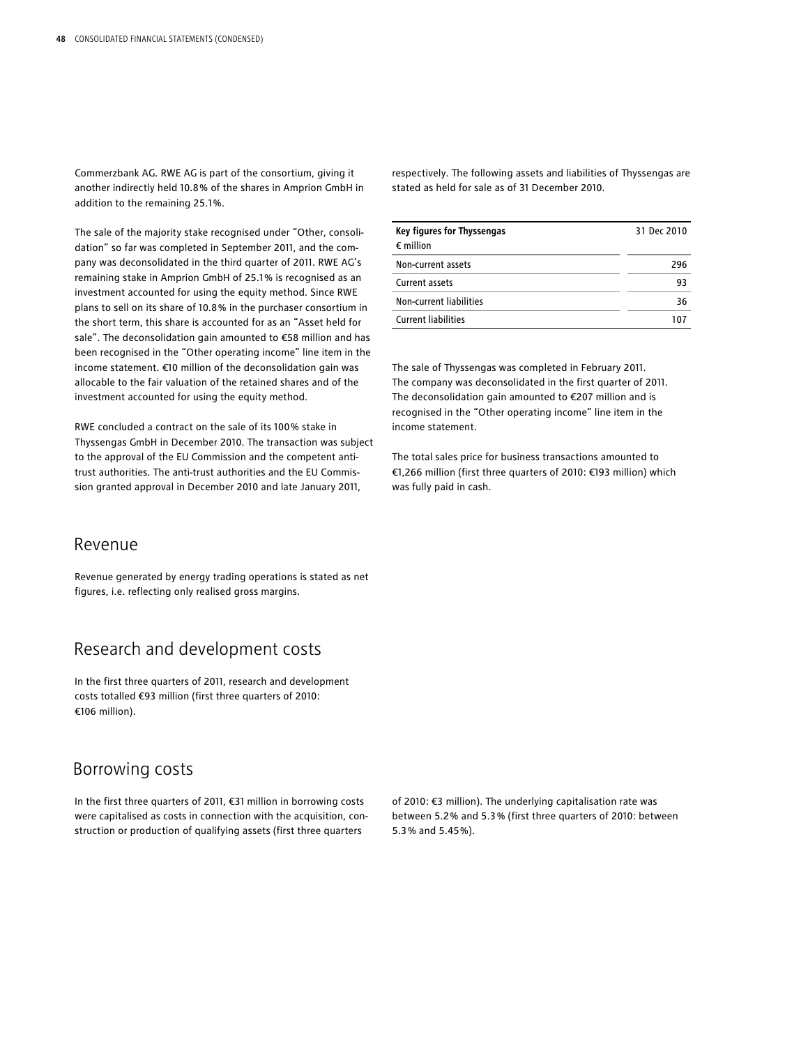Commerzbank AG. RWE AG is part of the consortium, giving it another indirectly held 10.8% of the shares in Amprion GmbH in addition to the remaining 25.1%.

The sale of the majority stake recognised under "Other, consolidation" so far was completed in September 2011, and the company was deconsolidated in the third quarter of 2011. RWE AG's remaining stake in Amprion GmbH of 25.1% is recognised as an investment accounted for using the equity method. Since RWE plans to sell on its share of 10.8% in the purchaser consortium in the short term, this share is accounted for as an "Asset held for sale". The deconsolidation gain amounted to €58 million and has been recognised in the "Other operating income" line item in the income statement. €10 million of the deconsolidation gain was allocable to the fair valuation of the retained shares and of the investment accounted for using the equity method.

RWE concluded a contract on the sale of its 100% stake in Thyssengas GmbH in December 2010. The transaction was subject to the approval of the EU Commission and the competent anti-trust authorities. The anti-trust authorities and the EU Commission granted approval in December 2010 and late January 2011, respectively. The following assets and liabilities of Thyssengas are stated as held for sale as of 31 December 2010.

| **Key figures for Thyssengas**<br>€ million | 31 Dec 2010 |
|---|---|
| Non-current assets | 296 |
| Current assets | 93 |
| Non-current liabilities | 36 |
| Current liabilities | 107 |

The sale of Thyssengas was completed in February 2011. The company was deconsolidated in the first quarter of 2011. The deconsolidation gain amounted to €207 million and is recognised in the "Other operating income" line item in the income statement.

The total sales price for business transactions amounted to €1,266 million (first three quarters of 2010: €193 million) which was fully paid in cash.

## Revenue

Revenue generated by energy trading operations is stated as net figures, i.e. reflecting only realised gross margins.

## Research and development costs

In the first three quarters of 2011, research and development costs totalled €93 million (first three quarters of 2010: €106 million).

## Borrowing costs

In the first three quarters of 2011, €31 million in borrowing costs were capitalised as costs in connection with the acquisition, construction or production of qualifying assets (first three quarters of 2010: €3 million). The underlying capitalisation rate was between 5.2% and 5.3% (first three quarters of 2010: between 5.3% and 5.45%).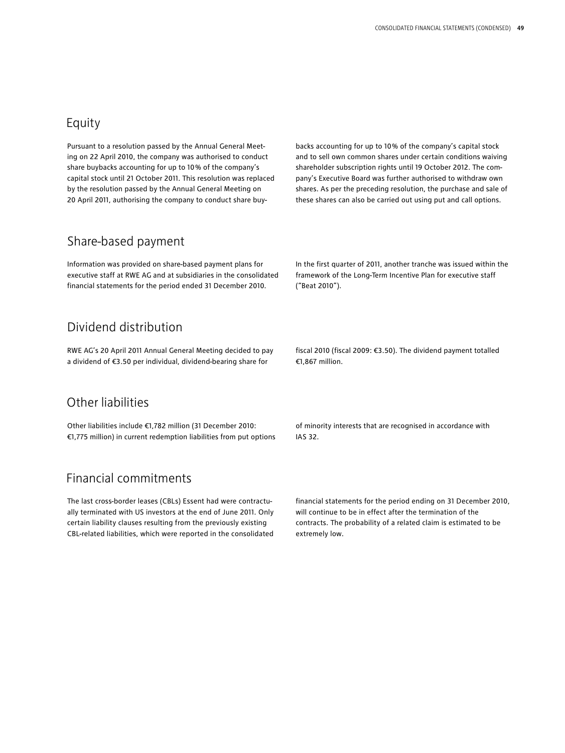## Equity

Pursuant to a resolution passed by the Annual General Meeting on 22 April 2010, the company was authorised to conduct share buybacks accounting for up to 10 % of the company's capital stock until 21 October 2011. This resolution was replaced by the resolution passed by the Annual General Meeting on 20 April 2011, authorising the company to conduct share buybacks accounting for up to 10 % of the company's capital stock and to sell own common shares under certain conditions waiving shareholder subscription rights until 19 October 2012. The company's Executive Board was further authorised to withdraw own shares. As per the preceding resolution, the purchase and sale of these shares can also be carried out using put and call options.

## Share-based payment

Information was provided on share-based payment plans for executive staff at RWE AG and at subsidiaries in the consolidated financial statements for the period ended 31 December 2010.

In the first quarter of 2011, another tranche was issued within the framework of the Long-Term Incentive Plan for executive staff ("Beat 2010").

## Dividend distribution

RWE AG's 20 April 2011 Annual General Meeting decided to pay a dividend of €3.50 per individual, dividend-bearing share for fiscal 2010 (fiscal 2009: €3.50). The dividend payment totalled €1,867 million.

## Other liabilities

Other liabilities include €1,782 million (31 December 2010: €1,775 million) in current redemption liabilities from put options of minority interests that are recognised in accordance with IAS 32.

## Financial commitments

The last cross-border leases (CBLs) Essent had were contractually terminated with US investors at the end of June 2011. Only certain liability clauses resulting from the previously existing CBL-related liabilities, which were reported in the consolidated financial statements for the period ending on 31 December 2010, will continue to be in effect after the termination of the contracts. The probability of a related claim is estimated to be extremely low.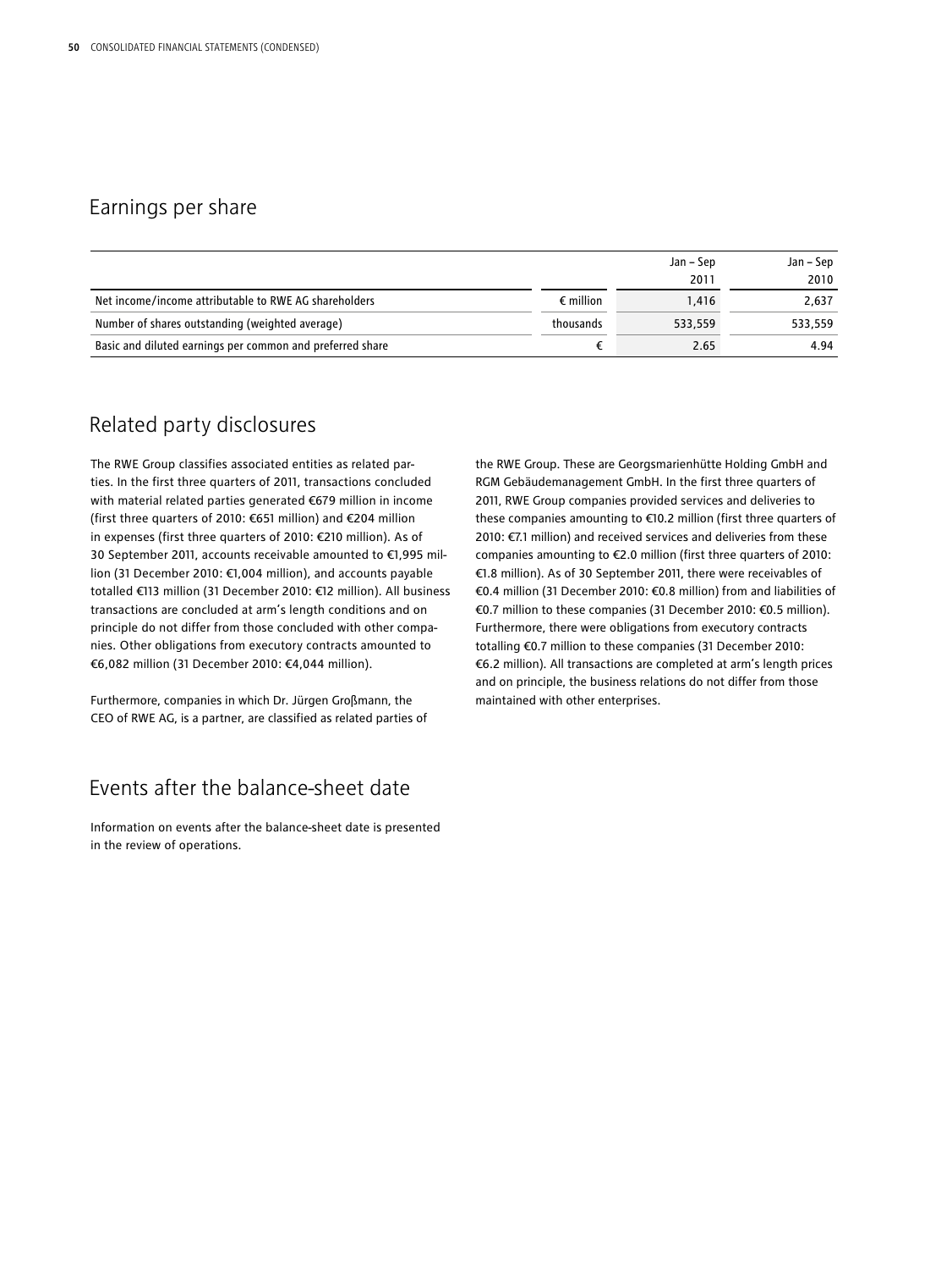## Earnings per share

| | | Jan – Sep 2011 | Jan – Sep 2010 |
|---|---|---|---|
| Net income/income attributable to RWE AG shareholders | € million | 1,416 | 2,637 |
| Number of shares outstanding (weighted average) | thousands | 533,559 | 533,559 |
| Basic and diluted earnings per common and preferred share | € | 2.65 | 4.94 |

## Related party disclosures

The RWE Group classifies associated entities as related parties. In the first three quarters of 2011, transactions concluded with material related parties generated €679 million in income (first three quarters of 2010: €651 million) and €204 million in expenses (first three quarters of 2010: €210 million). As of 30 September 2011, accounts receivable amounted to €1,995 million (31 December 2010: €1,004 million), and accounts payable totalled €113 million (31 December 2010: €12 million). All business transactions are concluded at arm's length conditions and on principle do not differ from those concluded with other companies. Other obligations from executory contracts amounted to €6,082 million (31 December 2010: €4,044 million).

Furthermore, companies in which Dr. Jürgen Großmann, the CEO of RWE AG, is a partner, are classified as related parties of the RWE Group. These are Georgsmarienhütte Holding GmbH and RGM Gebäudemanagement GmbH. In the first three quarters of 2011, RWE Group companies provided services and deliveries to these companies amounting to €10.2 million (first three quarters of 2010: €7.1 million) and received services and deliveries from these companies amounting to €2.0 million (first three quarters of 2010: €1.8 million). As of 30 September 2011, there were receivables of €0.4 million (31 December 2010: €0.8 million) from and liabilities of €0.7 million to these companies (31 December 2010: €0.5 million). Furthermore, there were obligations from executory contracts totalling €0.7 million to these companies (31 December 2010: €6.2 million). All transactions are completed at arm's length prices and on principle, the business relations do not differ from those maintained with other enterprises.

## Events after the balance-sheet date

Information on events after the balance-sheet date is presented in the review of operations.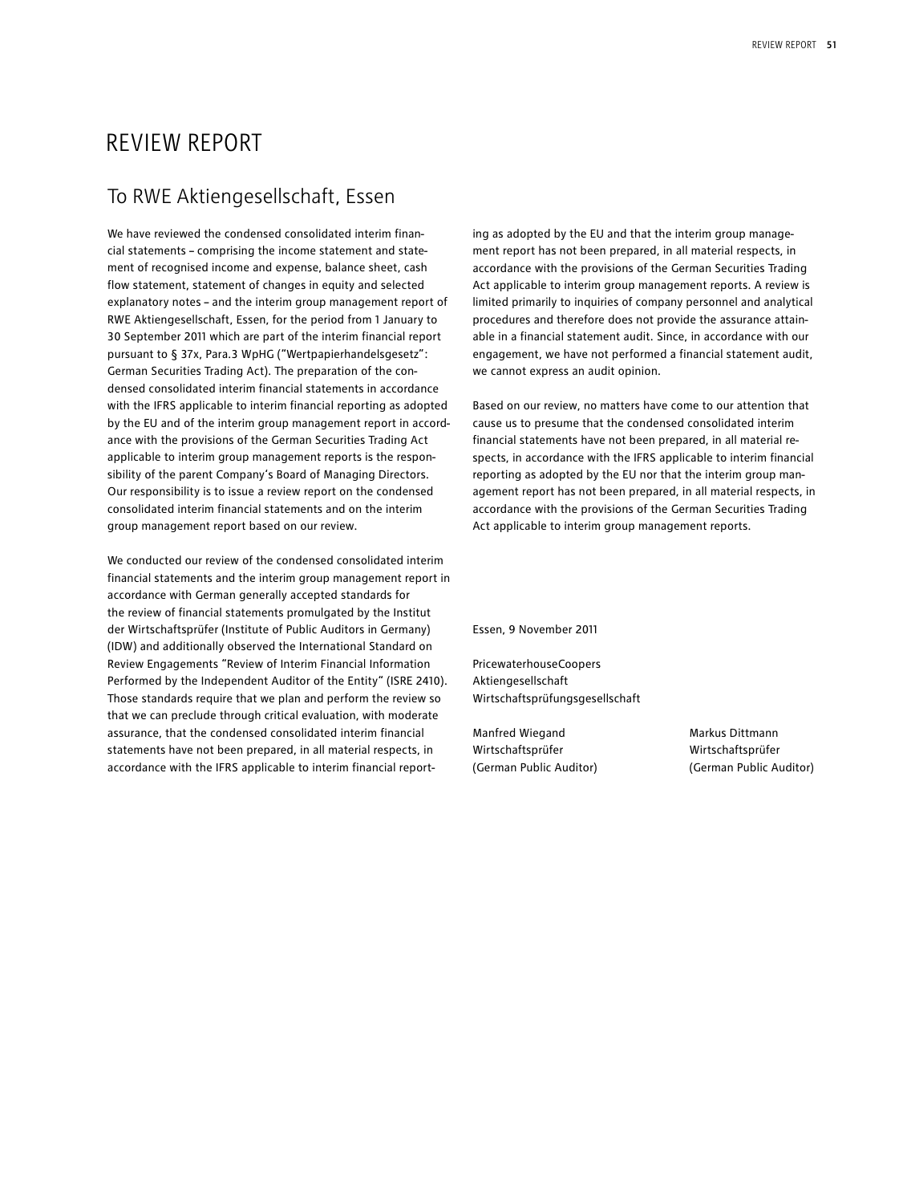# REVIEW REPORT

## To RWE Aktiengesellschaft, Essen

We have reviewed the condensed consolidated interim financial statements – comprising the income statement and statement of recognised income and expense, balance sheet, cash flow statement, statement of changes in equity and selected explanatory notes – and the interim group management report of RWE Aktiengesellschaft, Essen, for the period from 1 January to 30 September 2011 which are part of the interim financial report pursuant to § 37x, Para.3 WpHG ("Wertpapierhandelsgesetz": German Securities Trading Act). The preparation of the condensed consolidated interim financial statements in accordance with the IFRS applicable to interim financial reporting as adopted by the EU and of the interim group management report in accordance with the provisions of the German Securities Trading Act applicable to interim group management reports is the responsibility of the parent Company's Board of Managing Directors. Our responsibility is to issue a review report on the condensed consolidated interim financial statements and on the interim group management report based on our review.

We conducted our review of the condensed consolidated interim financial statements and the interim group management report in accordance with German generally accepted standards for the review of financial statements promulgated by the Institut der Wirtschaftsprüfer (Institute of Public Auditors in Germany) (IDW) and additionally observed the International Standard on Review Engagements "Review of Interim Financial Information Performed by the Independent Auditor of the Entity" (ISRE 2410). Those standards require that we plan and perform the review so that we can preclude through critical evaluation, with moderate assurance, that the condensed consolidated interim financial statements have not been prepared, in all material respects, in accordance with the IFRS applicable to interim financial reporting as adopted by the EU and that the interim group management report has not been prepared, in all material respects, in accordance with the provisions of the German Securities Trading Act applicable to interim group management reports. A review is limited primarily to inquiries of company personnel and analytical procedures and therefore does not provide the assurance attainable in a financial statement audit. Since, in accordance with our engagement, we have not performed a financial statement audit, we cannot express an audit opinion.

Based on our review, no matters have come to our attention that cause us to presume that the condensed consolidated interim financial statements have not been prepared, in all material respects, in accordance with the IFRS applicable to interim financial reporting as adopted by the EU nor that the interim group management report has not been prepared, in all material respects, in accordance with the provisions of the German Securities Trading Act applicable to interim group management reports.

Essen, 9 November 2011

PricewaterhouseCoopers
Aktiengesellschaft
Wirtschaftsprüfungsgesellschaft

Manfred Wiegand
Wirtschaftsprüfer
(German Public Auditor)

Markus Dittmann
Wirtschaftsprüfer
(German Public Auditor)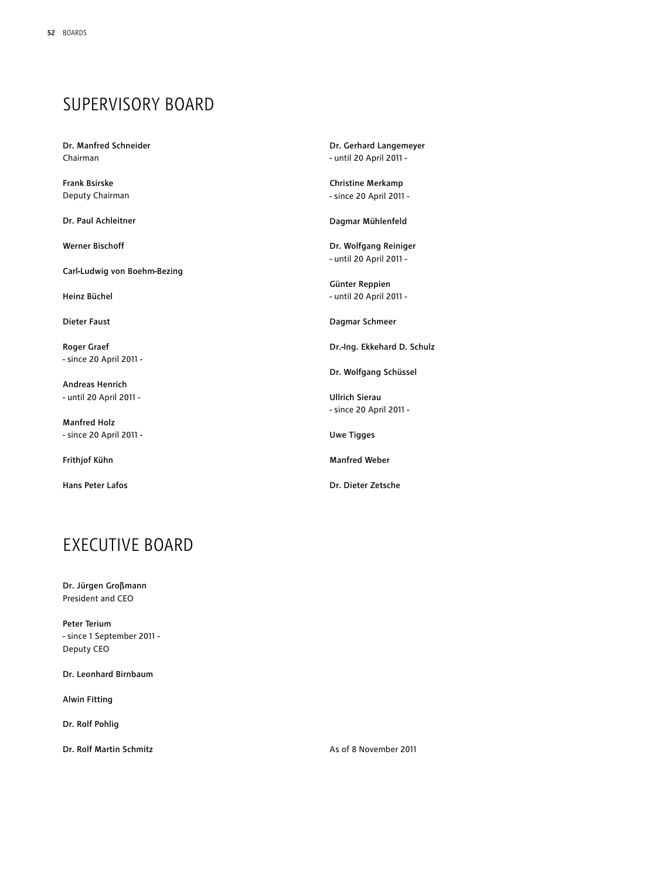# SUPERVISORY BOARD

**Dr. Manfred Schneider**
Chairman

**Frank Bsirske**
Deputy Chairman

**Dr. Paul Achleitner**

**Werner Bischoff**

**Carl-Ludwig von Boehm-Bezing**

**Heinz Büchel**

**Dieter Faust**

**Roger Graef**
- since 20 April 2011 -

**Andreas Henrich**
- until 20 April 2011 -

**Manfred Holz**
- since 20 April 2011 -

**Frithjof Kühn**

**Hans Peter Lafos**

**Dr. Gerhard Langemeyer**
- until 20 April 2011 -

**Christine Merkamp**
- since 20 April 2011 -

**Dagmar Mühlenfeld**

**Dr. Wolfgang Reiniger**
- until 20 April 2011 -

**Günter Reppien**
- until 20 April 2011 -

**Dagmar Schmeer**

**Dr.-Ing. Ekkehard D. Schulz**

**Dr. Wolfgang Schüssel**

**Ullrich Sierau**
- since 20 April 2011 -

**Uwe Tigges**

**Manfred Weber**

**Dr. Dieter Zetsche**

# EXECUTIVE BOARD

**Dr. Jürgen Großmann**
President and CEO

**Peter Terium**
- since 1 September 2011 -
Deputy CEO

**Dr. Leonhard Birnbaum**

**Alwin Fitting**

**Dr. Rolf Pohlig**

**Dr. Rolf Martin Schmitz**

As of 8 November 2011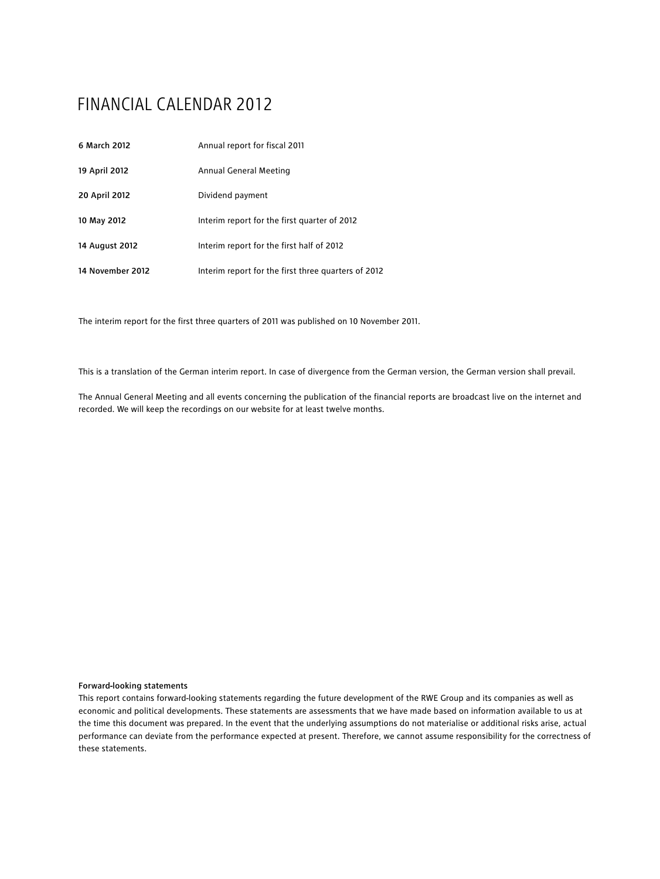# FINANCIAL CALENDAR 2012

| | |
|---|---|
| **6 March 2012** | Annual report for fiscal 2011 |
| **19 April 2012** | Annual General Meeting |
| **20 April 2012** | Dividend payment |
| **10 May 2012** | Interim report for the first quarter of 2012 |
| **14 August 2012** | Interim report for the first half of 2012 |
| **14 November 2012** | Interim report for the first three quarters of 2012 |

The interim report for the first three quarters of 2011 was published on 10 November 2011.

This is a translation of the German interim report. In case of divergence from the German version, the German version shall prevail.

The Annual General Meeting and all events concerning the publication of the financial reports are broadcast live on the internet and recorded. We will keep the recordings on our website for at least twelve months.

**Forward-looking statements**

This report contains forward-looking statements regarding the future development of the RWE Group and its companies as well as economic and political developments. These statements are assessments that we have made based on information available to us at the time this document was prepared. In the event that the underlying assumptions do not materialise or additional risks arise, actual performance can deviate from the performance expected at present. Therefore, we cannot assume responsibility for the correctness of these statements.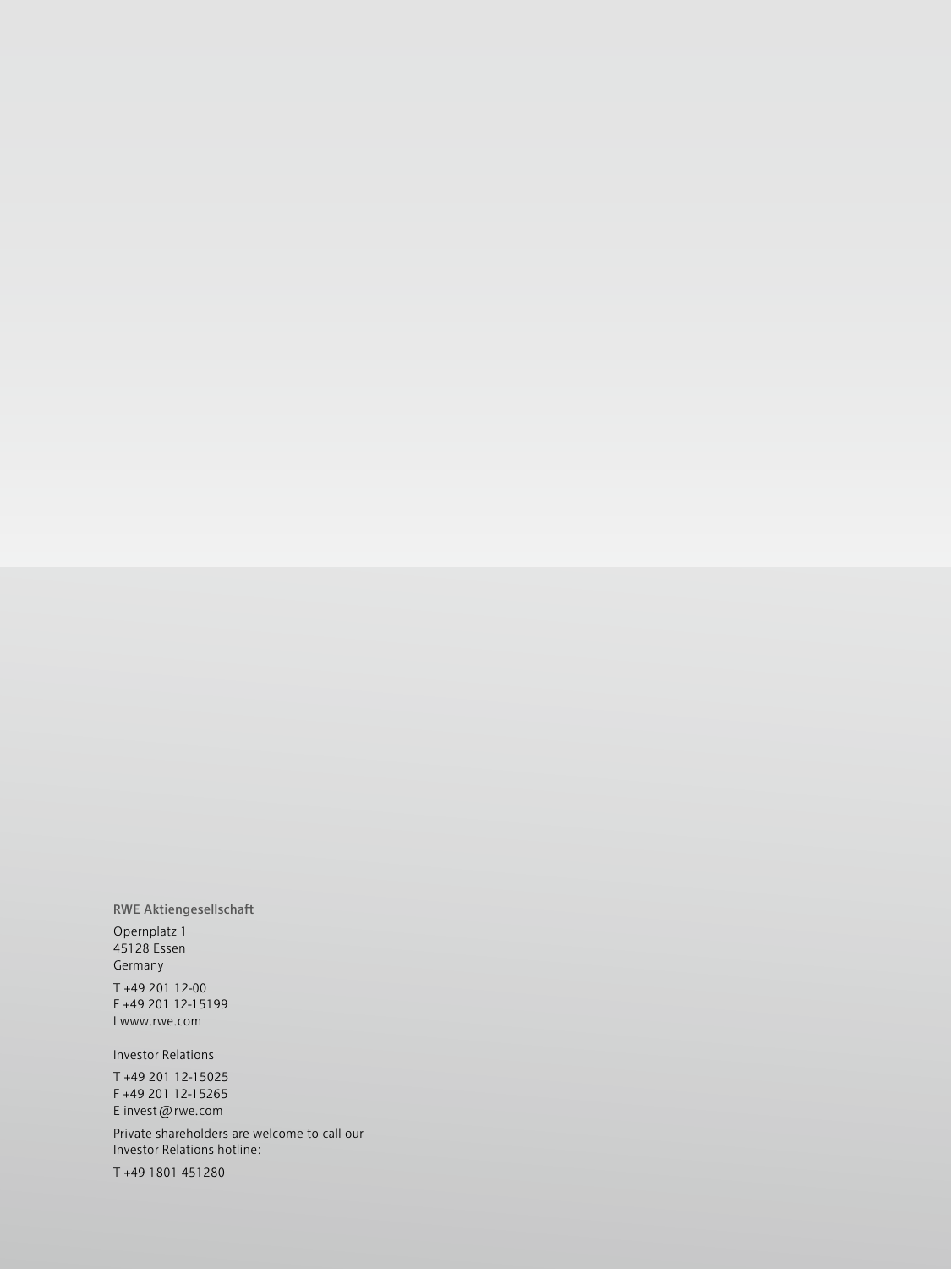**RWE Aktiengesellschaft**

Opernplatz 1
45128 Essen
Germany

T +49 201 12-00
F +49 201 12-15199
I www.rwe.com

Investor Relations

T +49 201 12-15025
F +49 201 12-15265
E invest@rwe.com

Private shareholders are welcome to call our Investor Relations hotline:

T +49 1801 451280